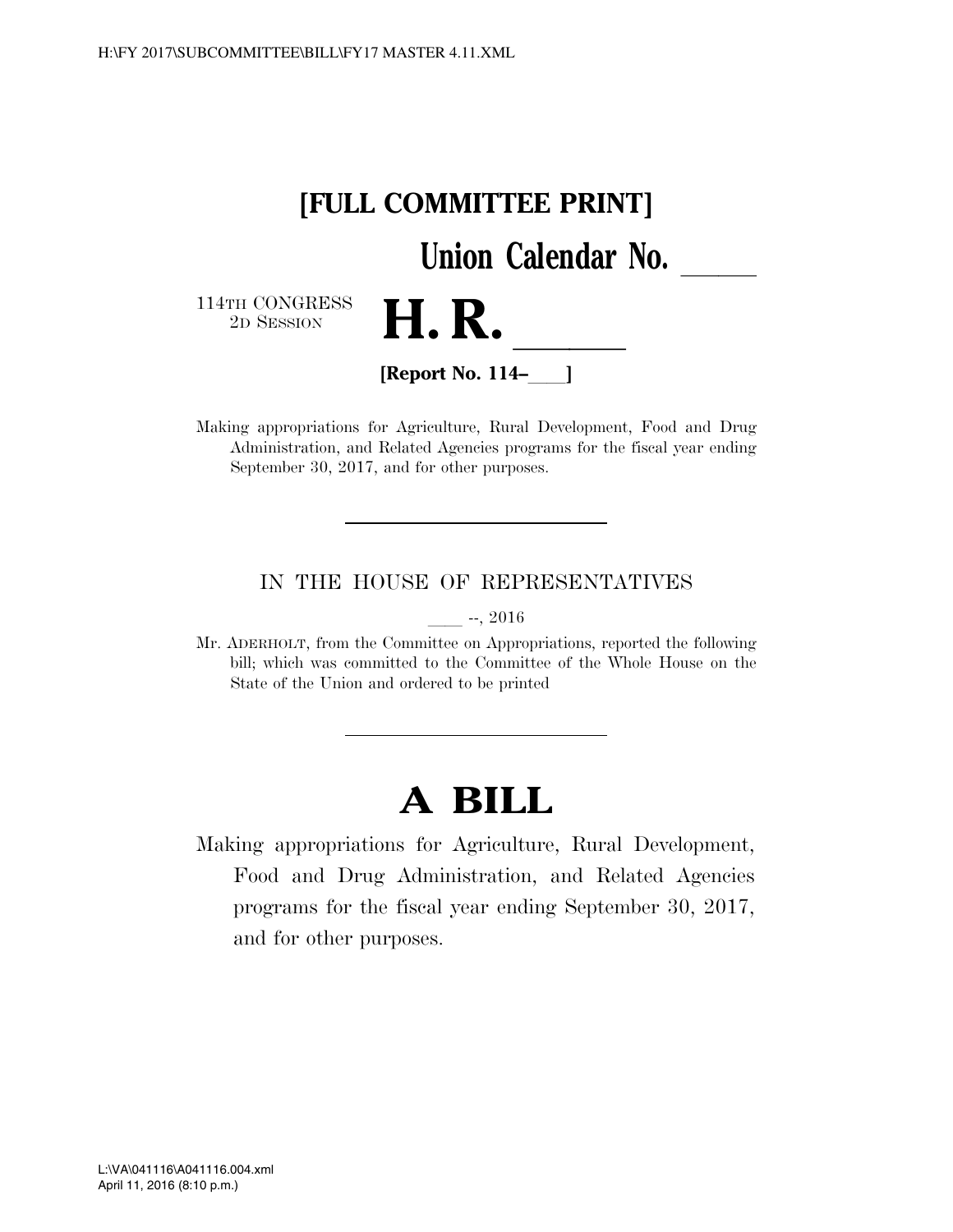# [FULL COMMITTEE PRINT]

**Union Calendar No. \_\_\_\_\_**

114TH CONGRESS
2D SESSION

# H. R. \_\_\_\_\_

**[Report No. 114–\_\_\_\_]**

Making appropriations for Agriculture, Rural Development, Food and Drug Administration, and Related Agencies programs for the fiscal year ending September 30, 2017, and for other purposes.

---

IN THE HOUSE OF REPRESENTATIVES

\_\_\_\_ --, 2016

Mr. ADERHOLT, from the Committee on Appropriations, reported the following bill; which was committed to the Committee of the Whole House on the State of the Union and ordered to be printed

---

# A BILL

Making appropriations for Agriculture, Rural Development, Food and Drug Administration, and Related Agencies programs for the fiscal year ending September 30, 2017, and for other purposes.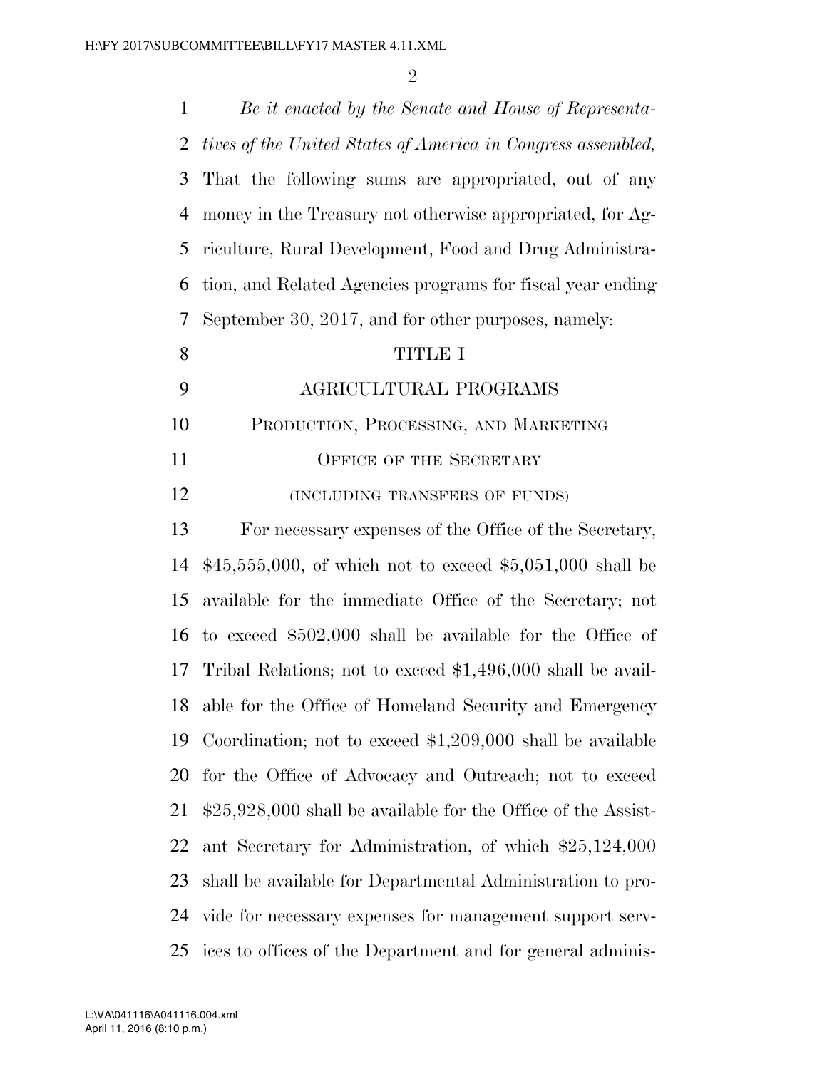*Be it enacted by the Senate and House of Representatives of the United States of America in Congress assembled,* That the following sums are appropriated, out of any money in the Treasury not otherwise appropriated, for Agriculture, Rural Development, Food and Drug Administration, and Related Agencies programs for fiscal year ending September 30, 2017, and for other purposes, namely:

# TITLE I

# AGRICULTURAL PROGRAMS

## PRODUCTION, PROCESSING, AND MARKETING

### OFFICE OF THE SECRETARY

(INCLUDING TRANSFERS OF FUNDS)

For necessary expenses of the Office of the Secretary, $45,555,000, of which not to exceed $5,051,000 shall be available for the immediate Office of the Secretary; not to exceed $502,000 shall be available for the Office of Tribal Relations; not to exceed $1,496,000 shall be available for the Office of Homeland Security and Emergency Coordination; not to exceed $1,209,000 shall be available for the Office of Advocacy and Outreach; not to exceed $25,928,000 shall be available for the Office of the Assistant Secretary for Administration, of which $25,124,000 shall be available for Departmental Administration to provide for necessary expenses for management support services to offices of the Department and for general adminis-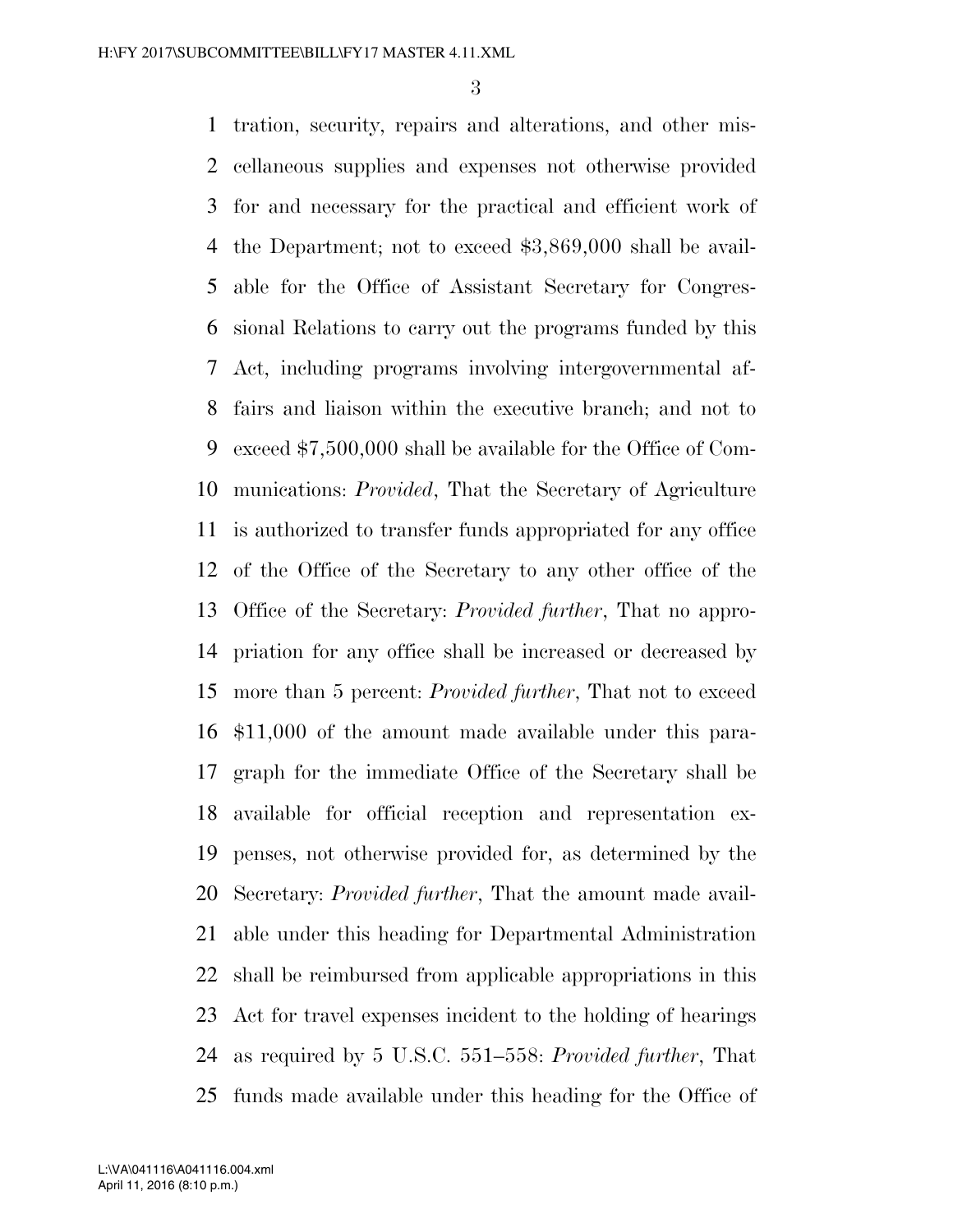tration, security, repairs and alterations, and other miscellaneous supplies and expenses not otherwise provided for and necessary for the practical and efficient work of the Department; not to exceed $3,869,000 shall be available for the Office of Assistant Secretary for Congressional Relations to carry out the programs funded by this Act, including programs involving intergovernmental affairs and liaison within the executive branch; and not to exceed $7,500,000 shall be available for the Office of Communications: *Provided*, That the Secretary of Agriculture is authorized to transfer funds appropriated for any office of the Office of the Secretary to any other office of the Office of the Secretary: *Provided further*, That no appropriation for any office shall be increased or decreased by more than 5 percent: *Provided further*, That not to exceed $11,000 of the amount made available under this paragraph for the immediate Office of the Secretary shall be available for official reception and representation expenses, not otherwise provided for, as determined by the Secretary: *Provided further*, That the amount made available under this heading for Departmental Administration shall be reimbursed from applicable appropriations in this Act for travel expenses incident to the holding of hearings as required by 5 U.S.C. 551–558: *Provided further*, That funds made available under this heading for the Office of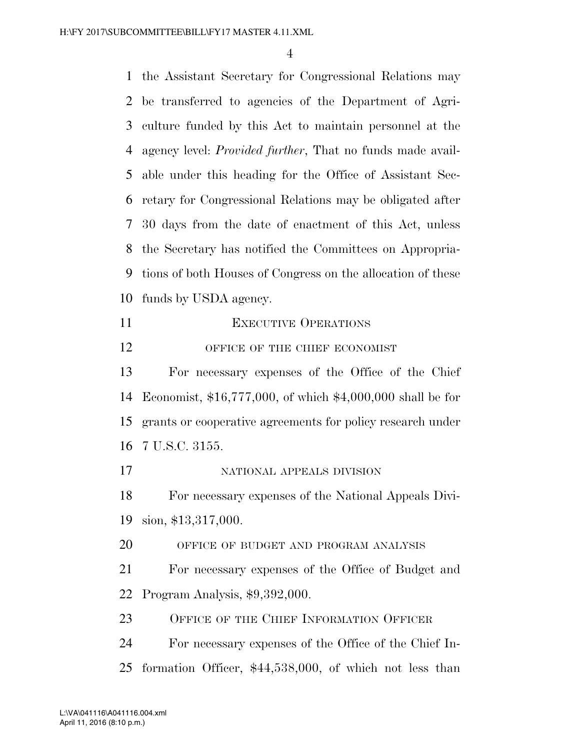the Assistant Secretary for Congressional Relations may be transferred to agencies of the Department of Agriculture funded by this Act to maintain personnel at the agency level: *Provided further*, That no funds made available under this heading for the Office of Assistant Secretary for Congressional Relations may be obligated after 30 days from the date of enactment of this Act, unless the Secretary has notified the Committees on Appropriations of both Houses of Congress on the allocation of these funds by USDA agency.

## EXECUTIVE OPERATIONS

### OFFICE OF THE CHIEF ECONOMIST

For necessary expenses of the Office of the Chief Economist, $16,777,000, of which $4,000,000 shall be for grants or cooperative agreements for policy research under 7 U.S.C. 3155.

### NATIONAL APPEALS DIVISION

For necessary expenses of the National Appeals Division, $13,317,000.

### OFFICE OF BUDGET AND PROGRAM ANALYSIS

For necessary expenses of the Office of Budget and Program Analysis, $9,392,000.

## OFFICE OF THE CHIEF INFORMATION OFFICER

For necessary expenses of the Office of the Chief Information Officer, $44,538,000, of which not less than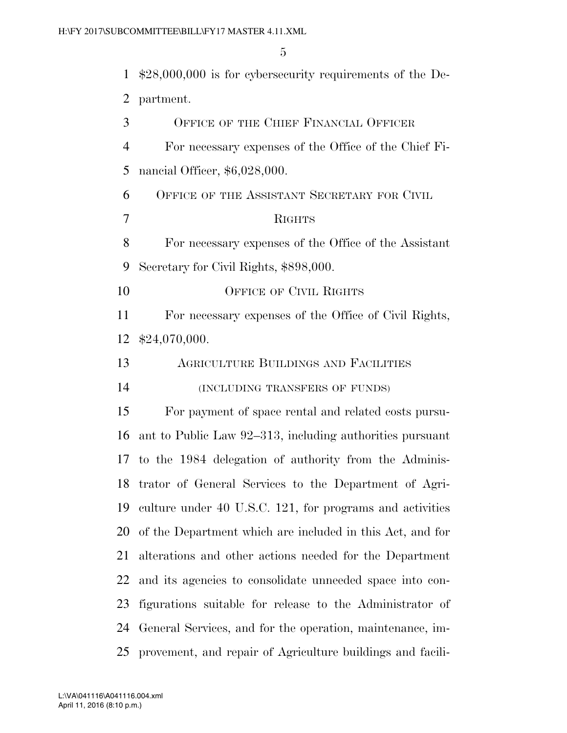$28,000,000 is for cybersecurity requirements of the Department.

## OFFICE OF THE CHIEF FINANCIAL OFFICER

For necessary expenses of the Office of the Chief Financial Officer, $6,028,000.

## OFFICE OF THE ASSISTANT SECRETARY FOR CIVIL RIGHTS

For necessary expenses of the Office of the Assistant Secretary for Civil Rights, $898,000.

## OFFICE OF CIVIL RIGHTS

For necessary expenses of the Office of Civil Rights, $24,070,000.

## AGRICULTURE BUILDINGS AND FACILITIES

(INCLUDING TRANSFERS OF FUNDS)

For payment of space rental and related costs pursuant to Public Law 92–313, including authorities pursuant to the 1984 delegation of authority from the Administrator of General Services to the Department of Agriculture under 40 U.S.C. 121, for programs and activities of the Department which are included in this Act, and for alterations and other actions needed for the Department and its agencies to consolidate unneeded space into configurations suitable for release to the Administrator of General Services, and for the operation, maintenance, improvement, and repair of Agriculture buildings and facili-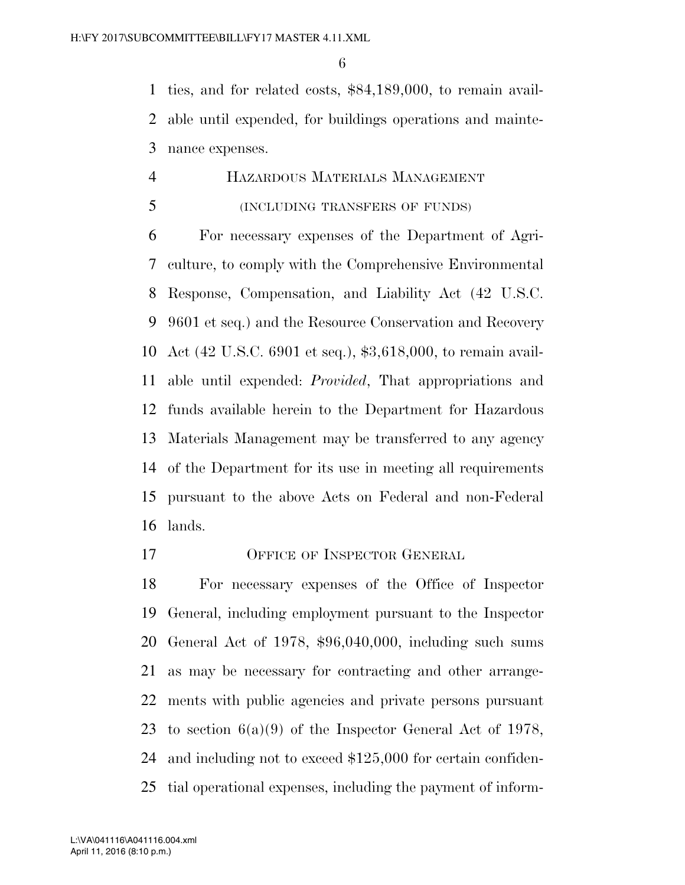ties, and for related costs, $84,189,000, to remain available until expended, for buildings operations and maintenance expenses.

## Hazardous Materials Management

(including transfers of funds)

For necessary expenses of the Department of Agriculture, to comply with the Comprehensive Environmental Response, Compensation, and Liability Act (42 U.S.C. 9601 et seq.) and the Resource Conservation and Recovery Act (42 U.S.C. 6901 et seq.), $3,618,000, to remain available until expended: *Provided*, That appropriations and funds available herein to the Department for Hazardous Materials Management may be transferred to any agency of the Department for its use in meeting all requirements pursuant to the above Acts on Federal and non-Federal lands.

## Office of Inspector General

For necessary expenses of the Office of Inspector General, including employment pursuant to the Inspector General Act of 1978, $96,040,000, including such sums as may be necessary for contracting and other arrangements with public agencies and private persons pursuant to section 6(a)(9) of the Inspector General Act of 1978, and including not to exceed $125,000 for certain confidential operational expenses, including the payment of inform-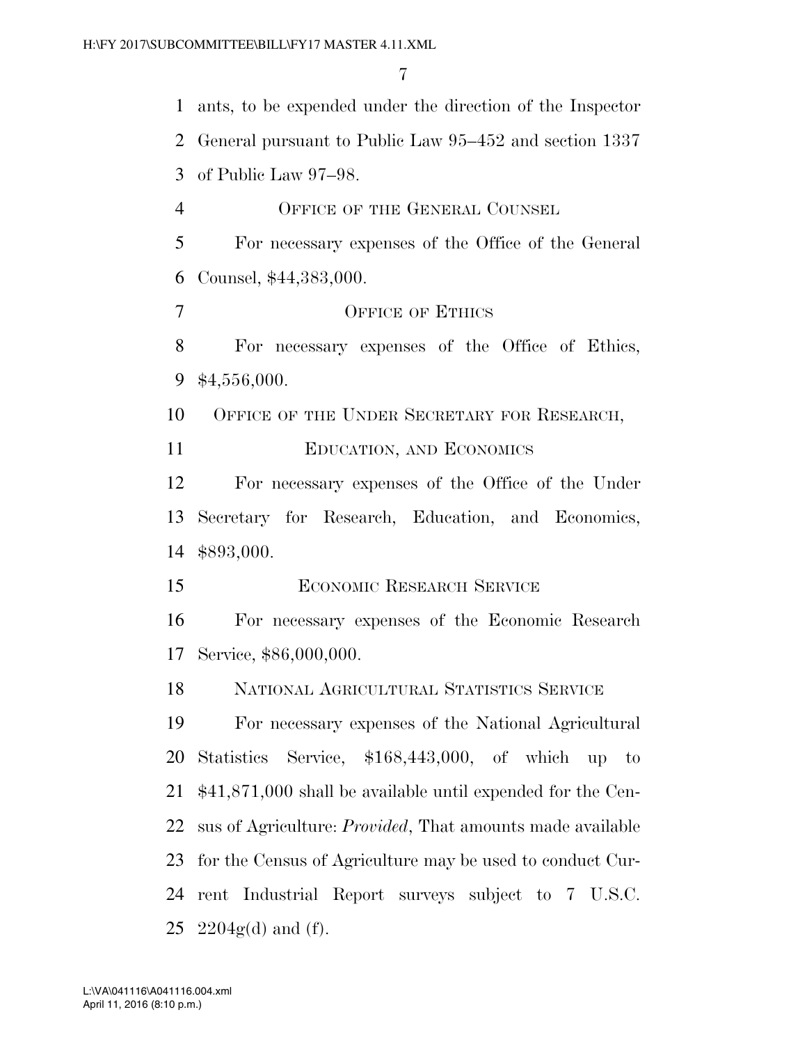ants, to be expended under the direction of the Inspector General pursuant to Public Law 95–452 and section 1337 of Public Law 97–98.

OFFICE OF THE GENERAL COUNSEL

For necessary expenses of the Office of the General Counsel, $44,383,000.

OFFICE OF ETHICS

For necessary expenses of the Office of Ethics, $4,556,000.

OFFICE OF THE UNDER SECRETARY FOR RESEARCH, EDUCATION, AND ECONOMICS

For necessary expenses of the Office of the Under Secretary for Research, Education, and Economics, $893,000.

ECONOMIC RESEARCH SERVICE

For necessary expenses of the Economic Research Service, $86,000,000.

NATIONAL AGRICULTURAL STATISTICS SERVICE

For necessary expenses of the National Agricultural Statistics Service, $168,443,000, of which up to $41,871,000 shall be available until expended for the Census of Agriculture: *Provided*, That amounts made available for the Census of Agriculture may be used to conduct Current Industrial Report surveys subject to 7 U.S.C. 2204g(d) and (f).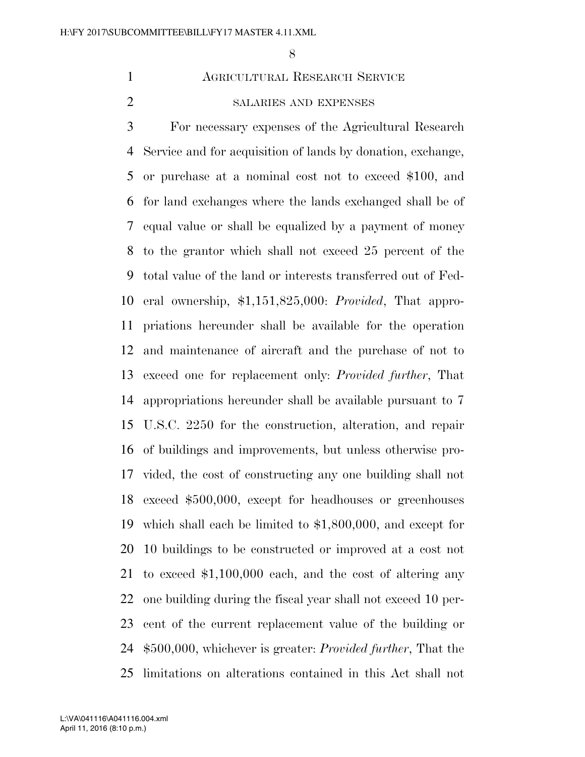## Agricultural Research Service

### salaries and expenses

For necessary expenses of the Agricultural Research Service and for acquisition of lands by donation, exchange, or purchase at a nominal cost not to exceed $100, and for land exchanges where the lands exchanged shall be of equal value or shall be equalized by a payment of money to the grantor which shall not exceed 25 percent of the total value of the land or interests transferred out of Federal ownership, $1,151,825,000: *Provided*, That appropriations hereunder shall be available for the operation and maintenance of aircraft and the purchase of not to exceed one for replacement only: *Provided further*, That appropriations hereunder shall be available pursuant to 7 U.S.C. 2250 for the construction, alteration, and repair of buildings and improvements, but unless otherwise provided, the cost of constructing any one building shall not exceed $500,000, except for headhouses or greenhouses which shall each be limited to $1,800,000, and except for 10 buildings to be constructed or improved at a cost not to exceed $1,100,000 each, and the cost of altering any one building during the fiscal year shall not exceed 10 percent of the current replacement value of the building or $500,000, whichever is greater: *Provided further*, That the limitations on alterations contained in this Act shall not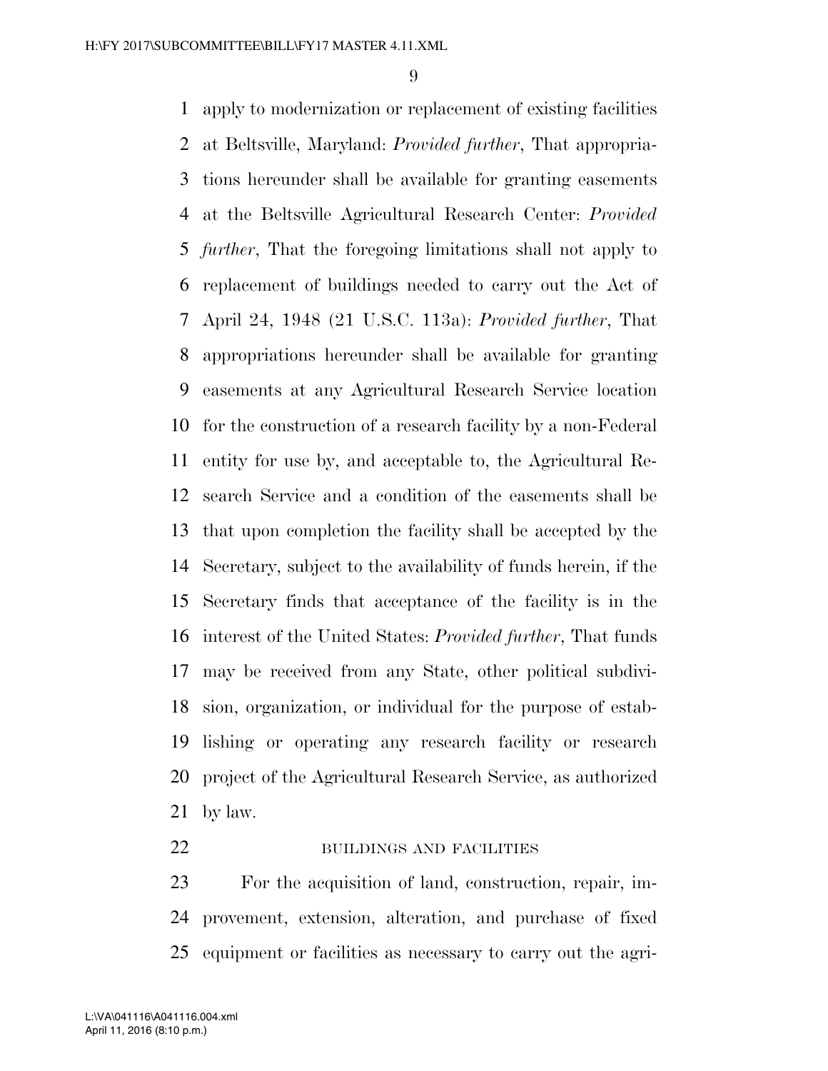apply to modernization or replacement of existing facilities at Beltsville, Maryland: *Provided further*, That appropriations hereunder shall be available for granting easements at the Beltsville Agricultural Research Center: *Provided further*, That the foregoing limitations shall not apply to replacement of buildings needed to carry out the Act of April 24, 1948 (21 U.S.C. 113a): *Provided further*, That appropriations hereunder shall be available for granting easements at any Agricultural Research Service location for the construction of a research facility by a non-Federal entity for use by, and acceptable to, the Agricultural Research Service and a condition of the easements shall be that upon completion the facility shall be accepted by the Secretary, subject to the availability of funds herein, if the Secretary finds that acceptance of the facility is in the interest of the United States: *Provided further*, That funds may be received from any State, other political subdivision, organization, or individual for the purpose of establishing or operating any research facility or research project of the Agricultural Research Service, as authorized by law.

## BUILDINGS AND FACILITIES

For the acquisition of land, construction, repair, improvement, extension, alteration, and purchase of fixed equipment or facilities as necessary to carry out the agri-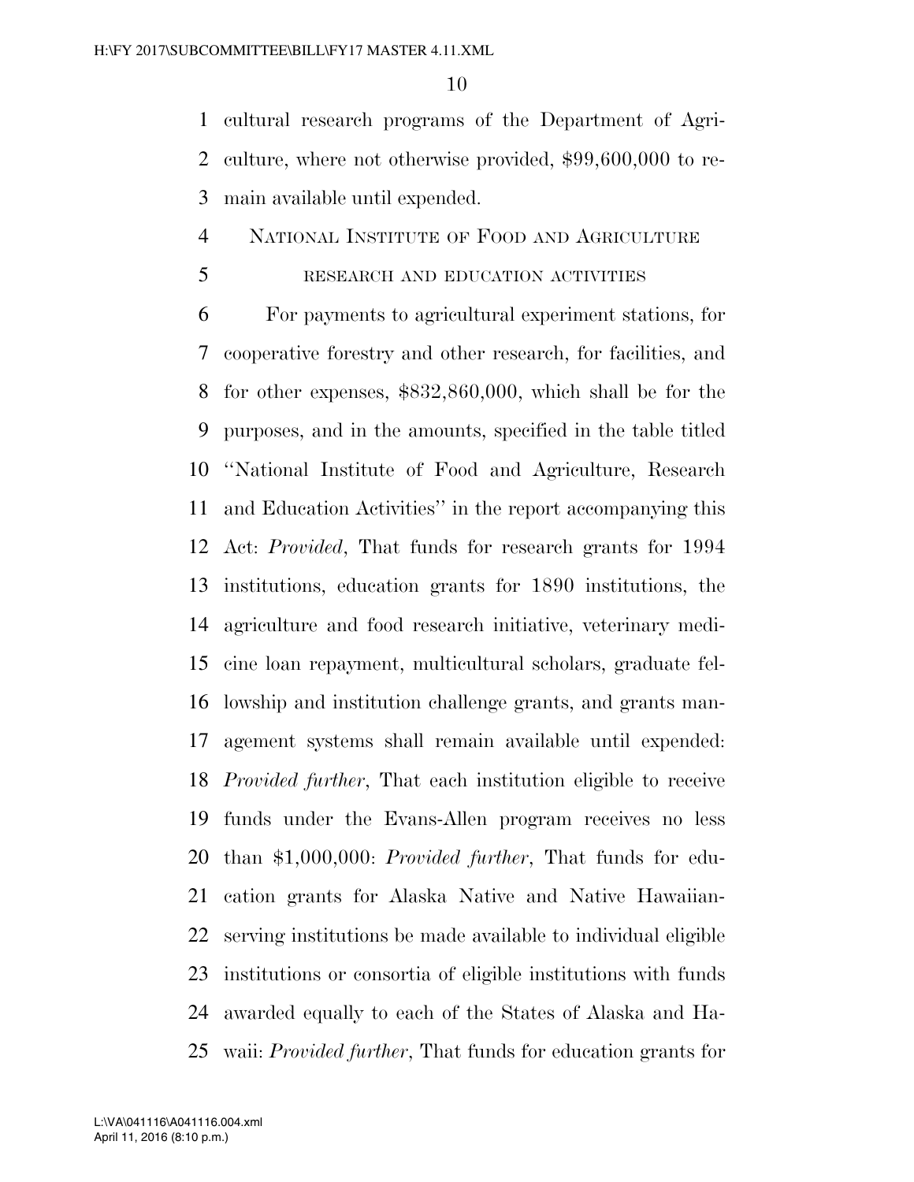cultural research programs of the Department of Agriculture, where not otherwise provided, $99,600,000 to remain available until expended.

NATIONAL INSTITUTE OF FOOD AND AGRICULTURE

RESEARCH AND EDUCATION ACTIVITIES

For payments to agricultural experiment stations, for cooperative forestry and other research, for facilities, and for other expenses, $832,860,000, which shall be for the purposes, and in the amounts, specified in the table titled ''National Institute of Food and Agriculture, Research and Education Activities'' in the report accompanying this Act: *Provided*, That funds for research grants for 1994 institutions, education grants for 1890 institutions, the agriculture and food research initiative, veterinary medicine loan repayment, multicultural scholars, graduate fellowship and institution challenge grants, and grants management systems shall remain available until expended: *Provided further*, That each institution eligible to receive funds under the Evans-Allen program receives no less than $1,000,000: *Provided further*, That funds for education grants for Alaska Native and Native Hawaiian-serving institutions be made available to individual eligible institutions or consortia of eligible institutions with funds awarded equally to each of the States of Alaska and Hawaii: *Provided further*, That funds for education grants for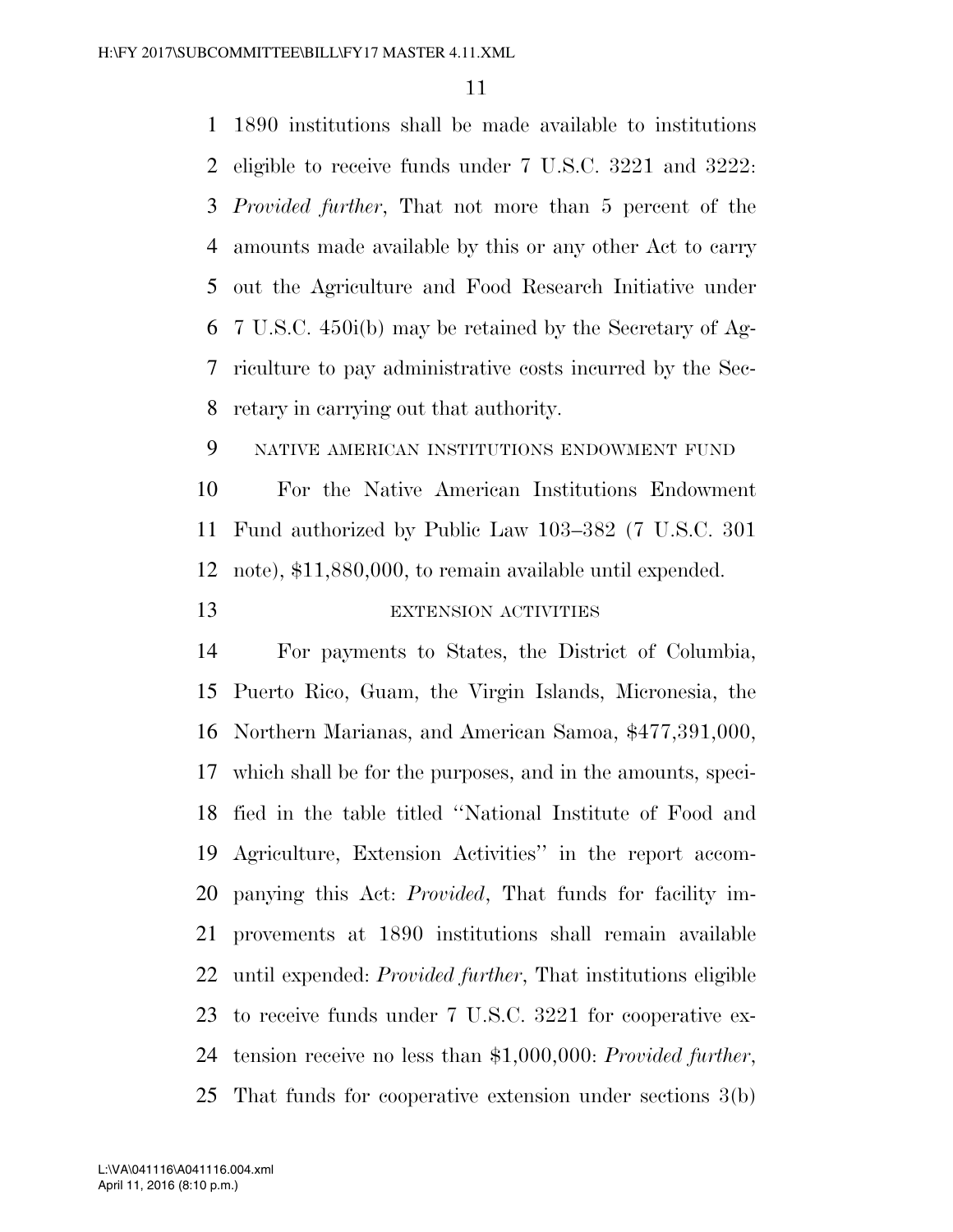1890 institutions shall be made available to institutions eligible to receive funds under 7 U.S.C. 3221 and 3222: *Provided further*, That not more than 5 percent of the amounts made available by this or any other Act to carry out the Agriculture and Food Research Initiative under 7 U.S.C. 450i(b) may be retained by the Secretary of Agriculture to pay administrative costs incurred by the Secretary in carrying out that authority.

NATIVE AMERICAN INSTITUTIONS ENDOWMENT FUND

For the Native American Institutions Endowment Fund authorized by Public Law 103–382 (7 U.S.C. 301 note), $11,880,000, to remain available until expended.

EXTENSION ACTIVITIES

For payments to States, the District of Columbia, Puerto Rico, Guam, the Virgin Islands, Micronesia, the Northern Marianas, and American Samoa, $477,391,000, which shall be for the purposes, and in the amounts, specified in the table titled ''National Institute of Food and Agriculture, Extension Activities'' in the report accompanying this Act: *Provided*, That funds for facility improvements at 1890 institutions shall remain available until expended: *Provided further*, That institutions eligible to receive funds under 7 U.S.C. 3221 for cooperative extension receive no less than $1,000,000: *Provided further*, That funds for cooperative extension under sections 3(b)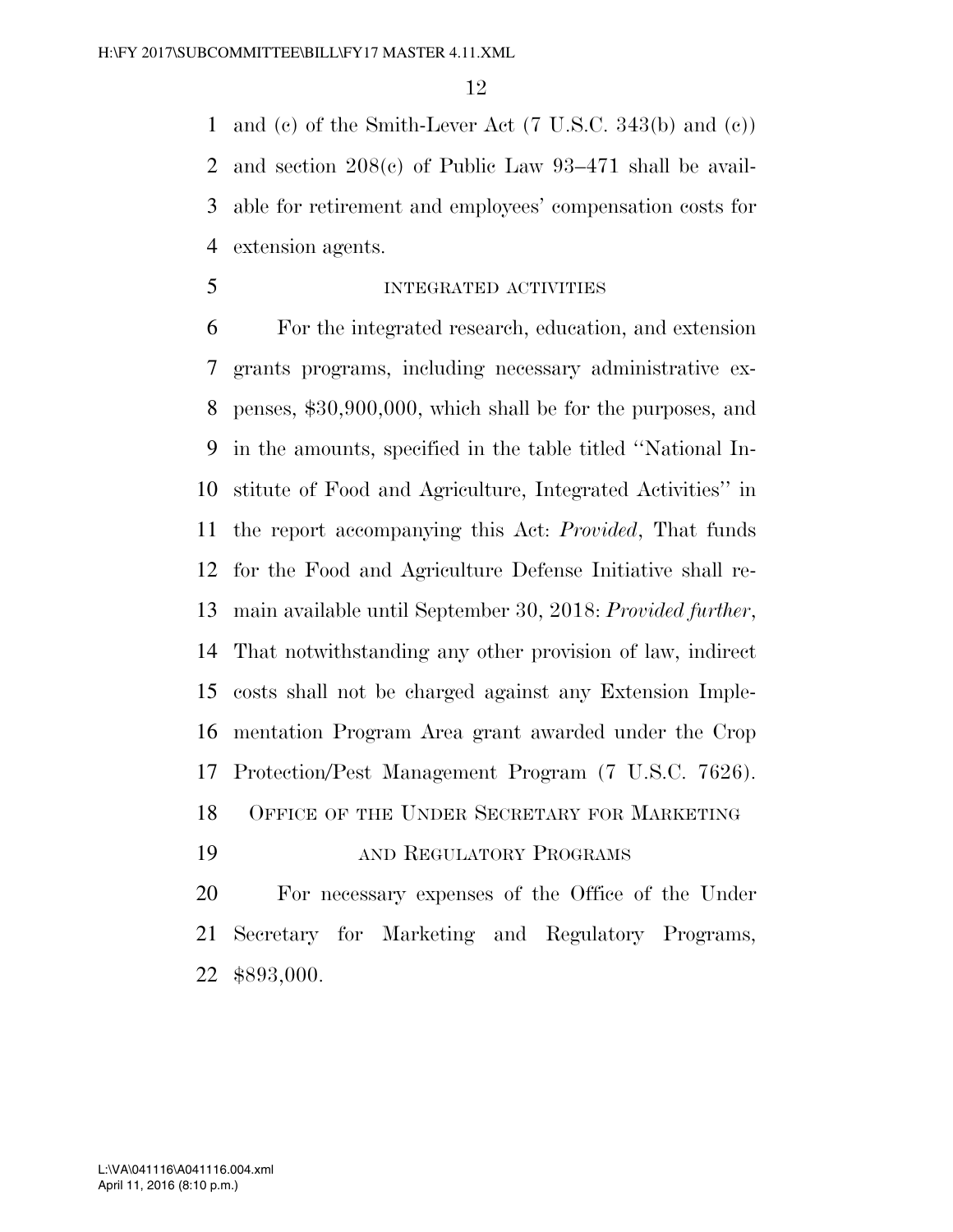and (c) of the Smith-Lever Act (7 U.S.C. 343(b) and (c)) and section 208(c) of Public Law 93–471 shall be available for retirement and employees' compensation costs for extension agents.

INTEGRATED ACTIVITIES

For the integrated research, education, and extension grants programs, including necessary administrative expenses, $30,900,000, which shall be for the purposes, and in the amounts, specified in the table titled "National Institute of Food and Agriculture, Integrated Activities" in the report accompanying this Act: *Provided*, That funds for the Food and Agriculture Defense Initiative shall remain available until September 30, 2018: *Provided further*, That notwithstanding any other provision of law, indirect costs shall not be charged against any Extension Implementation Program Area grant awarded under the Crop Protection/Pest Management Program (7 U.S.C. 7626).

OFFICE OF THE UNDER SECRETARY FOR MARKETING AND REGULATORY PROGRAMS

For necessary expenses of the Office of the Under Secretary for Marketing and Regulatory Programs, $893,000.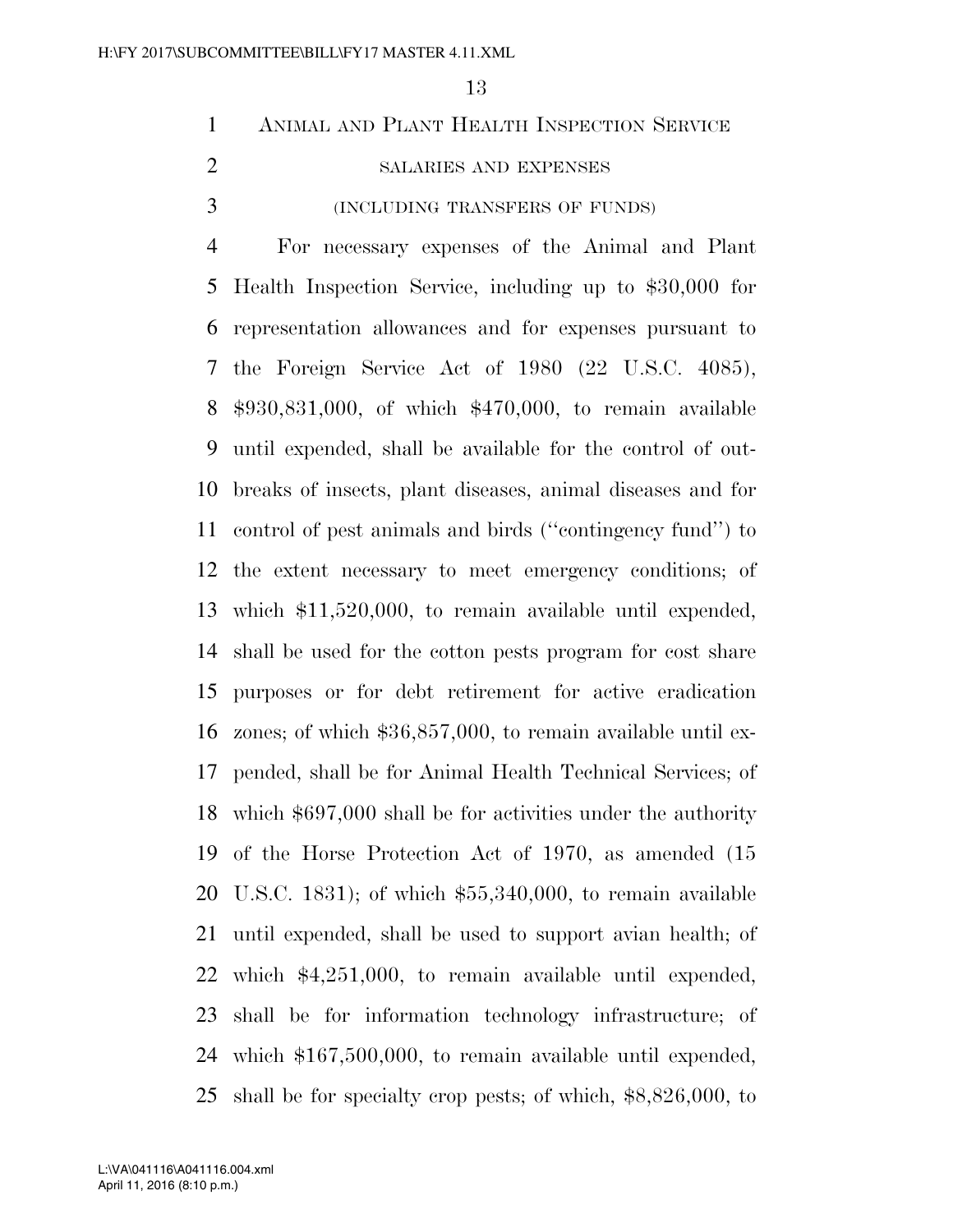ANIMAL AND PLANT HEALTH INSPECTION SERVICE

SALARIES AND EXPENSES

(INCLUDING TRANSFERS OF FUNDS)

For necessary expenses of the Animal and Plant Health Inspection Service, including up to $30,000 for representation allowances and for expenses pursuant to the Foreign Service Act of 1980 (22 U.S.C. 4085), $930,831,000, of which $470,000, to remain available until expended, shall be available for the control of outbreaks of insects, plant diseases, animal diseases and for control of pest animals and birds (''contingency fund'') to the extent necessary to meet emergency conditions; of which $11,520,000, to remain available until expended, shall be used for the cotton pests program for cost share purposes or for debt retirement for active eradication zones; of which $36,857,000, to remain available until expended, shall be for Animal Health Technical Services; of which $697,000 shall be for activities under the authority of the Horse Protection Act of 1970, as amended (15 U.S.C. 1831); of which $55,340,000, to remain available until expended, shall be used to support avian health; of which $4,251,000, to remain available until expended, shall be for information technology infrastructure; of which $167,500,000, to remain available until expended, shall be for specialty crop pests; of which, $8,826,000, to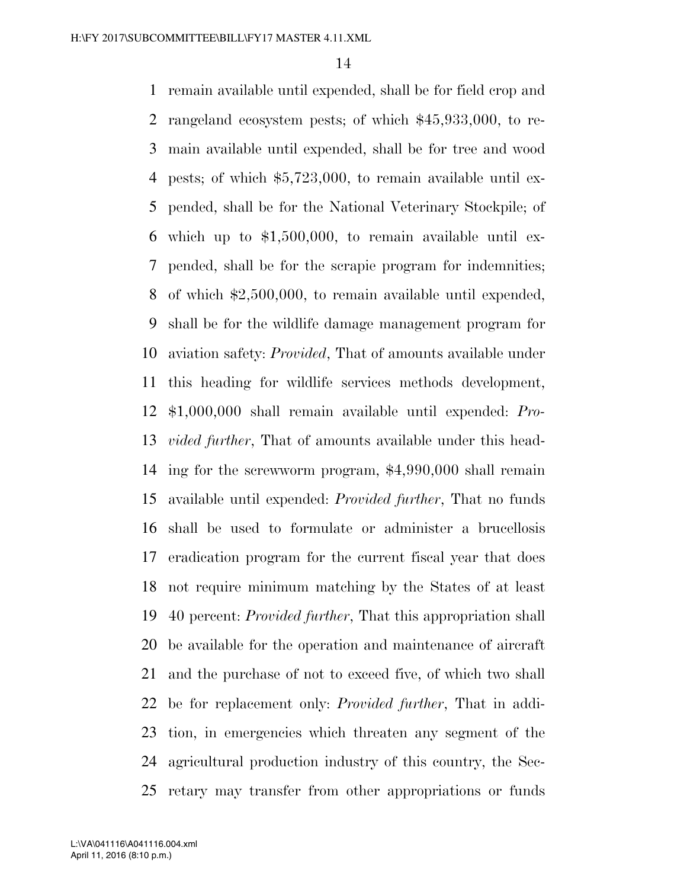remain available until expended, shall be for field crop and rangeland ecosystem pests; of which $45,933,000, to remain available until expended, shall be for tree and wood pests; of which $5,723,000, to remain available until expended, shall be for the National Veterinary Stockpile; of which up to $1,500,000, to remain available until expended, shall be for the scrapie program for indemnities; of which $2,500,000, to remain available until expended, shall be for the wildlife damage management program for aviation safety: *Provided*, That of amounts available under this heading for wildlife services methods development, $1,000,000 shall remain available until expended: *Provided further*, That of amounts available under this heading for the screwworm program, $4,990,000 shall remain available until expended: *Provided further*, That no funds shall be used to formulate or administer a brucellosis eradication program for the current fiscal year that does not require minimum matching by the States of at least 40 percent: *Provided further*, That this appropriation shall be available for the operation and maintenance of aircraft and the purchase of not to exceed five, of which two shall be for replacement only: *Provided further*, That in addition, in emergencies which threaten any segment of the agricultural production industry of this country, the Secretary may transfer from other appropriations or funds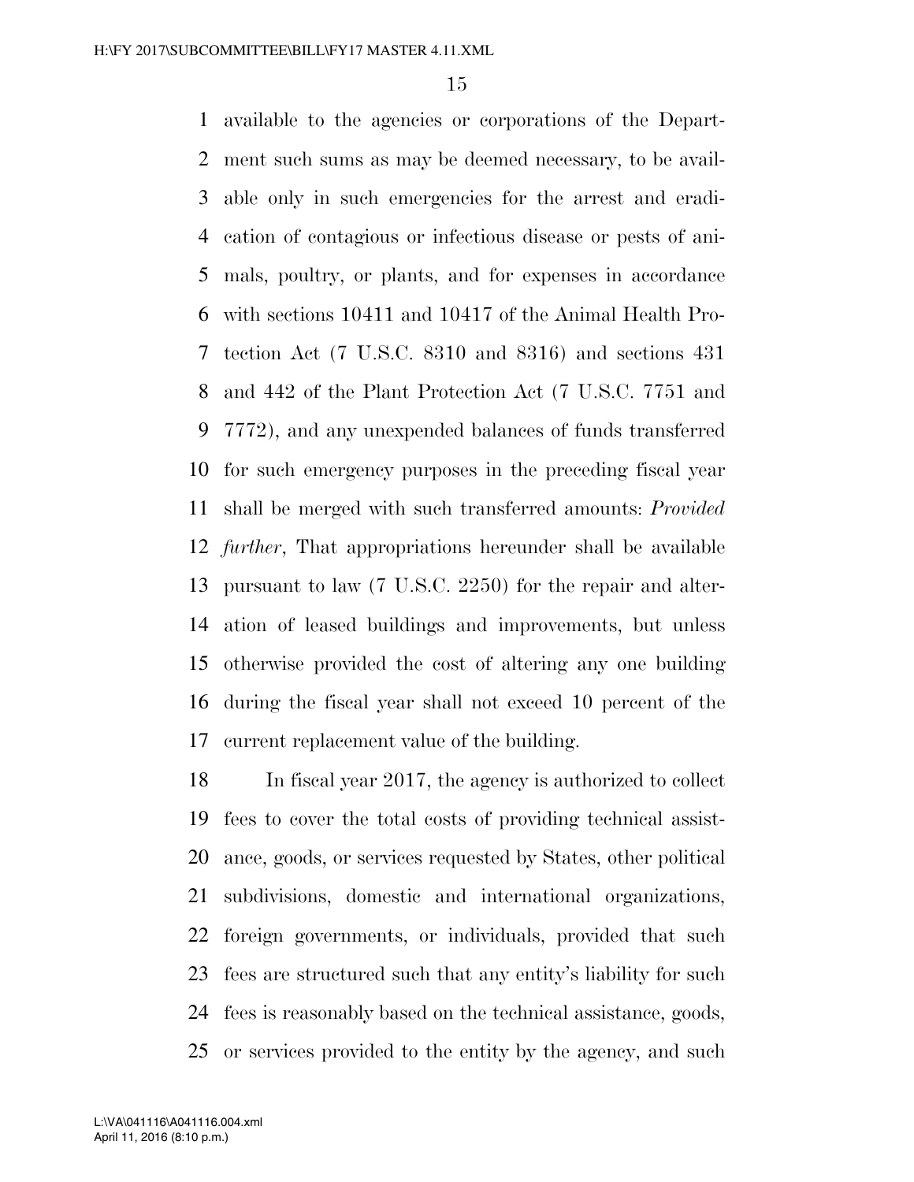available to the agencies or corporations of the Department such sums as may be deemed necessary, to be available only in such emergencies for the arrest and eradication of contagious or infectious disease or pests of animals, poultry, or plants, and for expenses in accordance with sections 10411 and 10417 of the Animal Health Protection Act (7 U.S.C. 8310 and 8316) and sections 431 and 442 of the Plant Protection Act (7 U.S.C. 7751 and 7772), and any unexpended balances of funds transferred for such emergency purposes in the preceding fiscal year shall be merged with such transferred amounts: *Provided further*, That appropriations hereunder shall be available pursuant to law (7 U.S.C. 2250) for the repair and alteration of leased buildings and improvements, but unless otherwise provided the cost of altering any one building during the fiscal year shall not exceed 10 percent of the current replacement value of the building.

In fiscal year 2017, the agency is authorized to collect fees to cover the total costs of providing technical assistance, goods, or services requested by States, other political subdivisions, domestic and international organizations, foreign governments, or individuals, provided that such fees are structured such that any entity's liability for such fees is reasonably based on the technical assistance, goods, or services provided to the entity by the agency, and such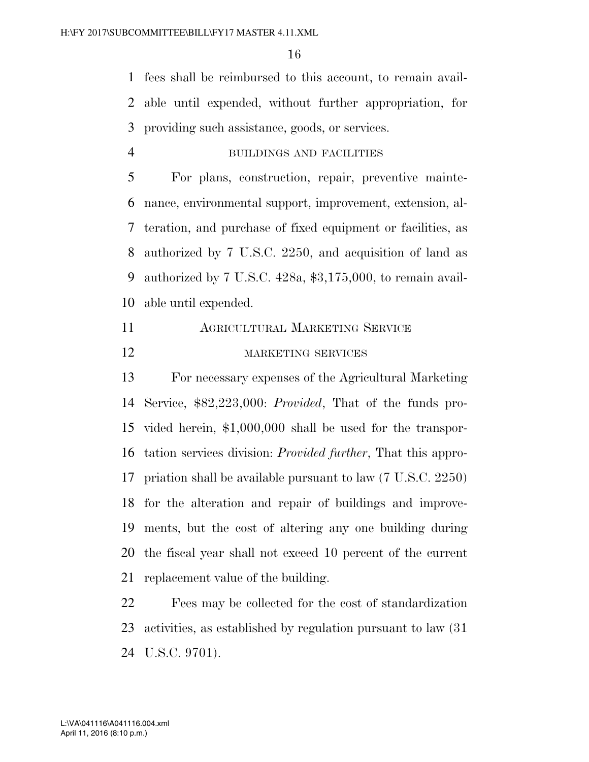fees shall be reimbursed to this account, to remain available until expended, without further appropriation, for providing such assistance, goods, or services.

BUILDINGS AND FACILITIES

For plans, construction, repair, preventive maintenance, environmental support, improvement, extension, alteration, and purchase of fixed equipment or facilities, as authorized by 7 U.S.C. 2250, and acquisition of land as authorized by 7 U.S.C. 428a, $3,175,000, to remain available until expended.

AGRICULTURAL MARKETING SERVICE

MARKETING SERVICES

For necessary expenses of the Agricultural Marketing Service, $82,223,000: *Provided*, That of the funds provided herein, $1,000,000 shall be used for the transportation services division: *Provided further*, That this appropriation shall be available pursuant to law (7 U.S.C. 2250) for the alteration and repair of buildings and improvements, but the cost of altering any one building during the fiscal year shall not exceed 10 percent of the current replacement value of the building.

Fees may be collected for the cost of standardization activities, as established by regulation pursuant to law (31 U.S.C. 9701).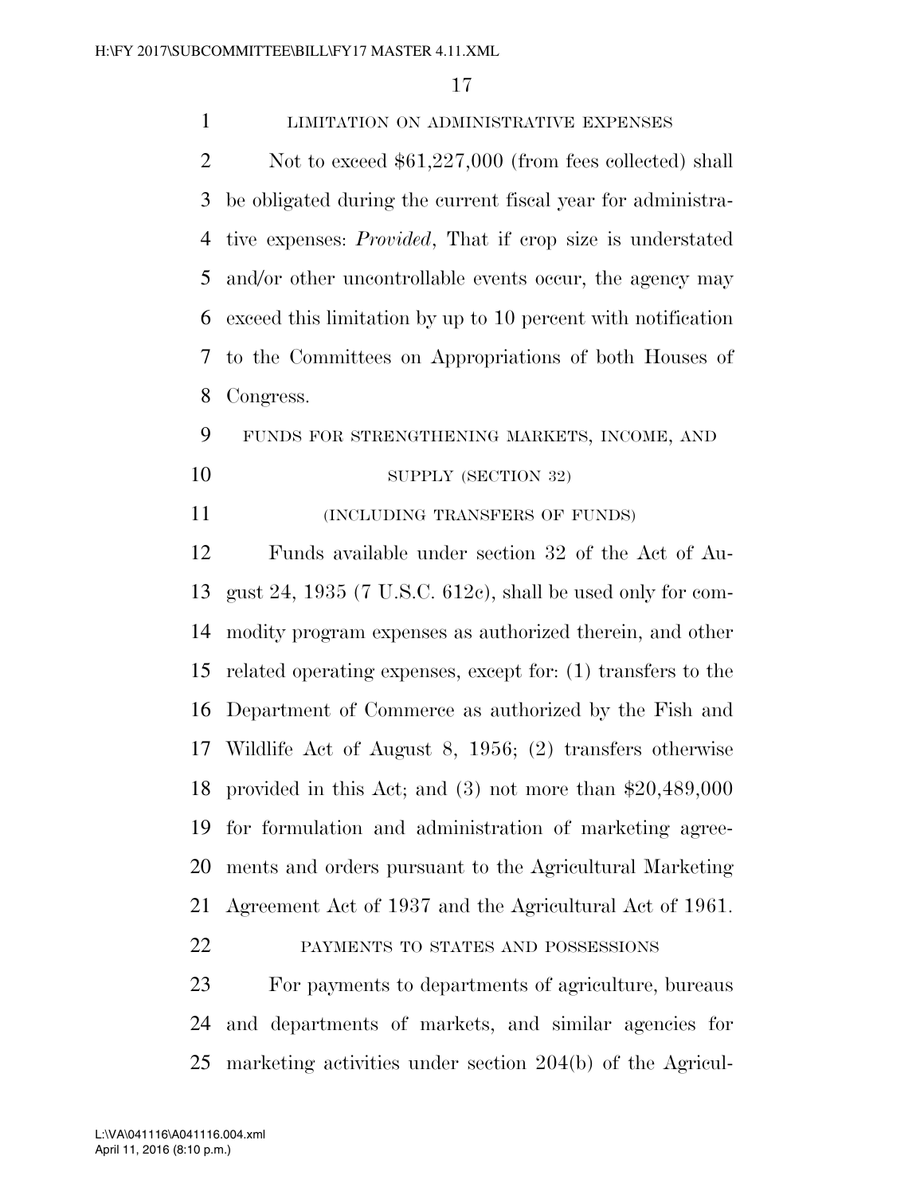LIMITATION ON ADMINISTRATIVE EXPENSES

Not to exceed $61,227,000 (from fees collected) shall be obligated during the current fiscal year for administrative expenses: *Provided*, That if crop size is understated and/or other uncontrollable events occur, the agency may exceed this limitation by up to 10 percent with notification to the Committees on Appropriations of both Houses of Congress.

FUNDS FOR STRENGTHENING MARKETS, INCOME, AND SUPPLY (SECTION 32)

(INCLUDING TRANSFERS OF FUNDS)

Funds available under section 32 of the Act of August 24, 1935 (7 U.S.C. 612c), shall be used only for commodity program expenses as authorized therein, and other related operating expenses, except for: (1) transfers to the Department of Commerce as authorized by the Fish and Wildlife Act of August 8, 1956; (2) transfers otherwise provided in this Act; and (3) not more than $20,489,000 for formulation and administration of marketing agreements and orders pursuant to the Agricultural Marketing Agreement Act of 1937 and the Agricultural Act of 1961.

PAYMENTS TO STATES AND POSSESSIONS

For payments to departments of agriculture, bureaus and departments of markets, and similar agencies for marketing activities under section 204(b) of the Agricul-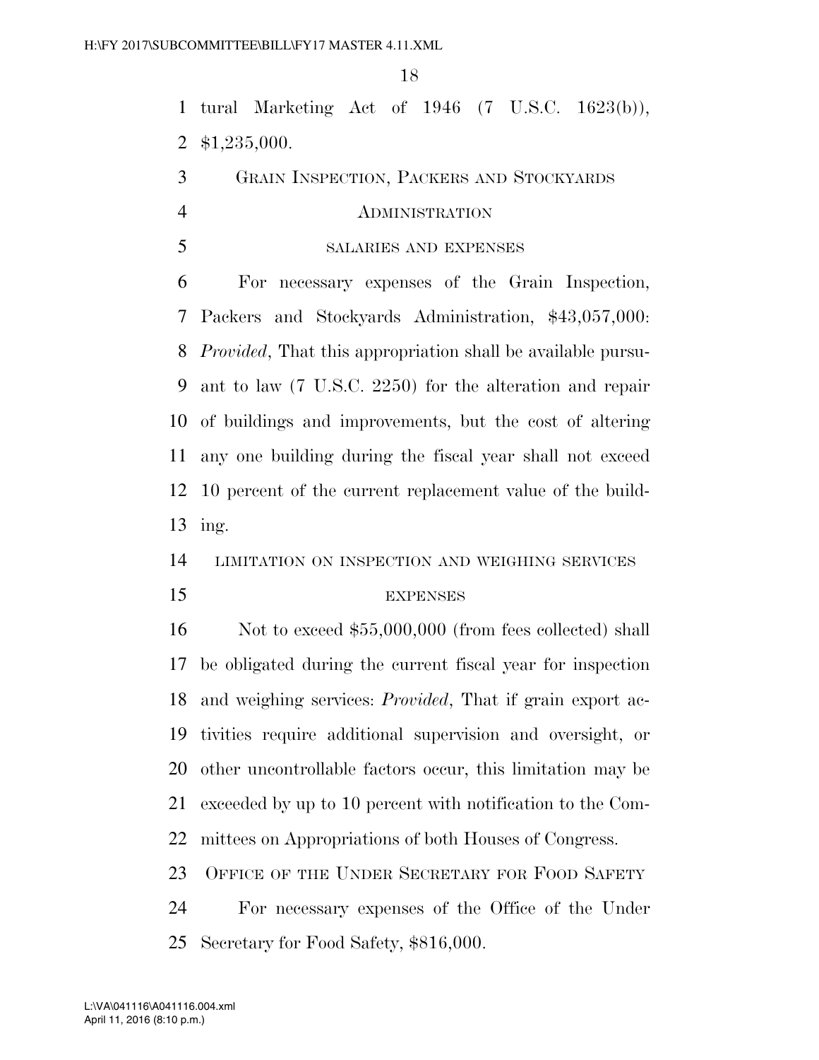tural Marketing Act of 1946 (7 U.S.C. 1623(b)), $1,235,000.

## Grain Inspection, Packers and Stockyards Administration

### salaries and expenses

For necessary expenses of the Grain Inspection, Packers and Stockyards Administration, $43,057,000: *Provided*, That this appropriation shall be available pursuant to law (7 U.S.C. 2250) for the alteration and repair of buildings and improvements, but the cost of altering any one building during the fiscal year shall not exceed 10 percent of the current replacement value of the building.

### limitation on inspection and weighing services expenses

Not to exceed $55,000,000 (from fees collected) shall be obligated during the current fiscal year for inspection and weighing services: *Provided*, That if grain export activities require additional supervision and oversight, or other uncontrollable factors occur, this limitation may be exceeded by up to 10 percent with notification to the Committees on Appropriations of both Houses of Congress.

## Office of the Under Secretary for Food Safety

For necessary expenses of the Office of the Under Secretary for Food Safety, $816,000.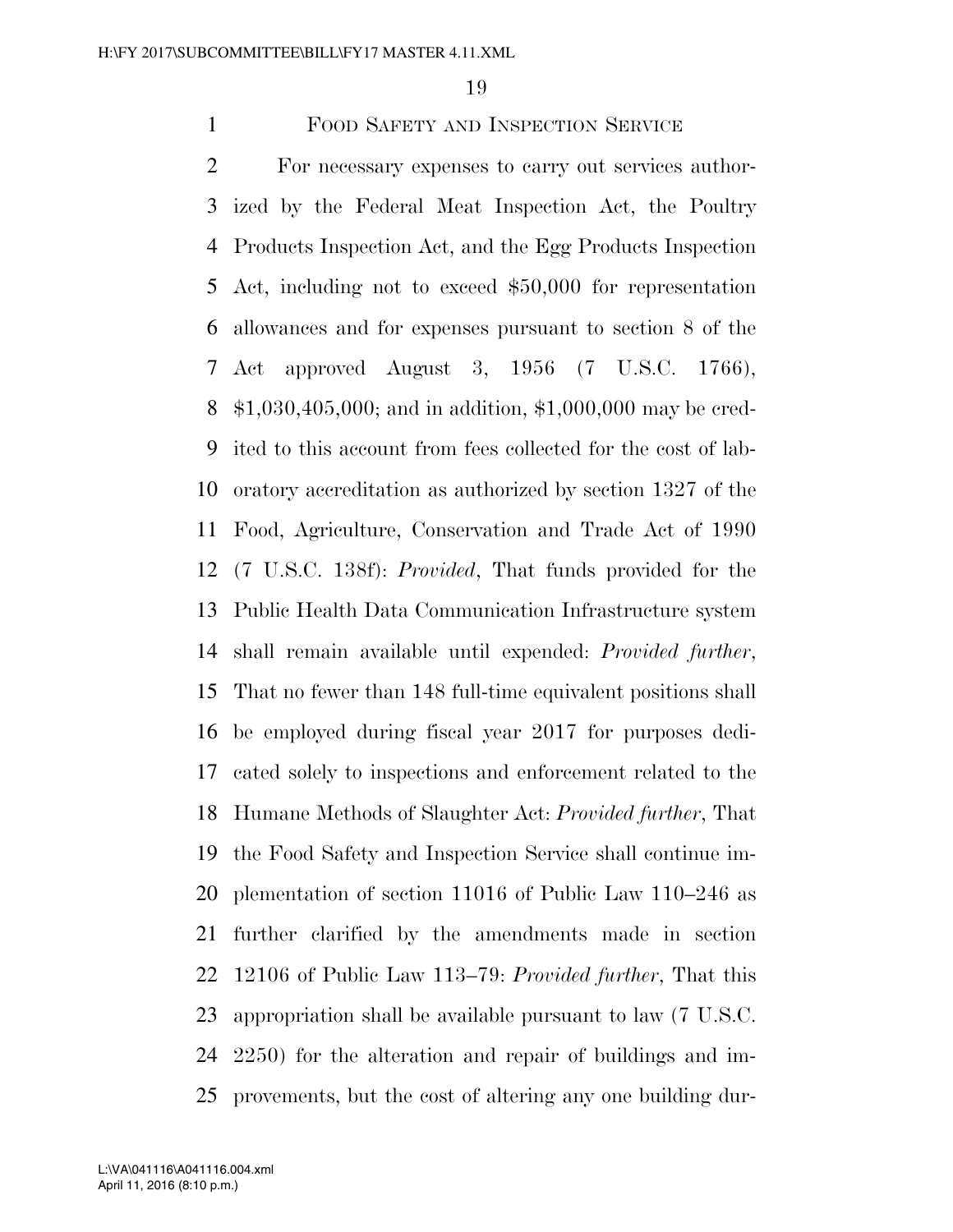## Food Safety and Inspection Service

For necessary expenses to carry out services authorized by the Federal Meat Inspection Act, the Poultry Products Inspection Act, and the Egg Products Inspection Act, including not to exceed $50,000 for representation allowances and for expenses pursuant to section 8 of the Act approved August 3, 1956 (7 U.S.C. 1766), $1,030,405,000; and in addition, $1,000,000 may be credited to this account from fees collected for the cost of laboratory accreditation as authorized by section 1327 of the Food, Agriculture, Conservation and Trade Act of 1990 (7 U.S.C. 138f): *Provided*, That funds provided for the Public Health Data Communication Infrastructure system shall remain available until expended: *Provided further*, That no fewer than 148 full-time equivalent positions shall be employed during fiscal year 2017 for purposes dedicated solely to inspections and enforcement related to the Humane Methods of Slaughter Act: *Provided further*, That the Food Safety and Inspection Service shall continue implementation of section 11016 of Public Law 110–246 as further clarified by the amendments made in section 12106 of Public Law 113–79: *Provided further*, That this appropriation shall be available pursuant to law (7 U.S.C. 2250) for the alteration and repair of buildings and improvements, but the cost of altering any one building dur-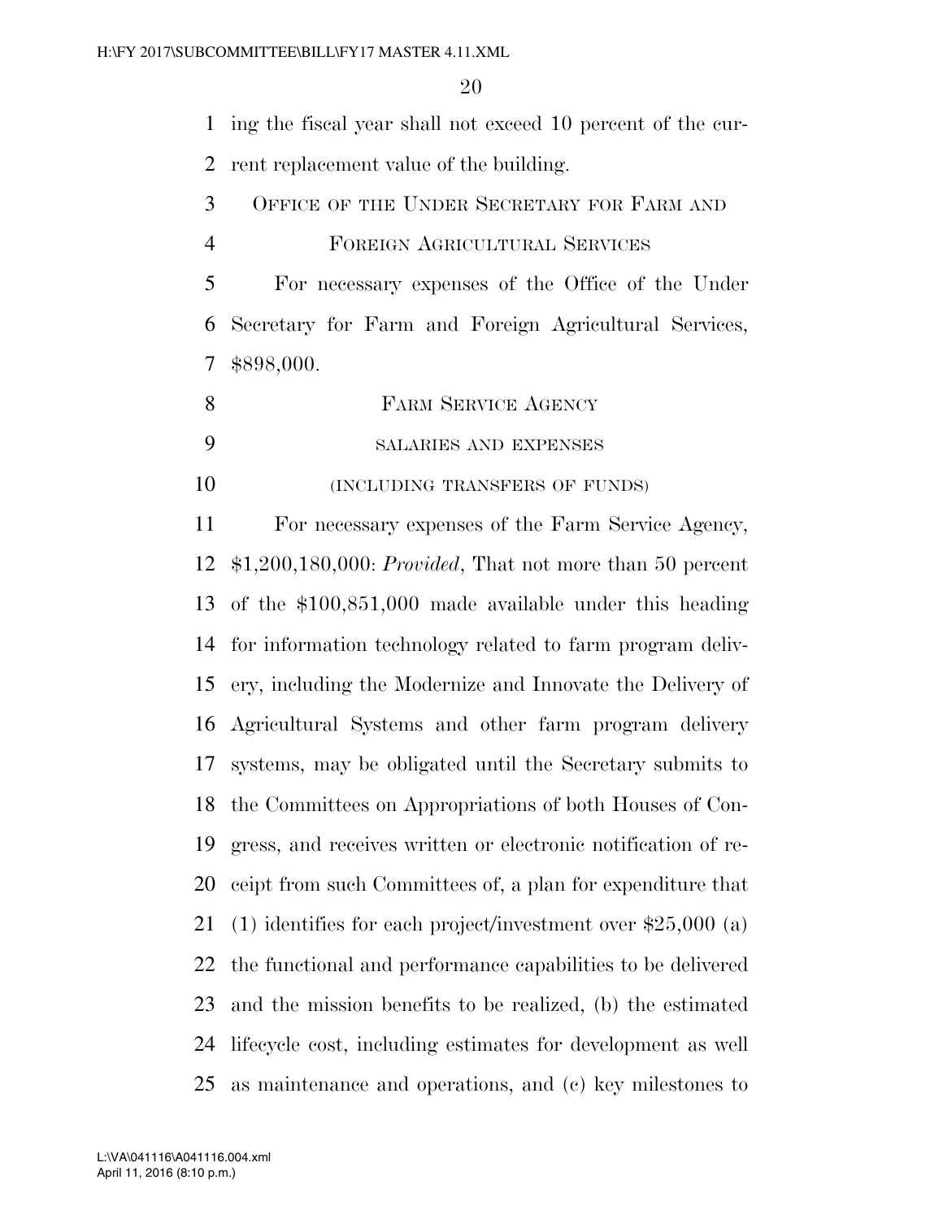ing the fiscal year shall not exceed 10 percent of the current replacement value of the building.

## OFFICE OF THE UNDER SECRETARY FOR FARM AND FOREIGN AGRICULTURAL SERVICES

For necessary expenses of the Office of the Under Secretary for Farm and Foreign Agricultural Services, $898,000.

## FARM SERVICE AGENCY

### SALARIES AND EXPENSES

### (INCLUDING TRANSFERS OF FUNDS)

For necessary expenses of the Farm Service Agency, $1,200,180,000: *Provided*, That not more than 50 percent of the $100,851,000 made available under this heading for information technology related to farm program delivery, including the Modernize and Innovate the Delivery of Agricultural Systems and other farm program delivery systems, may be obligated until the Secretary submits to the Committees on Appropriations of both Houses of Congress, and receives written or electronic notification of receipt from such Committees of, a plan for expenditure that (1) identifies for each project/investment over $25,000 (a) the functional and performance capabilities to be delivered and the mission benefits to be realized, (b) the estimated lifecycle cost, including estimates for development as well as maintenance and operations, and (c) key milestones to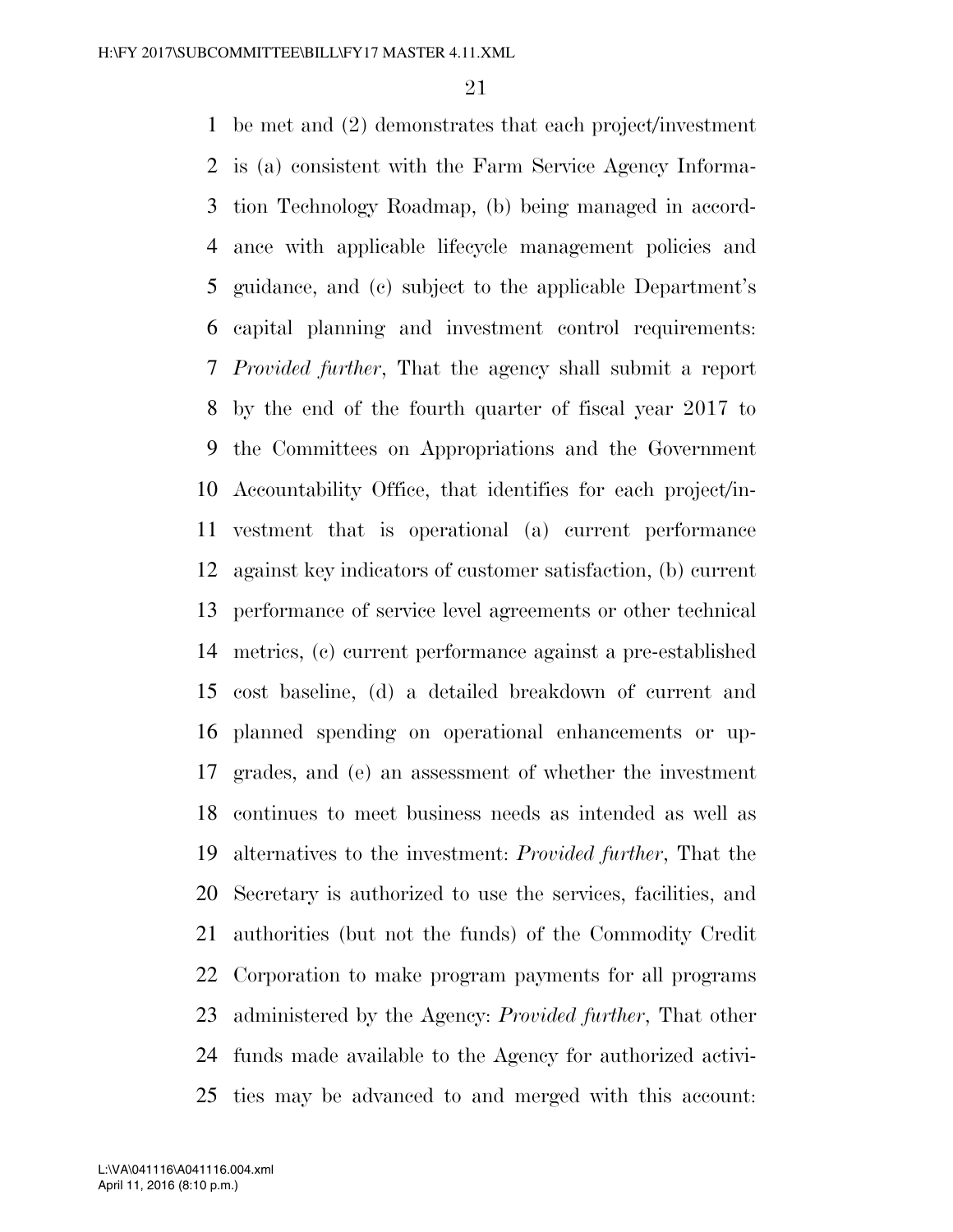be met and (2) demonstrates that each project/investment is (a) consistent with the Farm Service Agency Information Technology Roadmap, (b) being managed in accordance with applicable lifecycle management policies and guidance, and (c) subject to the applicable Department's capital planning and investment control requirements: *Provided further*, That the agency shall submit a report by the end of the fourth quarter of fiscal year 2017 to the Committees on Appropriations and the Government Accountability Office, that identifies for each project/investment that is operational (a) current performance against key indicators of customer satisfaction, (b) current performance of service level agreements or other technical metrics, (c) current performance against a pre-established cost baseline, (d) a detailed breakdown of current and planned spending on operational enhancements or upgrades, and (e) an assessment of whether the investment continues to meet business needs as intended as well as alternatives to the investment: *Provided further*, That the Secretary is authorized to use the services, facilities, and authorities (but not the funds) of the Commodity Credit Corporation to make program payments for all programs administered by the Agency: *Provided further*, That other funds made available to the Agency for authorized activities may be advanced to and merged with this account: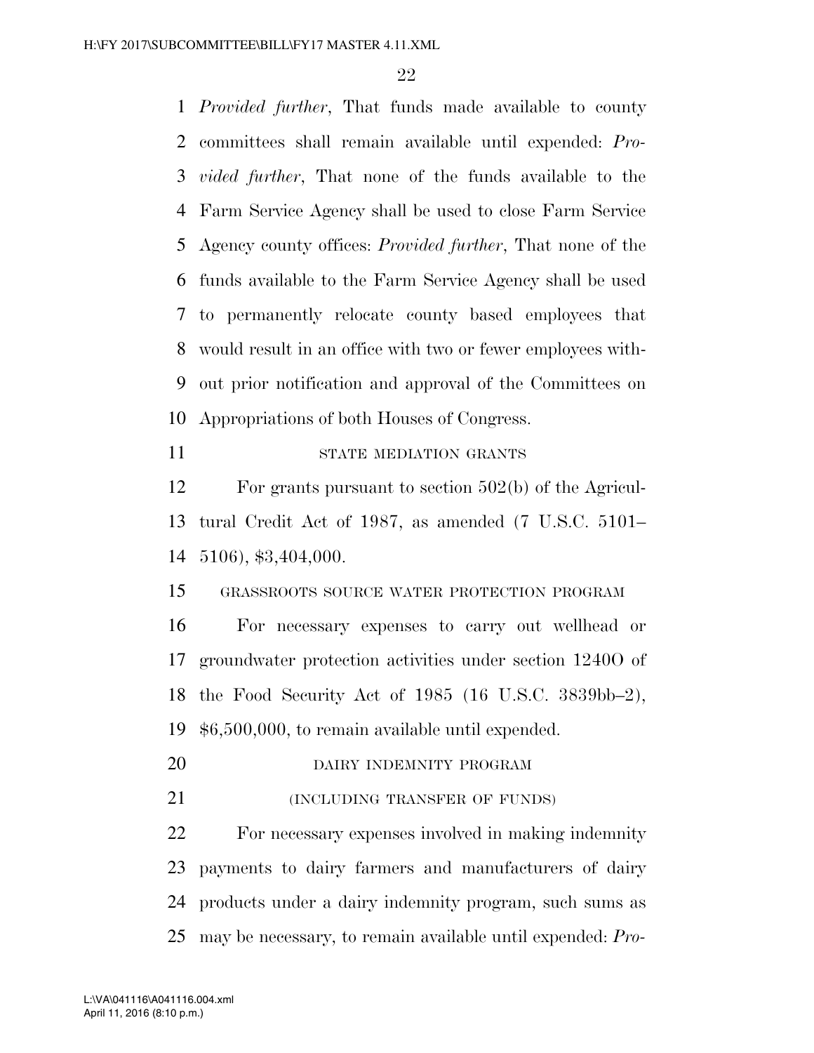*Provided further*, That funds made available to county committees shall remain available until expended: *Provided further*, That none of the funds available to the Farm Service Agency shall be used to close Farm Service Agency county offices: *Provided further*, That none of the funds available to the Farm Service Agency shall be used to permanently relocate county based employees that would result in an office with two or fewer employees without prior notification and approval of the Committees on Appropriations of both Houses of Congress.

STATE MEDIATION GRANTS

For grants pursuant to section 502(b) of the Agricultural Credit Act of 1987, as amended (7 U.S.C. 5101–5106), $3,404,000.

GRASSROOTS SOURCE WATER PROTECTION PROGRAM

For necessary expenses to carry out wellhead or groundwater protection activities under section 1240O of the Food Security Act of 1985 (16 U.S.C. 3839bb–2), $6,500,000, to remain available until expended.

DAIRY INDEMNITY PROGRAM

(INCLUDING TRANSFER OF FUNDS)

For necessary expenses involved in making indemnity payments to dairy farmers and manufacturers of dairy products under a dairy indemnity program, such sums as may be necessary, to remain available until expended: *Pro-*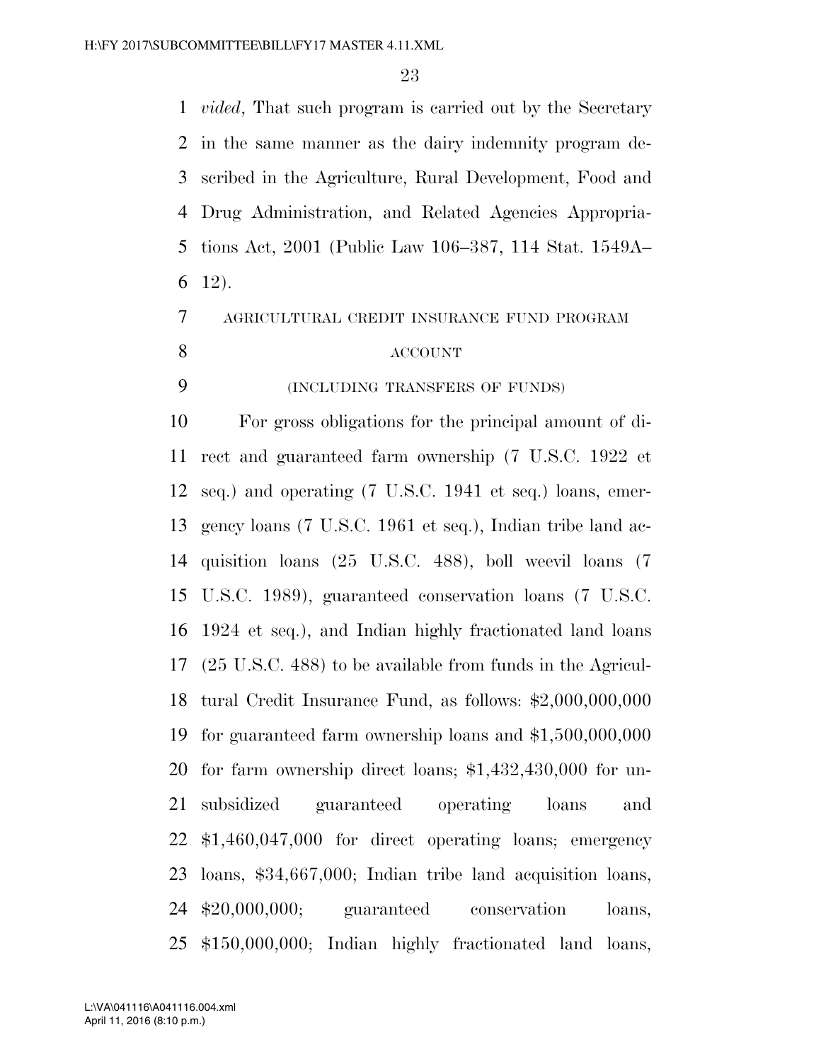*vided*, That such program is carried out by the Secretary in the same manner as the dairy indemnity program described in the Agriculture, Rural Development, Food and Drug Administration, and Related Agencies Appropriations Act, 2001 (Public Law 106–387, 114 Stat. 1549A–12).

AGRICULTURAL CREDIT INSURANCE FUND PROGRAM ACCOUNT

(INCLUDING TRANSFERS OF FUNDS)

For gross obligations for the principal amount of direct and guaranteed farm ownership (7 U.S.C. 1922 et seq.) and operating (7 U.S.C. 1941 et seq.) loans, emergency loans (7 U.S.C. 1961 et seq.), Indian tribe land acquisition loans (25 U.S.C. 488), boll weevil loans (7 U.S.C. 1989), guaranteed conservation loans (7 U.S.C. 1924 et seq.), and Indian highly fractionated land loans (25 U.S.C. 488) to be available from funds in the Agricultural Credit Insurance Fund, as follows: $2,000,000,000 for guaranteed farm ownership loans and $1,500,000,000 for farm ownership direct loans; $1,432,430,000 for unsubsidized guaranteed operating loans and $1,460,047,000 for direct operating loans; emergency loans, $34,667,000; Indian tribe land acquisition loans, $20,000,000; guaranteed conservation loans, $150,000,000; Indian highly fractionated land loans,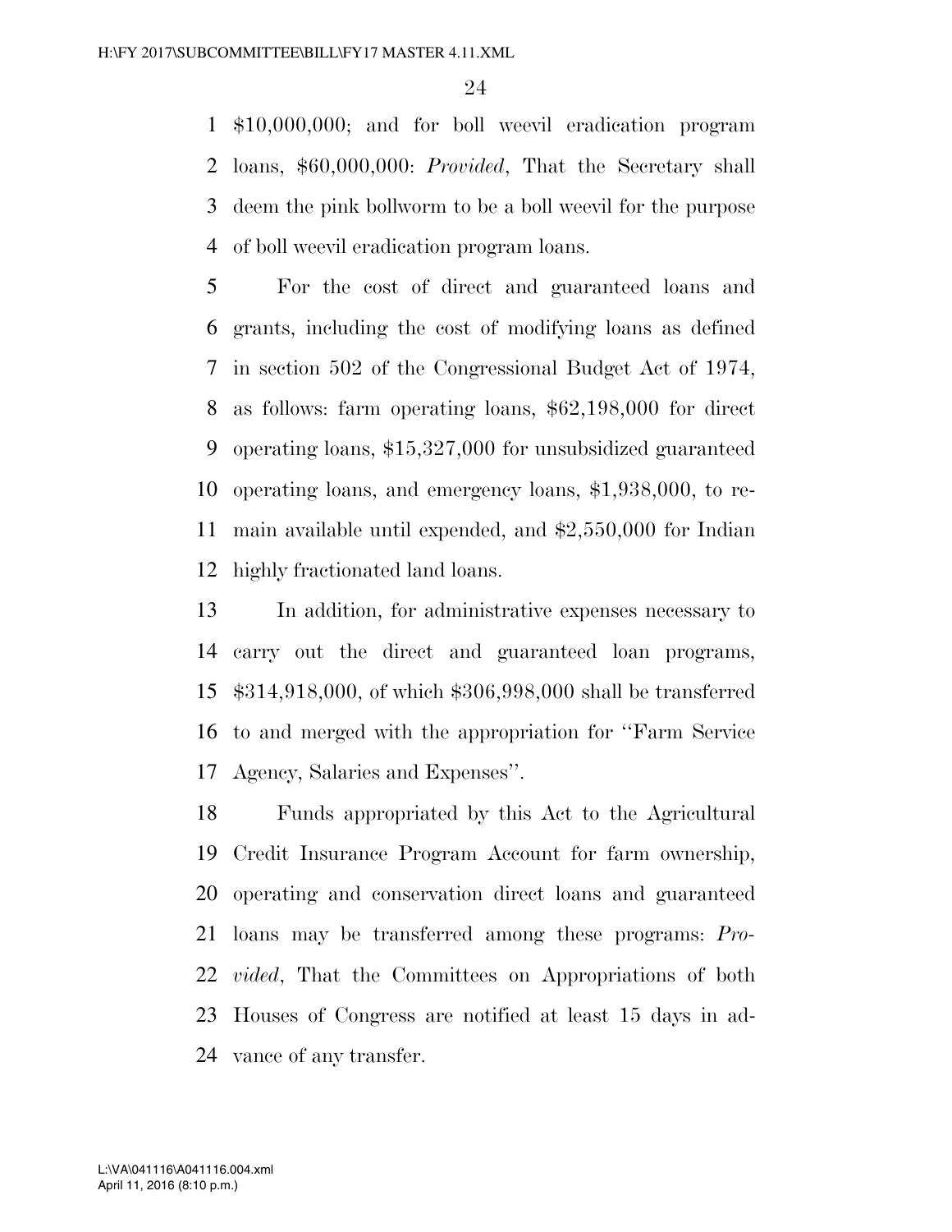$10,000,000; and for boll weevil eradication program loans, $60,000,000: *Provided*, That the Secretary shall deem the pink bollworm to be a boll weevil for the purpose of boll weevil eradication program loans.

For the cost of direct and guaranteed loans and grants, including the cost of modifying loans as defined in section 502 of the Congressional Budget Act of 1974, as follows: farm operating loans, $62,198,000 for direct operating loans, $15,327,000 for unsubsidized guaranteed operating loans, and emergency loans, $1,938,000, to remain available until expended, and $2,550,000 for Indian highly fractionated land loans.

In addition, for administrative expenses necessary to carry out the direct and guaranteed loan programs, $314,918,000, of which $306,998,000 shall be transferred to and merged with the appropriation for ''Farm Service Agency, Salaries and Expenses''.

Funds appropriated by this Act to the Agricultural Credit Insurance Program Account for farm ownership, operating and conservation direct loans and guaranteed loans may be transferred among these programs: *Provided*, That the Committees on Appropriations of both Houses of Congress are notified at least 15 days in advance of any transfer.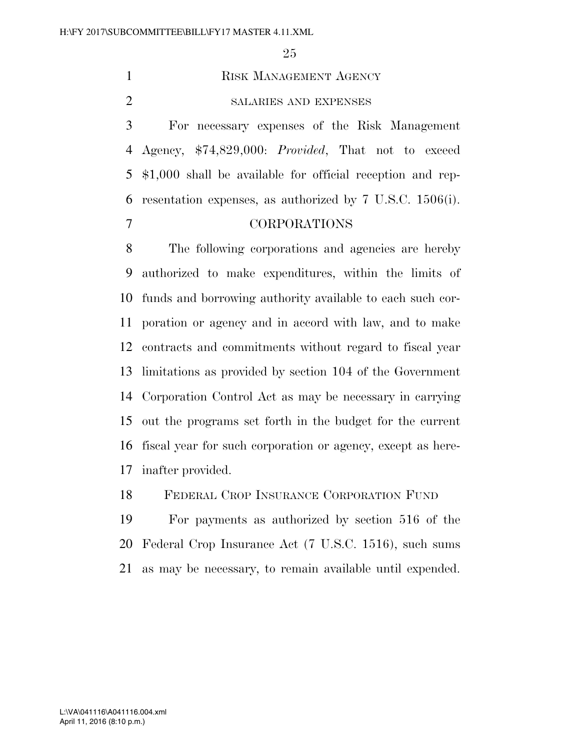## Risk Management Agency

### salaries and expenses

For necessary expenses of the Risk Management Agency, $74,829,000: *Provided*, That not to exceed $1,000 shall be available for official reception and representation expenses, as authorized by 7 U.S.C. 1506(i).

## CORPORATIONS

The following corporations and agencies are hereby authorized to make expenditures, within the limits of funds and borrowing authority available to each such corporation or agency and in accord with law, and to make contracts and commitments without regard to fiscal year limitations as provided by section 104 of the Government Corporation Control Act as may be necessary in carrying out the programs set forth in the budget for the current fiscal year for such corporation or agency, except as hereinafter provided.

### Federal Crop Insurance Corporation Fund

For payments as authorized by section 516 of the Federal Crop Insurance Act (7 U.S.C. 1516), such sums as may be necessary, to remain available until expended.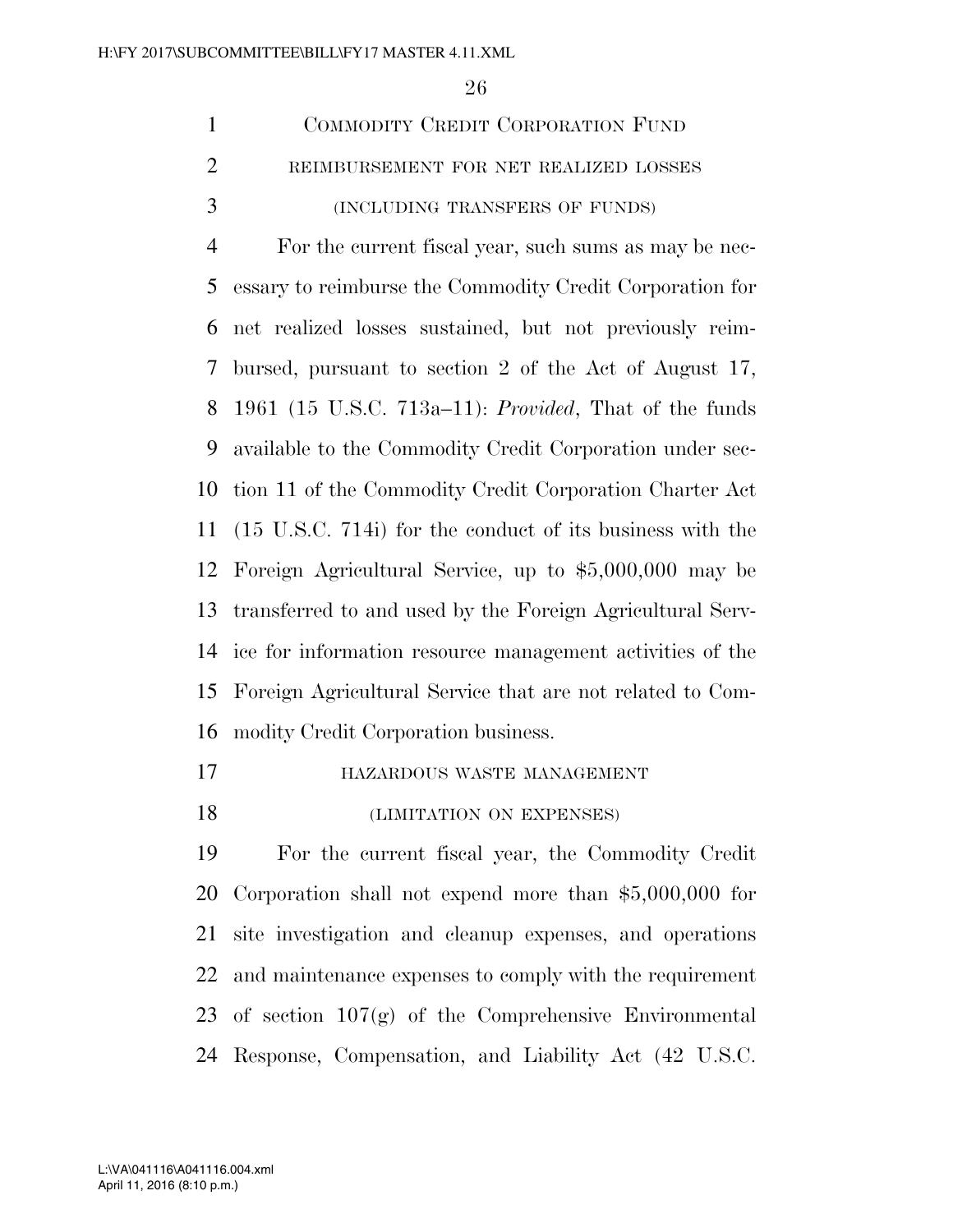COMMODITY CREDIT CORPORATION FUND

REIMBURSEMENT FOR NET REALIZED LOSSES

(INCLUDING TRANSFERS OF FUNDS)

For the current fiscal year, such sums as may be necessary to reimburse the Commodity Credit Corporation for net realized losses sustained, but not previously reimbursed, pursuant to section 2 of the Act of August 17, 1961 (15 U.S.C. 713a–11): *Provided*, That of the funds available to the Commodity Credit Corporation under section 11 of the Commodity Credit Corporation Charter Act (15 U.S.C. 714i) for the conduct of its business with the Foreign Agricultural Service, up to $5,000,000 may be transferred to and used by the Foreign Agricultural Service for information resource management activities of the Foreign Agricultural Service that are not related to Commodity Credit Corporation business.

HAZARDOUS WASTE MANAGEMENT

(LIMITATION ON EXPENSES)

For the current fiscal year, the Commodity Credit Corporation shall not expend more than $5,000,000 for site investigation and cleanup expenses, and operations and maintenance expenses to comply with the requirement of section 107(g) of the Comprehensive Environmental Response, Compensation, and Liability Act (42 U.S.C.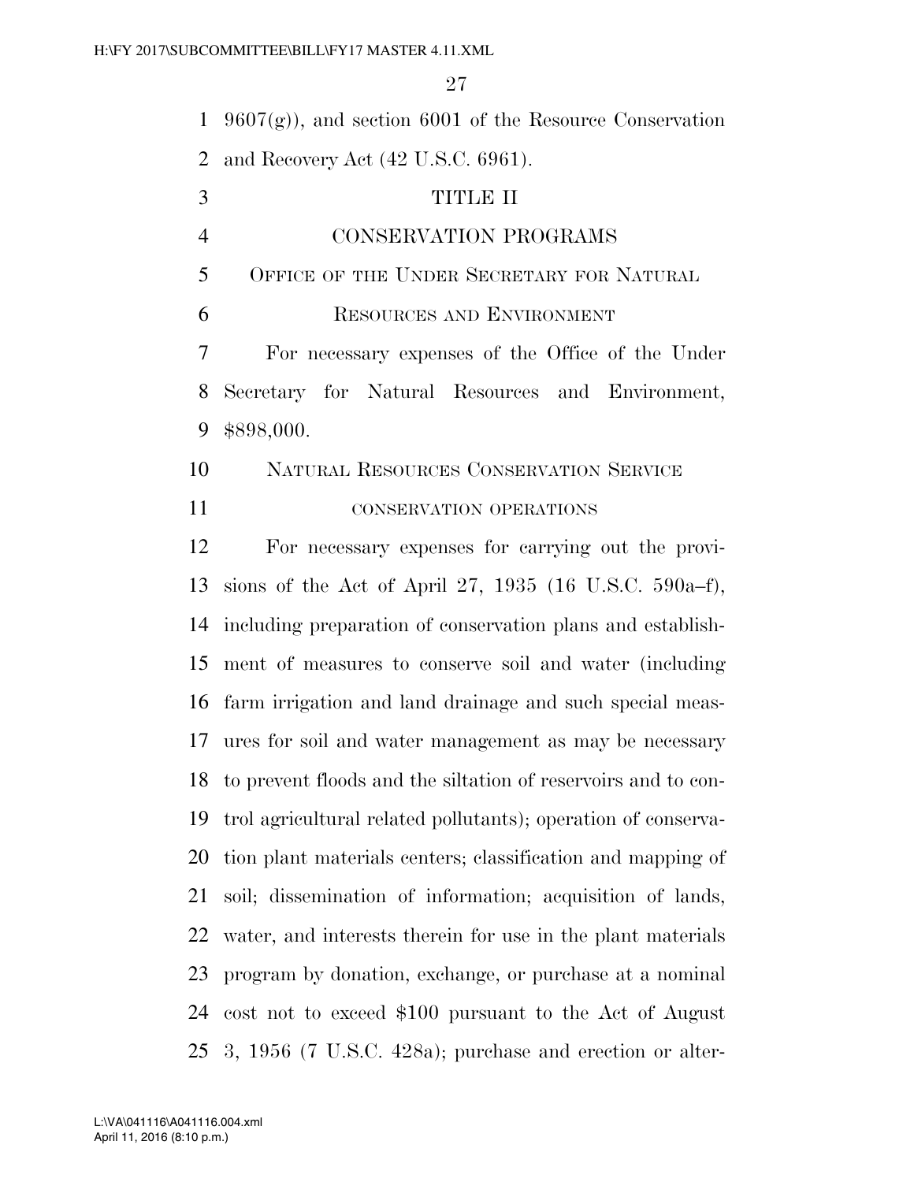9607(g)), and section 6001 of the Resource Conservation and Recovery Act (42 U.S.C. 6961).

# TITLE II

# CONSERVATION PROGRAMS

## Office of the Under Secretary for Natural Resources and Environment

For necessary expenses of the Office of the Under Secretary for Natural Resources and Environment, $898,000.

## Natural Resources Conservation Service

### conservation operations

For necessary expenses for carrying out the provisions of the Act of April 27, 1935 (16 U.S.C. 590a–f), including preparation of conservation plans and establishment of measures to conserve soil and water (including farm irrigation and land drainage and such special measures for soil and water management as may be necessary to prevent floods and the siltation of reservoirs and to control agricultural related pollutants); operation of conservation plant materials centers; classification and mapping of soil; dissemination of information; acquisition of lands, water, and interests therein for use in the plant materials program by donation, exchange, or purchase at a nominal cost not to exceed $100 pursuant to the Act of August 3, 1956 (7 U.S.C. 428a); purchase and erection or alter-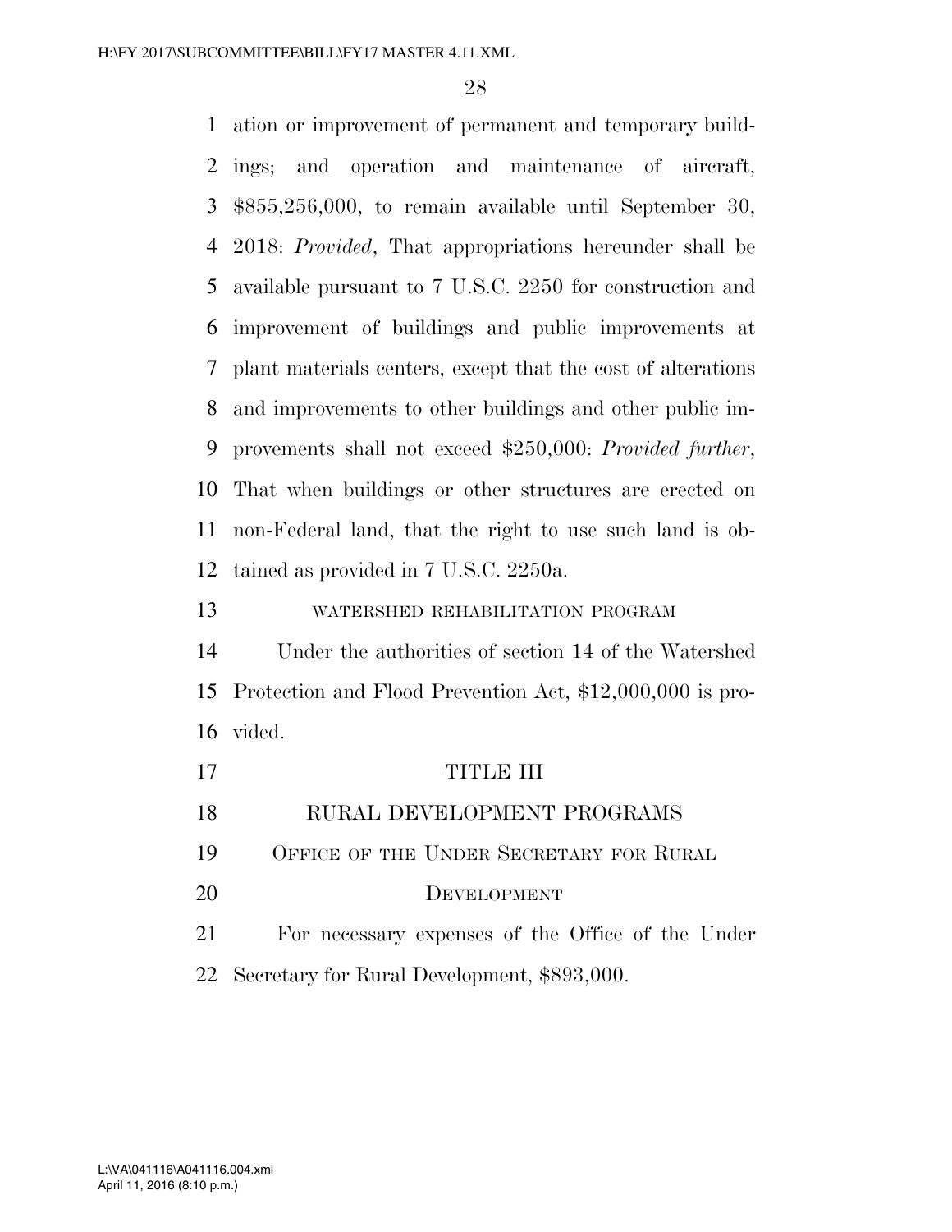ation or improvement of permanent and temporary buildings; and operation and maintenance of aircraft, $855,256,000, to remain available until September 30, 2018: *Provided*, That appropriations hereunder shall be available pursuant to 7 U.S.C. 2250 for construction and improvement of buildings and public improvements at plant materials centers, except that the cost of alterations and improvements to other buildings and other public improvements shall not exceed $250,000: *Provided further*, That when buildings or other structures are erected on non-Federal land, that the right to use such land is obtained as provided in 7 U.S.C. 2250a.

WATERSHED REHABILITATION PROGRAM

Under the authorities of section 14 of the Watershed Protection and Flood Prevention Act, $12,000,000 is provided.

# TITLE III

# RURAL DEVELOPMENT PROGRAMS

## OFFICE OF THE UNDER SECRETARY FOR RURAL DEVELOPMENT

For necessary expenses of the Office of the Under Secretary for Rural Development, $893,000.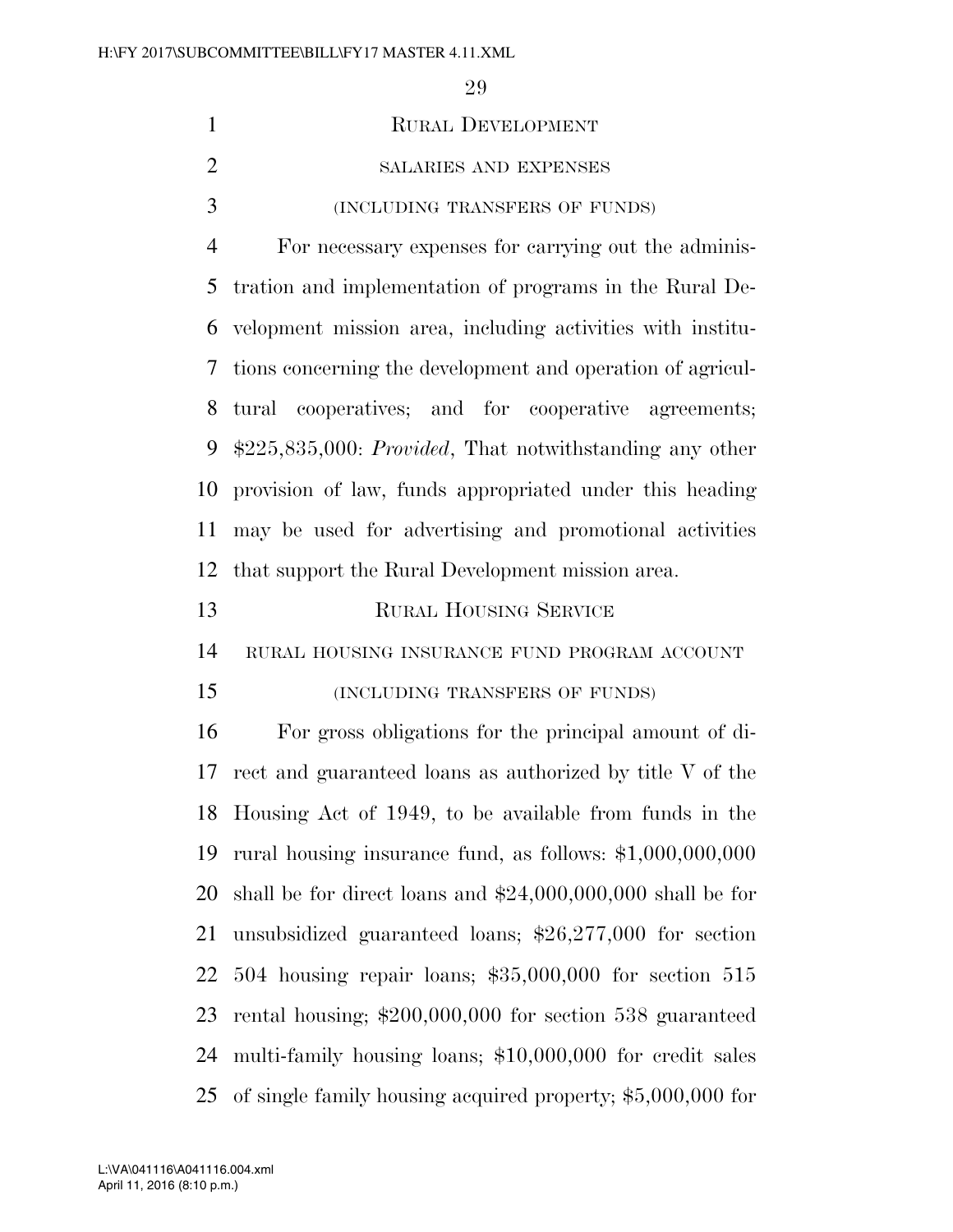# RURAL DEVELOPMENT

## SALARIES AND EXPENSES

### (INCLUDING TRANSFERS OF FUNDS)

For necessary expenses for carrying out the administration and implementation of programs in the Rural Development mission area, including activities with institutions concerning the development and operation of agricultural cooperatives; and for cooperative agreements; $225,835,000: *Provided*, That notwithstanding any other provision of law, funds appropriated under this heading may be used for advertising and promotional activities that support the Rural Development mission area.

# RURAL HOUSING SERVICE

## RURAL HOUSING INSURANCE FUND PROGRAM ACCOUNT

### (INCLUDING TRANSFERS OF FUNDS)

For gross obligations for the principal amount of direct and guaranteed loans as authorized by title V of the Housing Act of 1949, to be available from funds in the rural housing insurance fund, as follows: $1,000,000,000 shall be for direct loans and $24,000,000,000 shall be for unsubsidized guaranteed loans; $26,277,000 for section 504 housing repair loans; $35,000,000 for section 515 rental housing; $200,000,000 for section 538 guaranteed multi-family housing loans; $10,000,000 for credit sales of single family housing acquired property; $5,000,000 for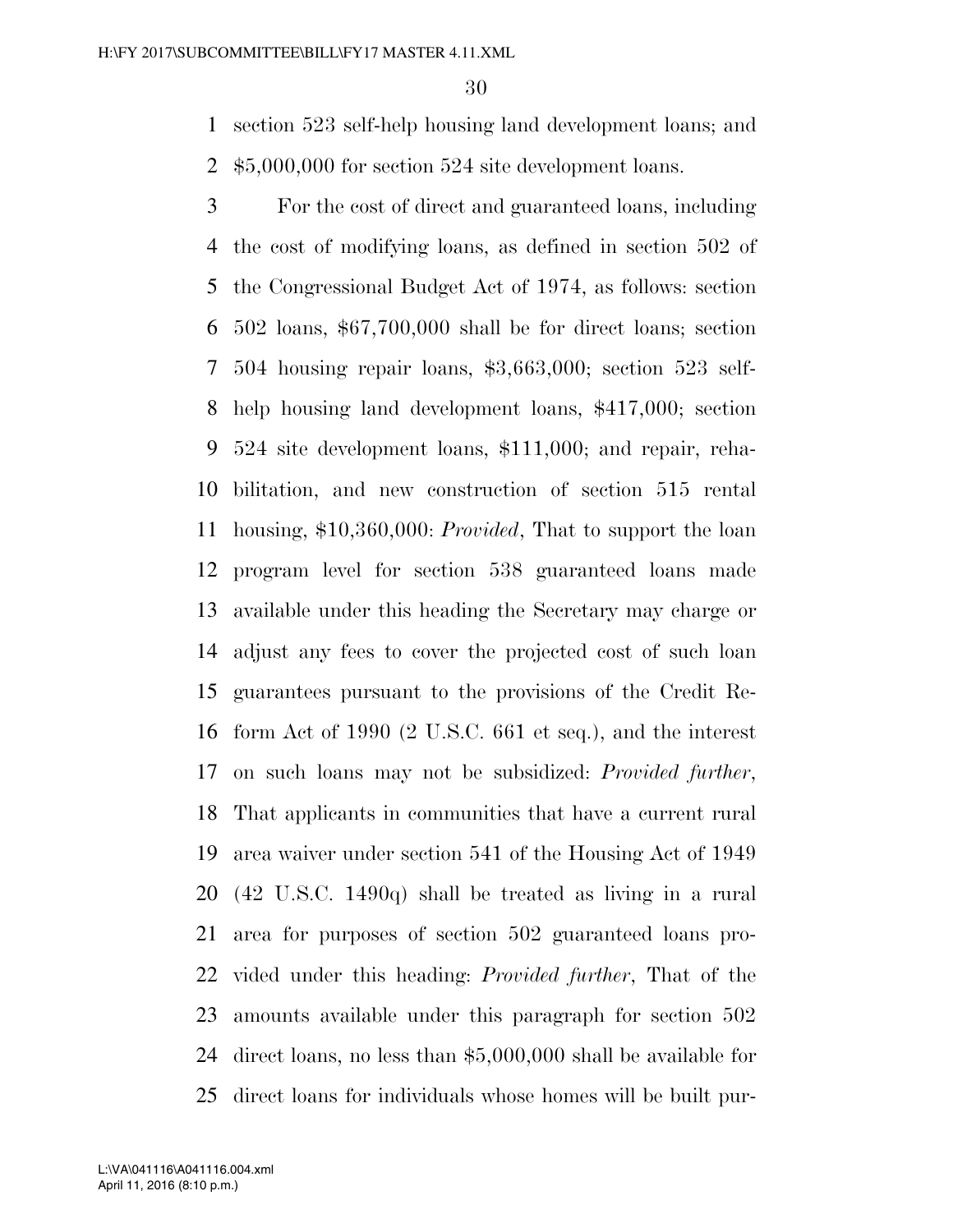section 523 self-help housing land development loans; and $5,000,000 for section 524 site development loans.

For the cost of direct and guaranteed loans, including the cost of modifying loans, as defined in section 502 of the Congressional Budget Act of 1974, as follows: section 502 loans, $67,700,000 shall be for direct loans; section 504 housing repair loans, $3,663,000; section 523 self-help housing land development loans, $417,000; section 524 site development loans, $111,000; and repair, rehabilitation, and new construction of section 515 rental housing, $10,360,000: *Provided*, That to support the loan program level for section 538 guaranteed loans made available under this heading the Secretary may charge or adjust any fees to cover the projected cost of such loan guarantees pursuant to the provisions of the Credit Reform Act of 1990 (2 U.S.C. 661 et seq.), and the interest on such loans may not be subsidized: *Provided further*, That applicants in communities that have a current rural area waiver under section 541 of the Housing Act of 1949 (42 U.S.C. 1490q) shall be treated as living in a rural area for purposes of section 502 guaranteed loans provided under this heading: *Provided further*, That of the amounts available under this paragraph for section 502 direct loans, no less than $5,000,000 shall be available for direct loans for individuals whose homes will be built pur-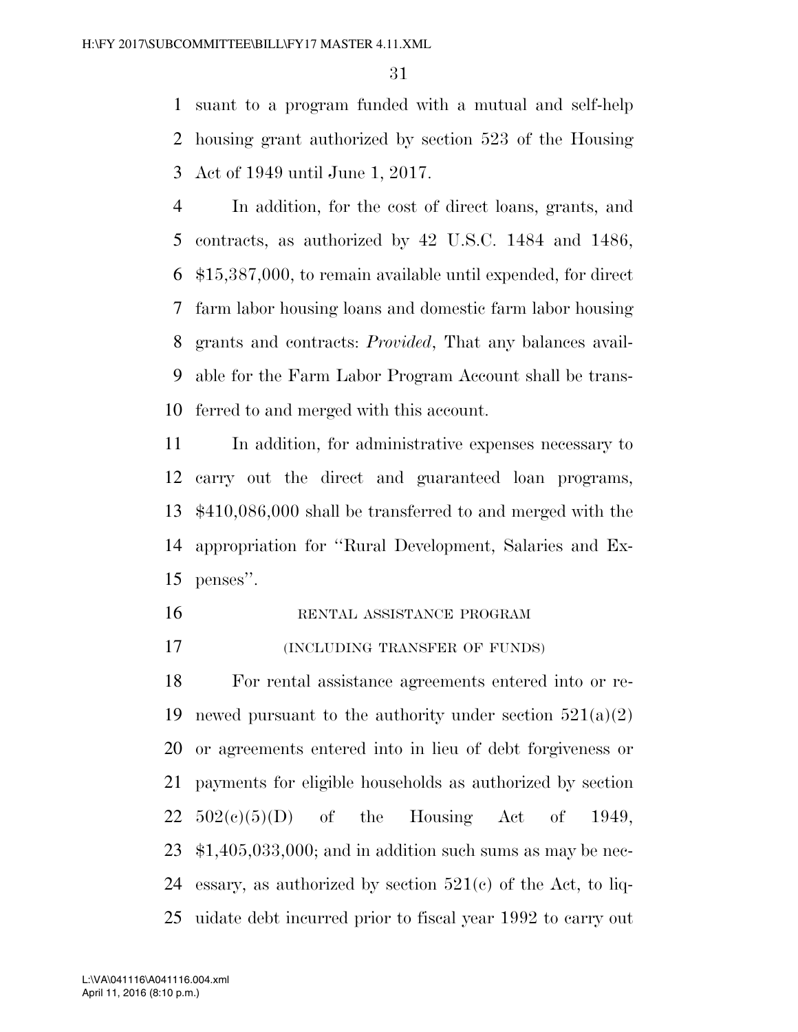suant to a program funded with a mutual and self-help housing grant authorized by section 523 of the Housing Act of 1949 until June 1, 2017.

In addition, for the cost of direct loans, grants, and contracts, as authorized by 42 U.S.C. 1484 and 1486, $15,387,000, to remain available until expended, for direct farm labor housing loans and domestic farm labor housing grants and contracts: *Provided*, That any balances available for the Farm Labor Program Account shall be transferred to and merged with this account.

In addition, for administrative expenses necessary to carry out the direct and guaranteed loan programs, $410,086,000 shall be transferred to and merged with the appropriation for ''Rural Development, Salaries and Expenses''.

RENTAL ASSISTANCE PROGRAM

(INCLUDING TRANSFER OF FUNDS)

For rental assistance agreements entered into or renewed pursuant to the authority under section 521(a)(2) or agreements entered into in lieu of debt forgiveness or payments for eligible households as authorized by section 502(c)(5)(D) of the Housing Act of 1949, $1,405,033,000; and in addition such sums as may be necessary, as authorized by section 521(c) of the Act, to liquidate debt incurred prior to fiscal year 1992 to carry out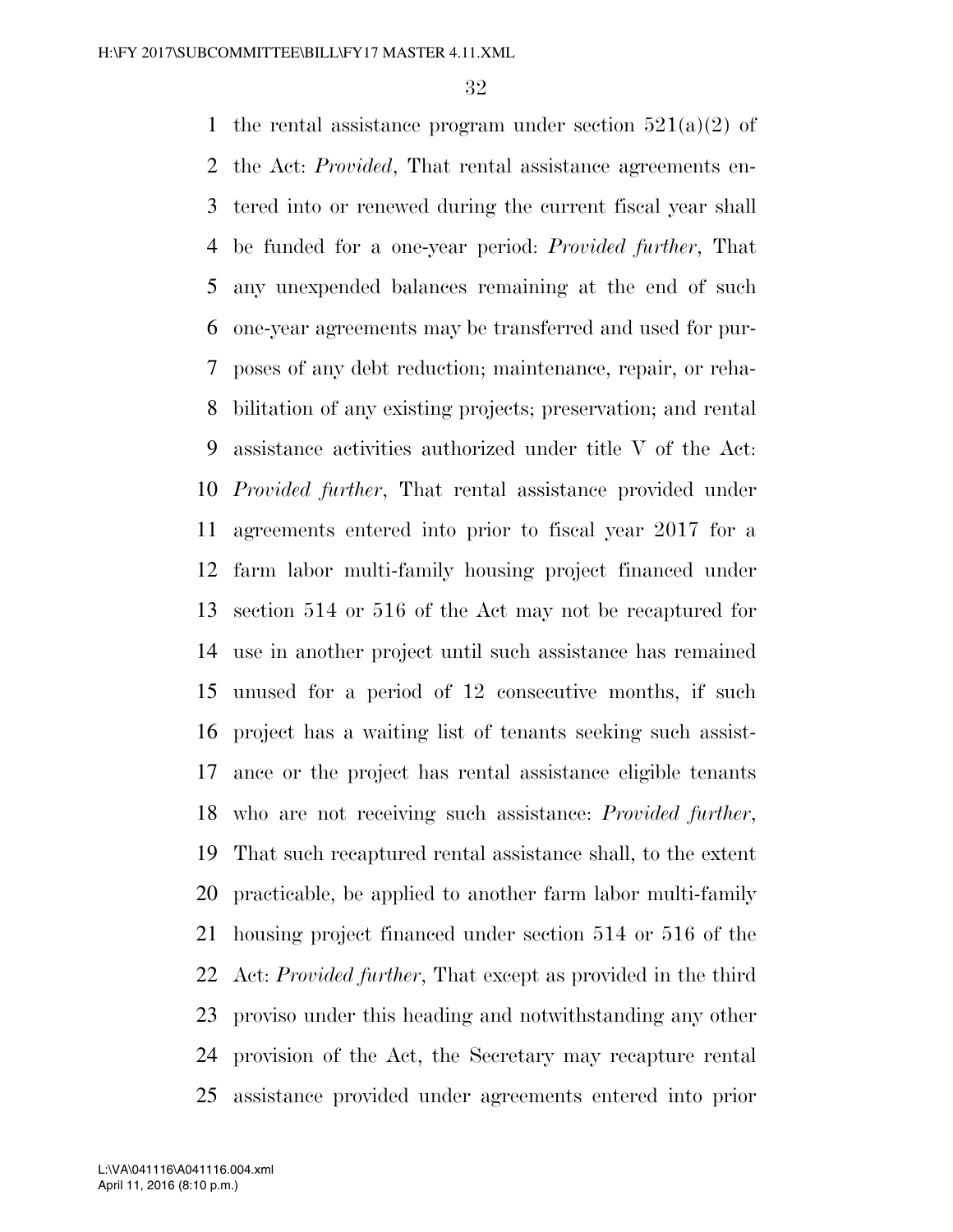the rental assistance program under section 521(a)(2) of the Act: *Provided*, That rental assistance agreements entered into or renewed during the current fiscal year shall be funded for a one-year period: *Provided further*, That any unexpended balances remaining at the end of such one-year agreements may be transferred and used for purposes of any debt reduction; maintenance, repair, or rehabilitation of any existing projects; preservation; and rental assistance activities authorized under title V of the Act: *Provided further*, That rental assistance provided under agreements entered into prior to fiscal year 2017 for a farm labor multi-family housing project financed under section 514 or 516 of the Act may not be recaptured for use in another project until such assistance has remained unused for a period of 12 consecutive months, if such project has a waiting list of tenants seeking such assistance or the project has rental assistance eligible tenants who are not receiving such assistance: *Provided further*, That such recaptured rental assistance shall, to the extent practicable, be applied to another farm labor multi-family housing project financed under section 514 or 516 of the Act: *Provided further*, That except as provided in the third proviso under this heading and notwithstanding any other provision of the Act, the Secretary may recapture rental assistance provided under agreements entered into prior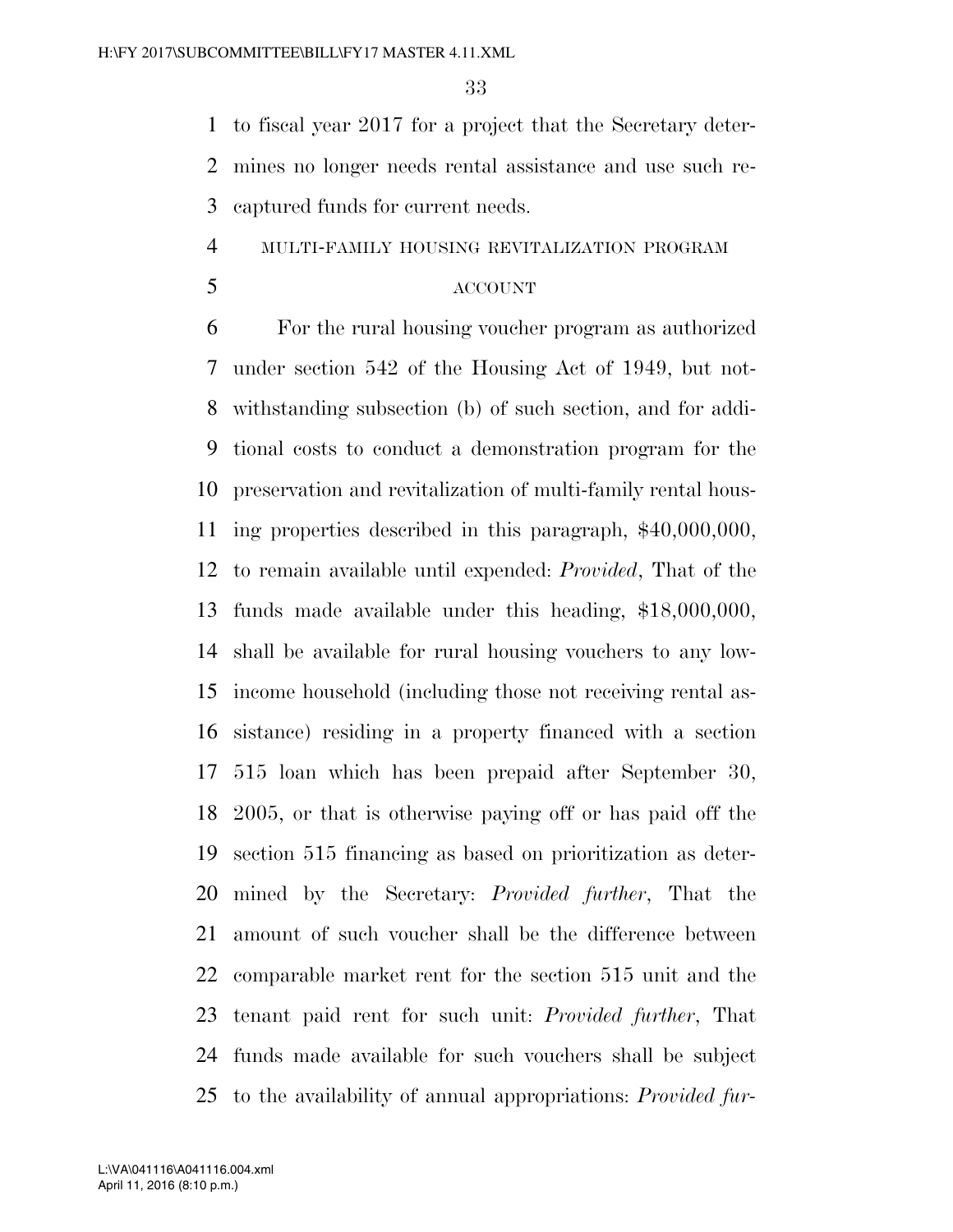to fiscal year 2017 for a project that the Secretary determines no longer needs rental assistance and use such recaptured funds for current needs.

MULTI-FAMILY HOUSING REVITALIZATION PROGRAM ACCOUNT

For the rural housing voucher program as authorized under section 542 of the Housing Act of 1949, but notwithstanding subsection (b) of such section, and for additional costs to conduct a demonstration program for the preservation and revitalization of multi-family rental housing properties described in this paragraph, $40,000,000, to remain available until expended: *Provided*, That of the funds made available under this heading, $18,000,000, shall be available for rural housing vouchers to any low-income household (including those not receiving rental assistance) residing in a property financed with a section 515 loan which has been prepaid after September 30, 2005, or that is otherwise paying off or has paid off the section 515 financing as based on prioritization as determined by the Secretary: *Provided further*, That the amount of such voucher shall be the difference between comparable market rent for the section 515 unit and the tenant paid rent for such unit: *Provided further*, That funds made available for such vouchers shall be subject to the availability of annual appropriations: *Provided fur-*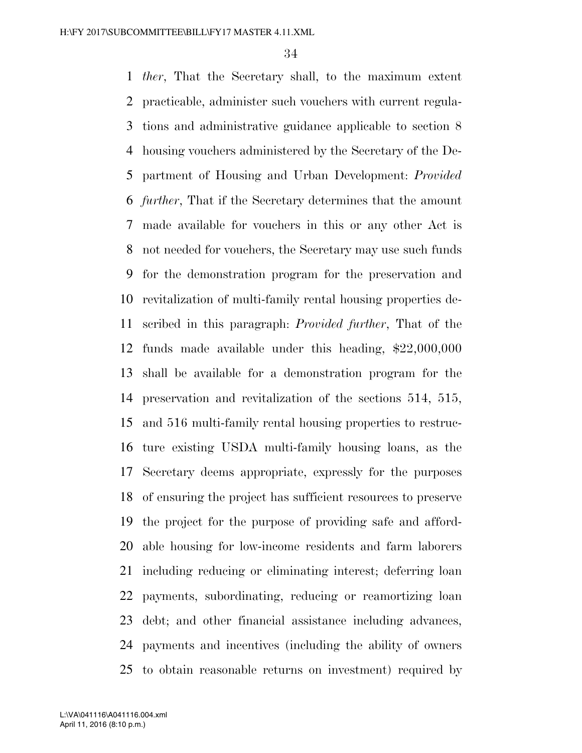*ther*, That the Secretary shall, to the maximum extent practicable, administer such vouchers with current regulations and administrative guidance applicable to section 8 housing vouchers administered by the Secretary of the Department of Housing and Urban Development: *Provided further*, That if the Secretary determines that the amount made available for vouchers in this or any other Act is not needed for vouchers, the Secretary may use such funds for the demonstration program for the preservation and revitalization of multi-family rental housing properties described in this paragraph: *Provided further*, That of the funds made available under this heading, $22,000,000 shall be available for a demonstration program for the preservation and revitalization of the sections 514, 515, and 516 multi-family rental housing properties to restructure existing USDA multi-family housing loans, as the Secretary deems appropriate, expressly for the purposes of ensuring the project has sufficient resources to preserve the project for the purpose of providing safe and affordable housing for low-income residents and farm laborers including reducing or eliminating interest; deferring loan payments, subordinating, reducing or reamortizing loan debt; and other financial assistance including advances, payments and incentives (including the ability of owners to obtain reasonable returns on investment) required by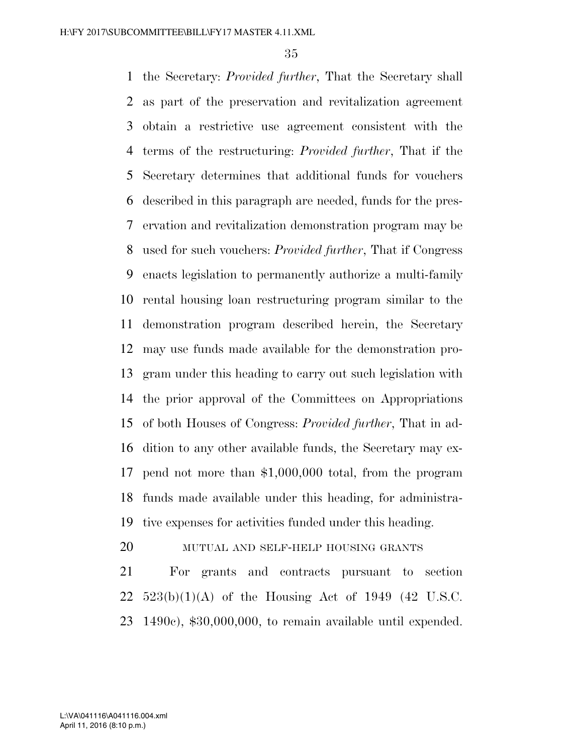the Secretary: *Provided further*, That the Secretary shall as part of the preservation and revitalization agreement obtain a restrictive use agreement consistent with the terms of the restructuring: *Provided further*, That if the Secretary determines that additional funds for vouchers described in this paragraph are needed, funds for the preservation and revitalization demonstration program may be used for such vouchers: *Provided further*, That if Congress enacts legislation to permanently authorize a multi-family rental housing loan restructuring program similar to the demonstration program described herein, the Secretary may use funds made available for the demonstration program under this heading to carry out such legislation with the prior approval of the Committees on Appropriations of both Houses of Congress: *Provided further*, That in addition to any other available funds, the Secretary may expend not more than $1,000,000 total, from the program funds made available under this heading, for administrative expenses for activities funded under this heading.

MUTUAL AND SELF-HELP HOUSING GRANTS

For grants and contracts pursuant to section 523(b)(1)(A) of the Housing Act of 1949 (42 U.S.C. 1490c), $30,000,000, to remain available until expended.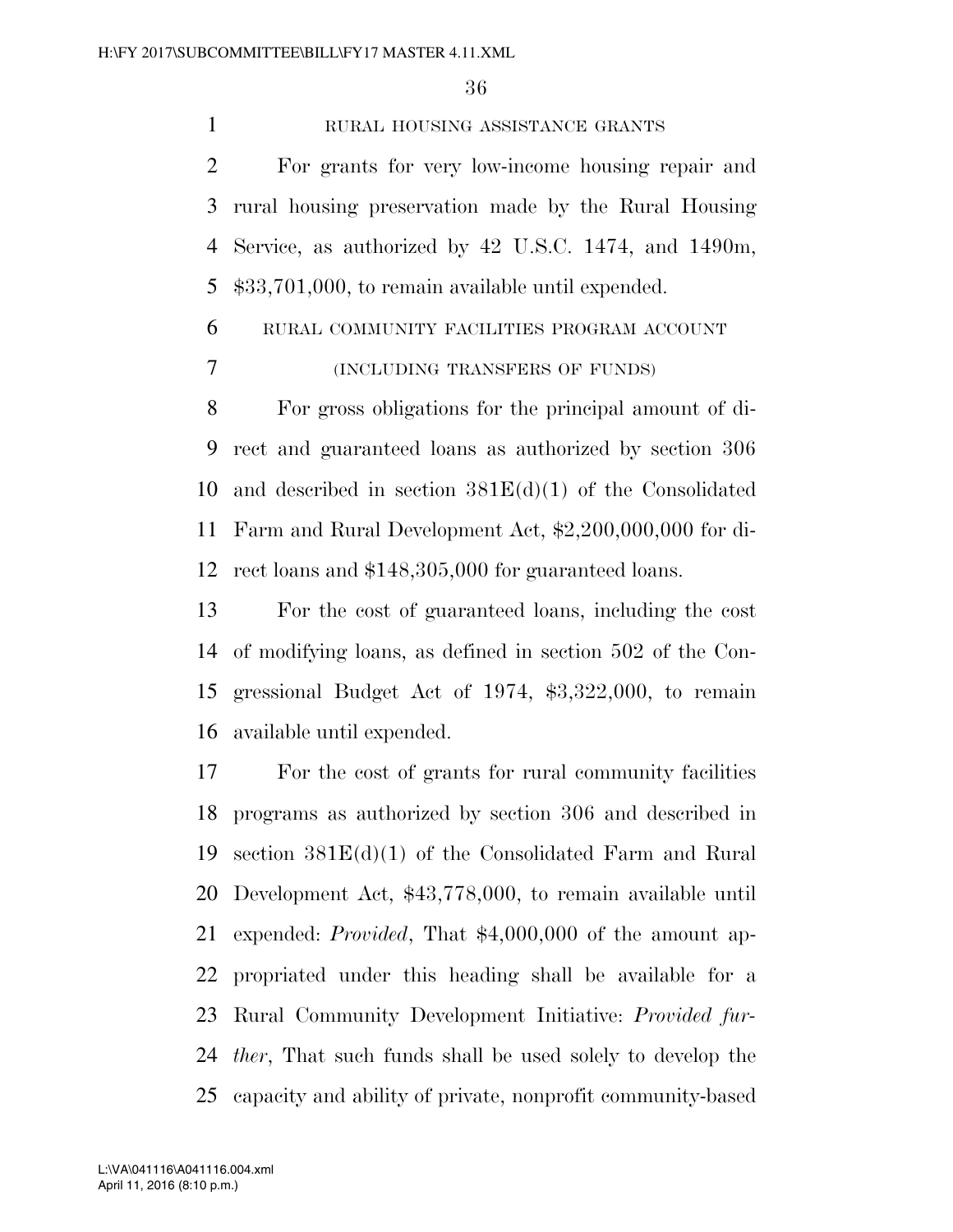RURAL HOUSING ASSISTANCE GRANTS

For grants for very low-income housing repair and rural housing preservation made by the Rural Housing Service, as authorized by 42 U.S.C. 1474, and 1490m, $33,701,000, to remain available until expended.

RURAL COMMUNITY FACILITIES PROGRAM ACCOUNT

(INCLUDING TRANSFERS OF FUNDS)

For gross obligations for the principal amount of direct and guaranteed loans as authorized by section 306 and described in section 381E(d)(1) of the Consolidated Farm and Rural Development Act, $2,200,000,000 for direct loans and $148,305,000 for guaranteed loans.

For the cost of guaranteed loans, including the cost of modifying loans, as defined in section 502 of the Congressional Budget Act of 1974, $3,322,000, to remain available until expended.

For the cost of grants for rural community facilities programs as authorized by section 306 and described in section 381E(d)(1) of the Consolidated Farm and Rural Development Act, $43,778,000, to remain available until expended: *Provided*, That $4,000,000 of the amount appropriated under this heading shall be available for a Rural Community Development Initiative: *Provided further*, That such funds shall be used solely to develop the capacity and ability of private, nonprofit community-based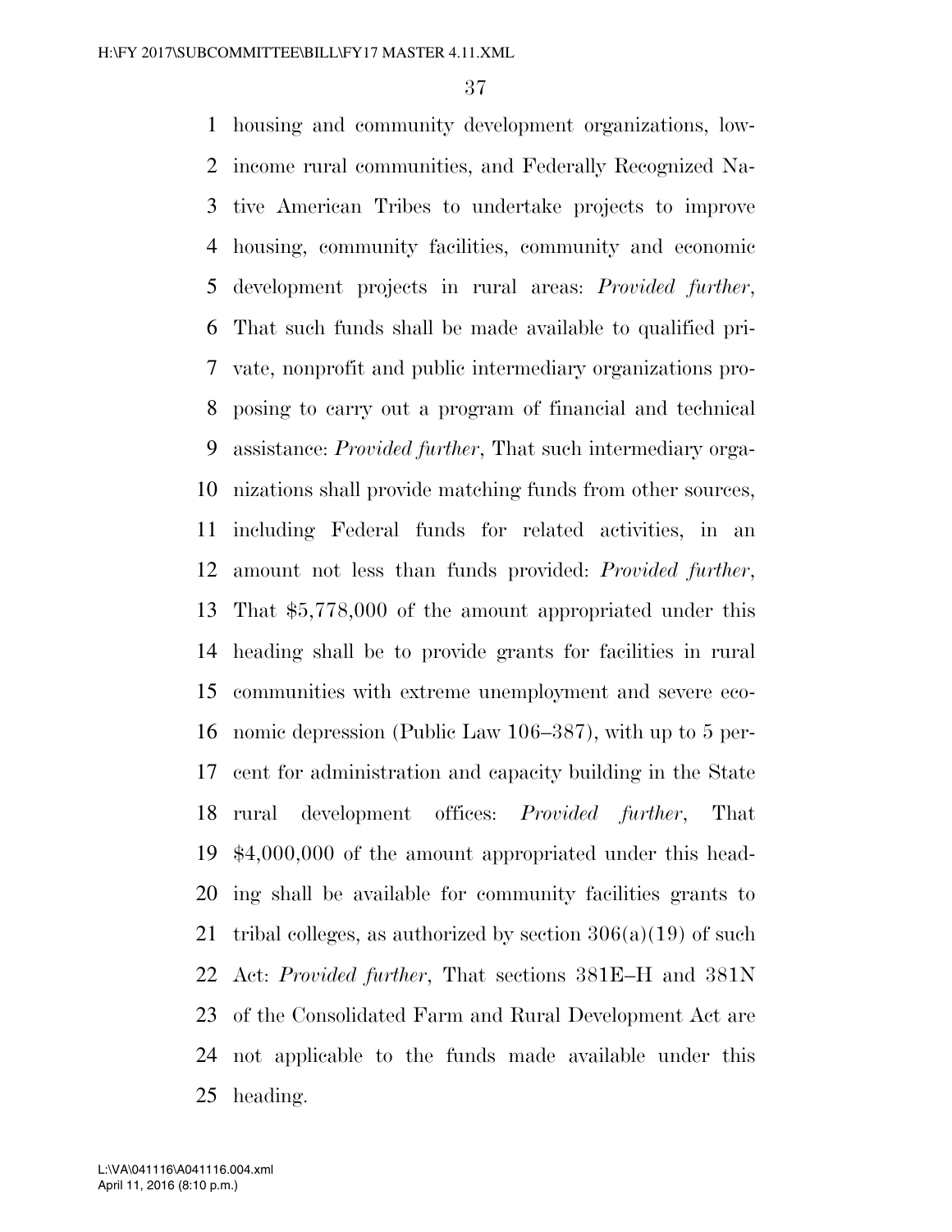housing and community development organizations, low-income rural communities, and Federally Recognized Native American Tribes to undertake projects to improve housing, community facilities, community and economic development projects in rural areas: *Provided further*, That such funds shall be made available to qualified private, nonprofit and public intermediary organizations proposing to carry out a program of financial and technical assistance: *Provided further*, That such intermediary organizations shall provide matching funds from other sources, including Federal funds for related activities, in an amount not less than funds provided: *Provided further*, That $5,778,000 of the amount appropriated under this heading shall be to provide grants for facilities in rural communities with extreme unemployment and severe economic depression (Public Law 106–387), with up to 5 percent for administration and capacity building in the State rural development offices: *Provided further*, That $4,000,000 of the amount appropriated under this heading shall be available for community facilities grants to tribal colleges, as authorized by section 306(a)(19) of such Act: *Provided further*, That sections 381E–H and 381N of the Consolidated Farm and Rural Development Act are not applicable to the funds made available under this heading.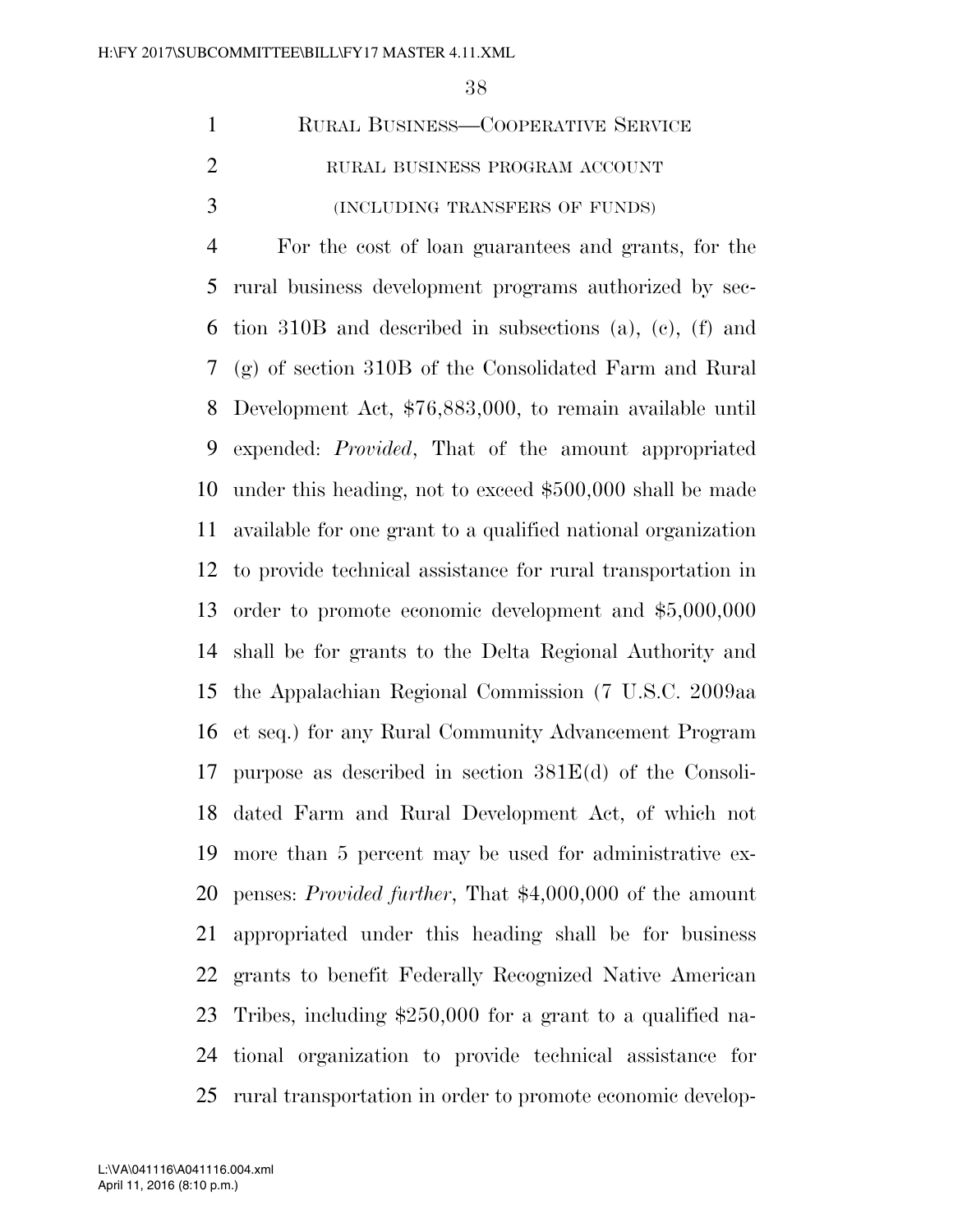### RURAL BUSINESS—COOPERATIVE SERVICE

#### RURAL BUSINESS PROGRAM ACCOUNT

(INCLUDING TRANSFERS OF FUNDS)

For the cost of loan guarantees and grants, for the rural business development programs authorized by section 310B and described in subsections (a), (c), (f) and (g) of section 310B of the Consolidated Farm and Rural Development Act, $76,883,000, to remain available until expended: *Provided*, That of the amount appropriated under this heading, not to exceed $500,000 shall be made available for one grant to a qualified national organization to provide technical assistance for rural transportation in order to promote economic development and $5,000,000 shall be for grants to the Delta Regional Authority and the Appalachian Regional Commission (7 U.S.C. 2009aa et seq.) for any Rural Community Advancement Program purpose as described in section 381E(d) of the Consolidated Farm and Rural Development Act, of which not more than 5 percent may be used for administrative expenses: *Provided further*, That $4,000,000 of the amount appropriated under this heading shall be for business grants to benefit Federally Recognized Native American Tribes, including $250,000 for a grant to a qualified national organization to provide technical assistance for rural transportation in order to promote economic develop-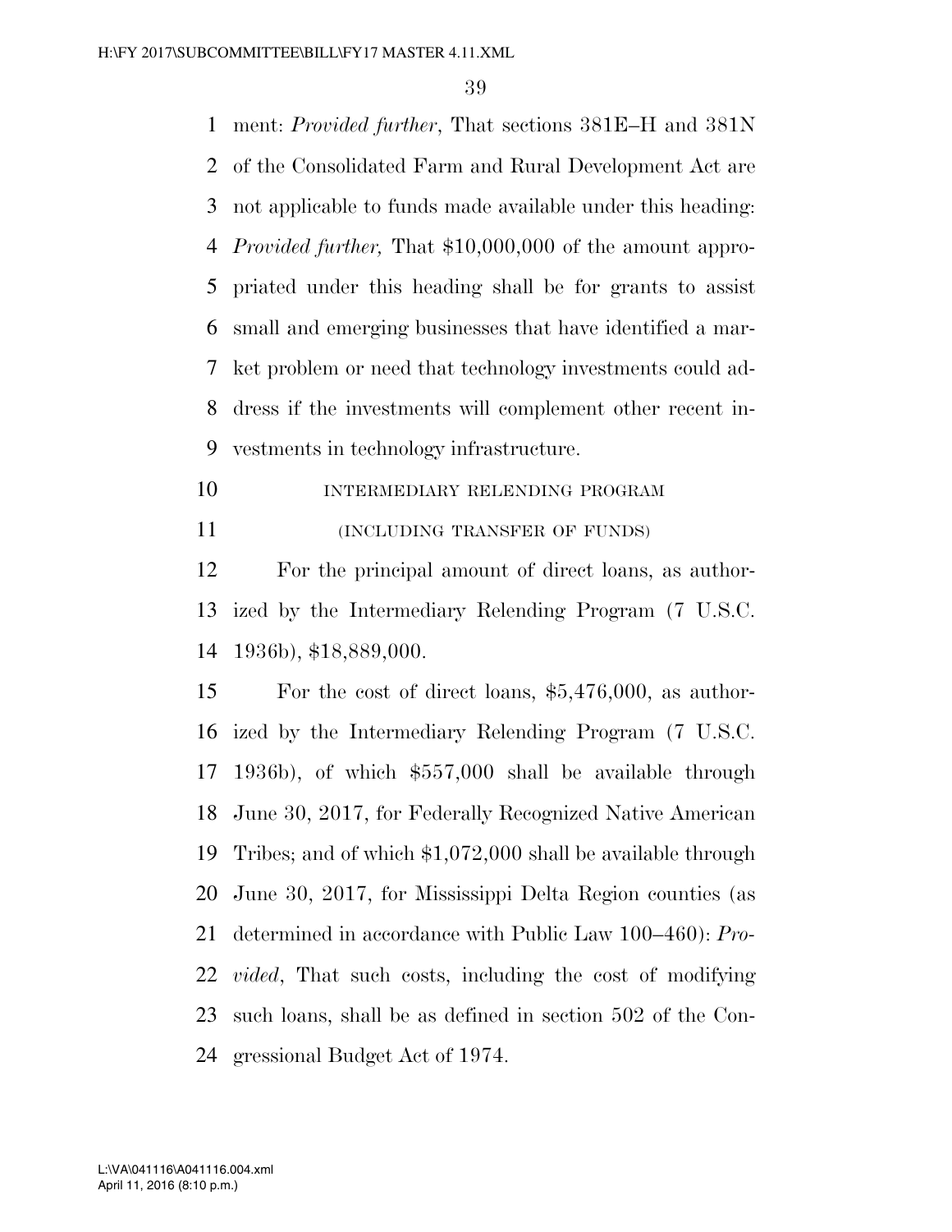ment: *Provided further*, That sections 381E–H and 381N of the Consolidated Farm and Rural Development Act are not applicable to funds made available under this heading: *Provided further,* That $10,000,000 of the amount appropriated under this heading shall be for grants to assist small and emerging businesses that have identified a market problem or need that technology investments could address if the investments will complement other recent investments in technology infrastructure.

INTERMEDIARY RELENDING PROGRAM

(INCLUDING TRANSFER OF FUNDS)

For the principal amount of direct loans, as authorized by the Intermediary Relending Program (7 U.S.C. 1936b), $18,889,000.

For the cost of direct loans, $5,476,000, as authorized by the Intermediary Relending Program (7 U.S.C. 1936b), of which $557,000 shall be available through June 30, 2017, for Federally Recognized Native American Tribes; and of which $1,072,000 shall be available through June 30, 2017, for Mississippi Delta Region counties (as determined in accordance with Public Law 100–460): *Provided*, That such costs, including the cost of modifying such loans, shall be as defined in section 502 of the Congressional Budget Act of 1974.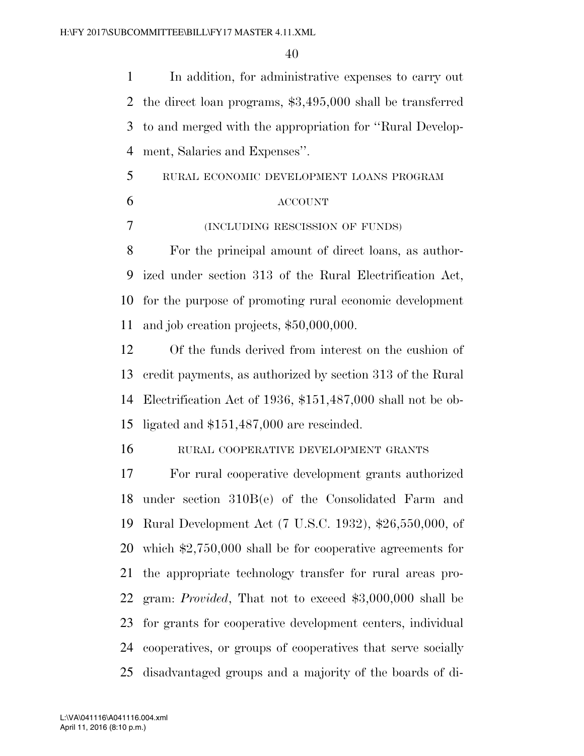In addition, for administrative expenses to carry out the direct loan programs, $3,495,000 shall be transferred to and merged with the appropriation for ''Rural Development, Salaries and Expenses''.

RURAL ECONOMIC DEVELOPMENT LOANS PROGRAM ACCOUNT

(INCLUDING RESCISSION OF FUNDS)

For the principal amount of direct loans, as authorized under section 313 of the Rural Electrification Act, for the purpose of promoting rural economic development and job creation projects, $50,000,000.

Of the funds derived from interest on the cushion of credit payments, as authorized by section 313 of the Rural Electrification Act of 1936, $151,487,000 shall not be obligated and $151,487,000 are rescinded.

RURAL COOPERATIVE DEVELOPMENT GRANTS

For rural cooperative development grants authorized under section 310B(e) of the Consolidated Farm and Rural Development Act (7 U.S.C. 1932), $26,550,000, of which $2,750,000 shall be for cooperative agreements for the appropriate technology transfer for rural areas program: *Provided*, That not to exceed $3,000,000 shall be for grants for cooperative development centers, individual cooperatives, or groups of cooperatives that serve socially disadvantaged groups and a majority of the boards of di-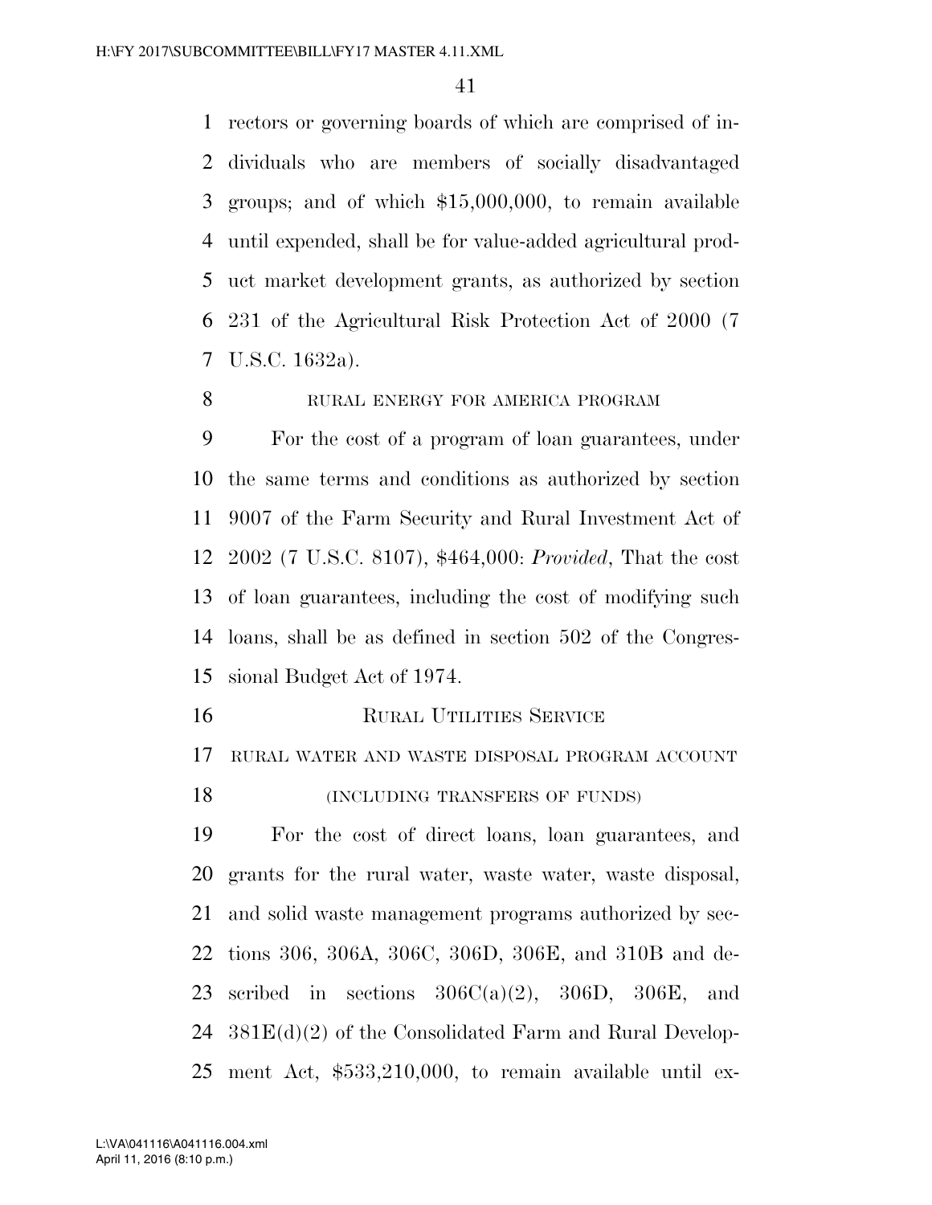rectors or governing boards of which are comprised of individuals who are members of socially disadvantaged groups; and of which $15,000,000, to remain available until expended, shall be for value-added agricultural product market development grants, as authorized by section 231 of the Agricultural Risk Protection Act of 2000 (7 U.S.C. 1632a).

RURAL ENERGY FOR AMERICA PROGRAM

For the cost of a program of loan guarantees, under the same terms and conditions as authorized by section 9007 of the Farm Security and Rural Investment Act of 2002 (7 U.S.C. 8107), $464,000: *Provided*, That the cost of loan guarantees, including the cost of modifying such loans, shall be as defined in section 502 of the Congressional Budget Act of 1974.

RURAL UTILITIES SERVICE

RURAL WATER AND WASTE DISPOSAL PROGRAM ACCOUNT

(INCLUDING TRANSFERS OF FUNDS)

For the cost of direct loans, loan guarantees, and grants for the rural water, waste water, waste disposal, and solid waste management programs authorized by sections 306, 306A, 306C, 306D, 306E, and 310B and described in sections 306C(a)(2), 306D, 306E, and 381E(d)(2) of the Consolidated Farm and Rural Development Act, $533,210,000, to remain available until ex-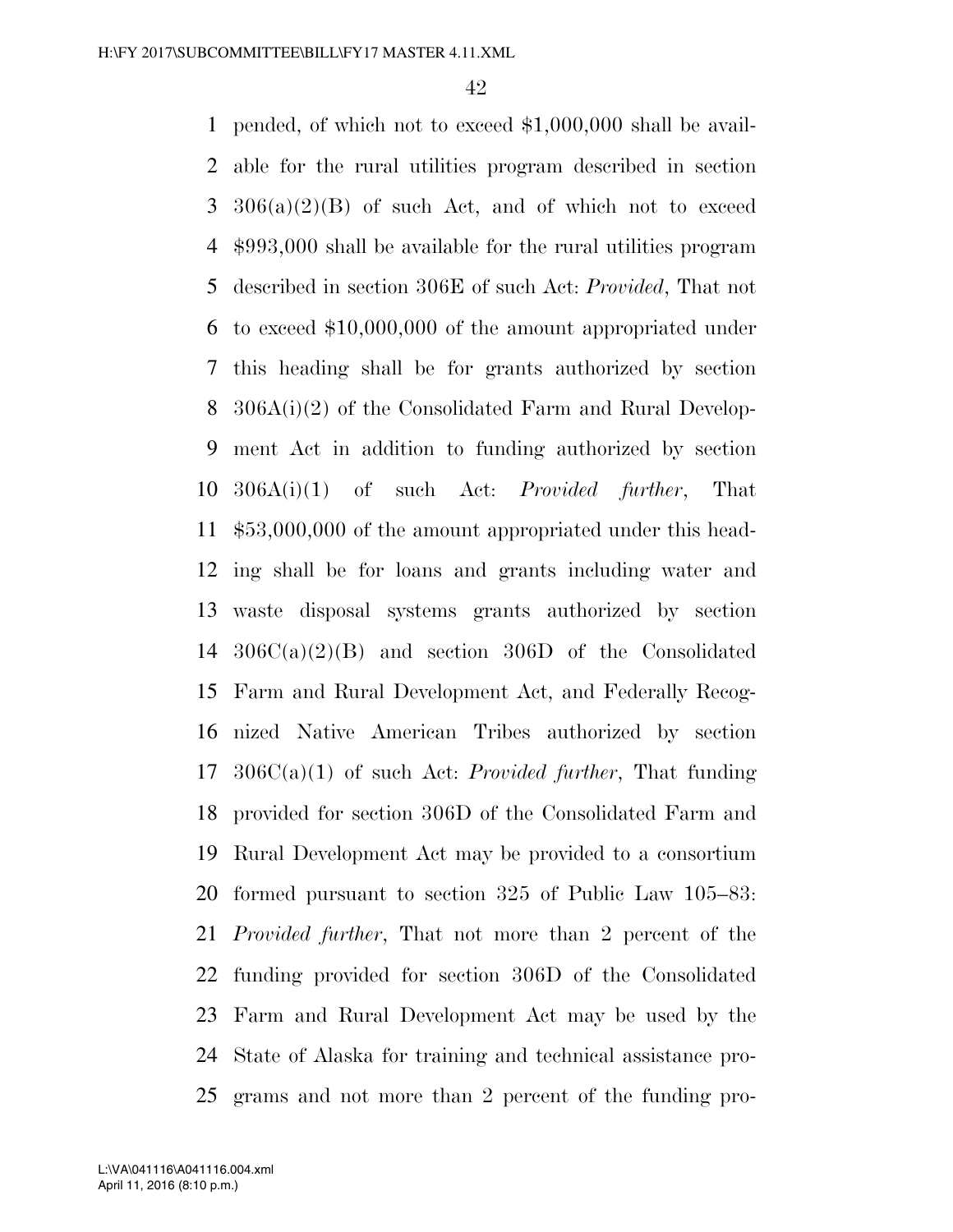pended, of which not to exceed $1,000,000 shall be available for the rural utilities program described in section 306(a)(2)(B) of such Act, and of which not to exceed $993,000 shall be available for the rural utilities program described in section 306E of such Act: *Provided*, That not to exceed $10,000,000 of the amount appropriated under this heading shall be for grants authorized by section 306A(i)(2) of the Consolidated Farm and Rural Development Act in addition to funding authorized by section 306A(i)(1) of such Act: *Provided further*, That $53,000,000 of the amount appropriated under this heading shall be for loans and grants including water and waste disposal systems grants authorized by section 306C(a)(2)(B) and section 306D of the Consolidated Farm and Rural Development Act, and Federally Recognized Native American Tribes authorized by section 306C(a)(1) of such Act: *Provided further*, That funding provided for section 306D of the Consolidated Farm and Rural Development Act may be provided to a consortium formed pursuant to section 325 of Public Law 105–83: *Provided further*, That not more than 2 percent of the funding provided for section 306D of the Consolidated Farm and Rural Development Act may be used by the State of Alaska for training and technical assistance programs and not more than 2 percent of the funding pro-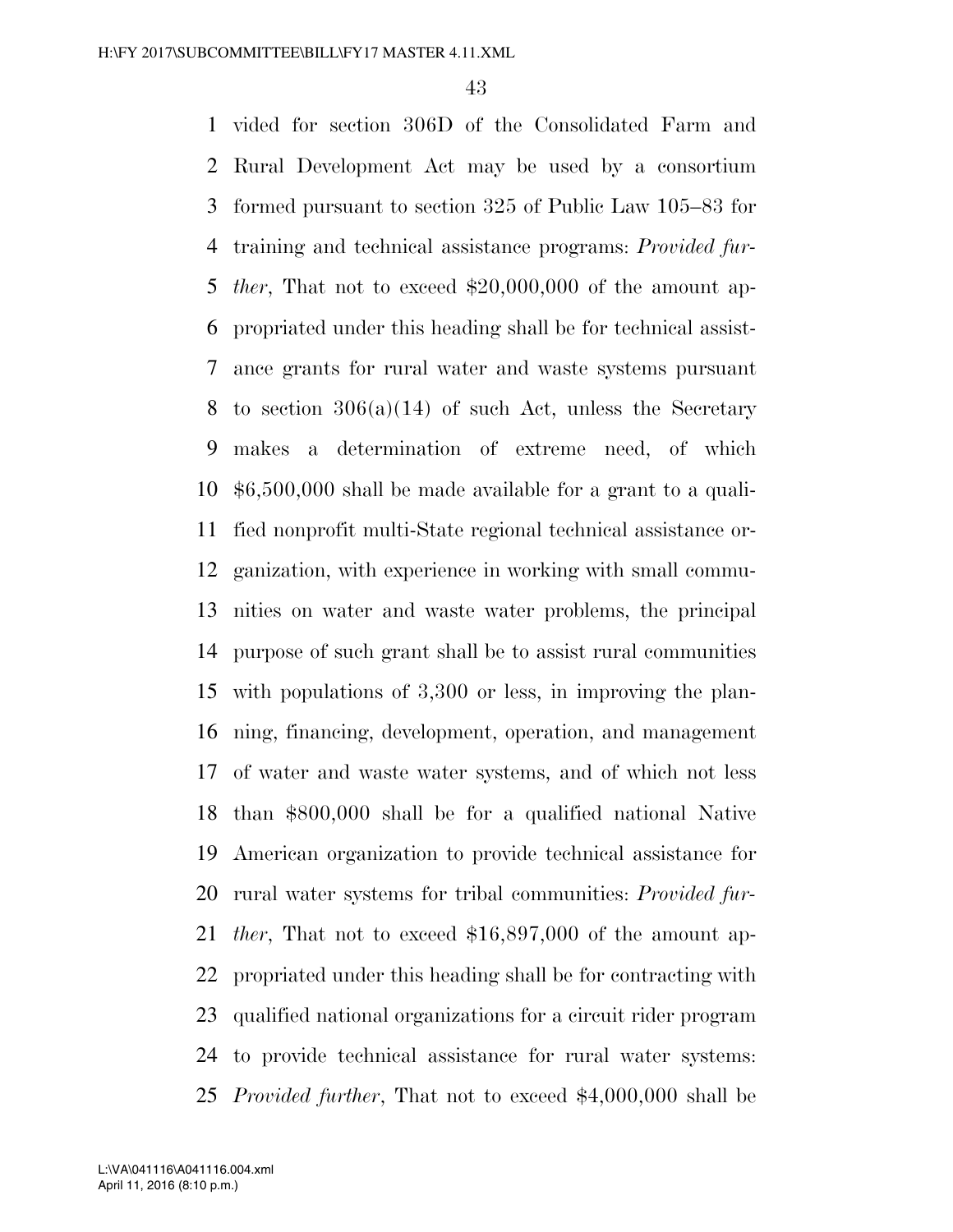vided for section 306D of the Consolidated Farm and Rural Development Act may be used by a consortium formed pursuant to section 325 of Public Law 105–83 for training and technical assistance programs: *Provided further*, That not to exceed $20,000,000 of the amount appropriated under this heading shall be for technical assistance grants for rural water and waste systems pursuant to section 306(a)(14) of such Act, unless the Secretary makes a determination of extreme need, of which $6,500,000 shall be made available for a grant to a qualified nonprofit multi-State regional technical assistance organization, with experience in working with small communities on water and waste water problems, the principal purpose of such grant shall be to assist rural communities with populations of 3,300 or less, in improving the planning, financing, development, operation, and management of water and waste water systems, and of which not less than $800,000 shall be for a qualified national Native American organization to provide technical assistance for rural water systems for tribal communities: *Provided further*, That not to exceed $16,897,000 of the amount appropriated under this heading shall be for contracting with qualified national organizations for a circuit rider program to provide technical assistance for rural water systems: *Provided further*, That not to exceed $4,000,000 shall be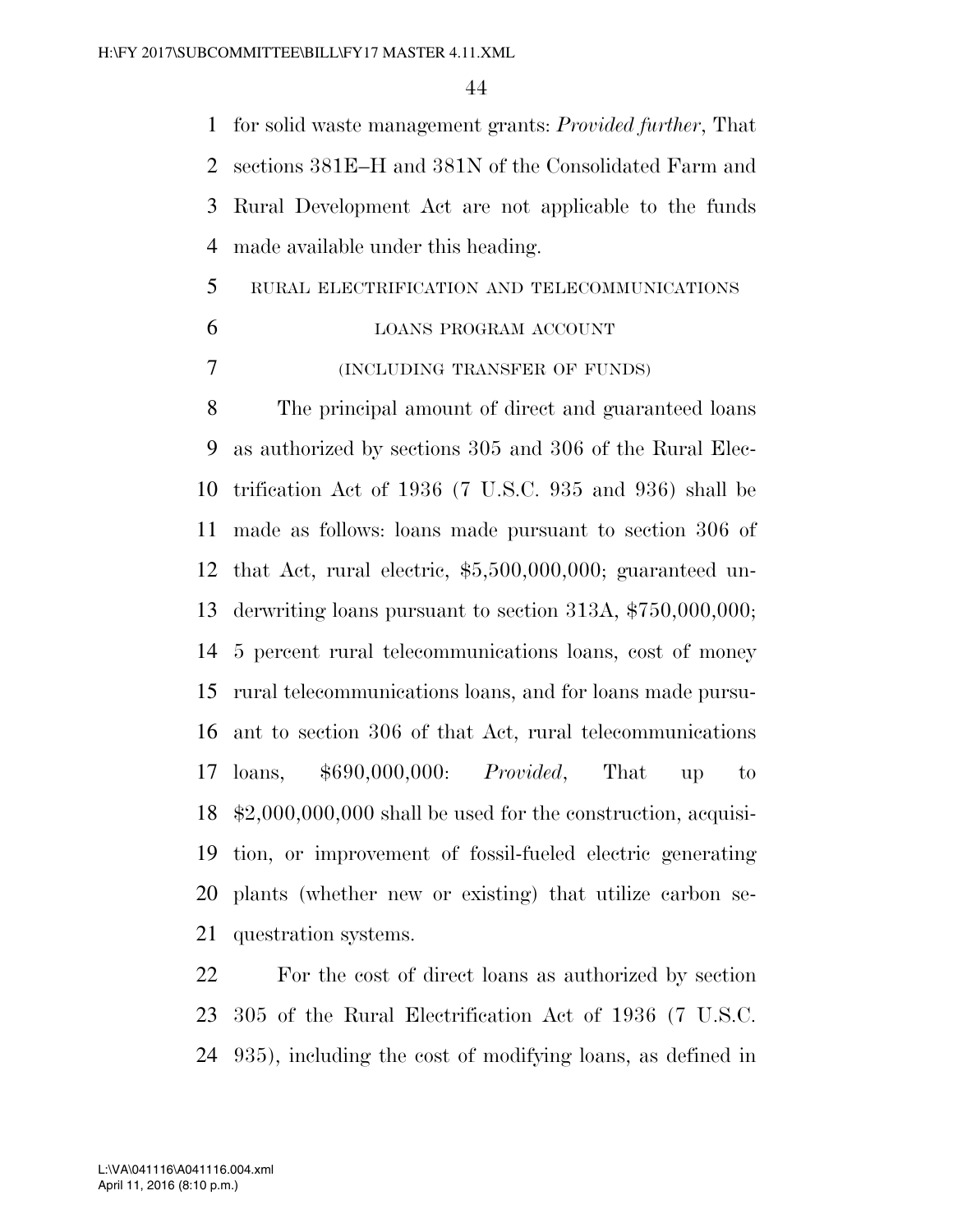for solid waste management grants: *Provided further*, That sections 381E–H and 381N of the Consolidated Farm and Rural Development Act are not applicable to the funds made available under this heading.

RURAL ELECTRIFICATION AND TELECOMMUNICATIONS LOANS PROGRAM ACCOUNT

(INCLUDING TRANSFER OF FUNDS)

The principal amount of direct and guaranteed loans as authorized by sections 305 and 306 of the Rural Electrification Act of 1936 (7 U.S.C. 935 and 936) shall be made as follows: loans made pursuant to section 306 of that Act, rural electric, $5,500,000,000; guaranteed underwriting loans pursuant to section 313A, $750,000,000; 5 percent rural telecommunications loans, cost of money rural telecommunications loans, and for loans made pursuant to section 306 of that Act, rural telecommunications loans, $690,000,000: *Provided*, That up to $2,000,000,000 shall be used for the construction, acquisition, or improvement of fossil-fueled electric generating plants (whether new or existing) that utilize carbon sequestration systems.

For the cost of direct loans as authorized by section 305 of the Rural Electrification Act of 1936 (7 U.S.C. 935), including the cost of modifying loans, as defined in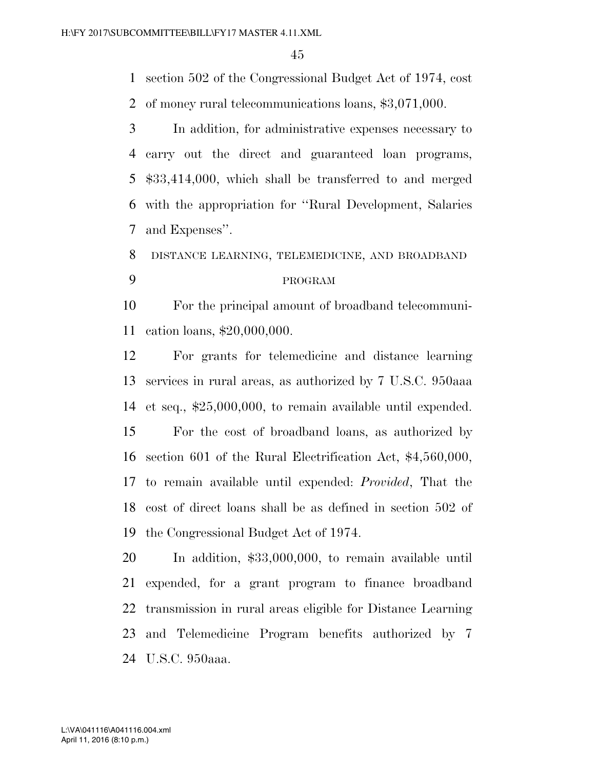section 502 of the Congressional Budget Act of 1974, cost of money rural telecommunications loans, $3,071,000.

In addition, for administrative expenses necessary to carry out the direct and guaranteed loan programs, $33,414,000, which shall be transferred to and merged with the appropriation for ''Rural Development, Salaries and Expenses''.

DISTANCE LEARNING, TELEMEDICINE, AND BROADBAND PROGRAM

For the principal amount of broadband telecommunication loans, $20,000,000.

For grants for telemedicine and distance learning services in rural areas, as authorized by 7 U.S.C. 950aaa et seq., $25,000,000, to remain available until expended.

For the cost of broadband loans, as authorized by section 601 of the Rural Electrification Act, $4,560,000, to remain available until expended: *Provided*, That the cost of direct loans shall be as defined in section 502 of the Congressional Budget Act of 1974.

In addition, $33,000,000, to remain available until expended, for a grant program to finance broadband transmission in rural areas eligible for Distance Learning and Telemedicine Program benefits authorized by 7 U.S.C. 950aaa.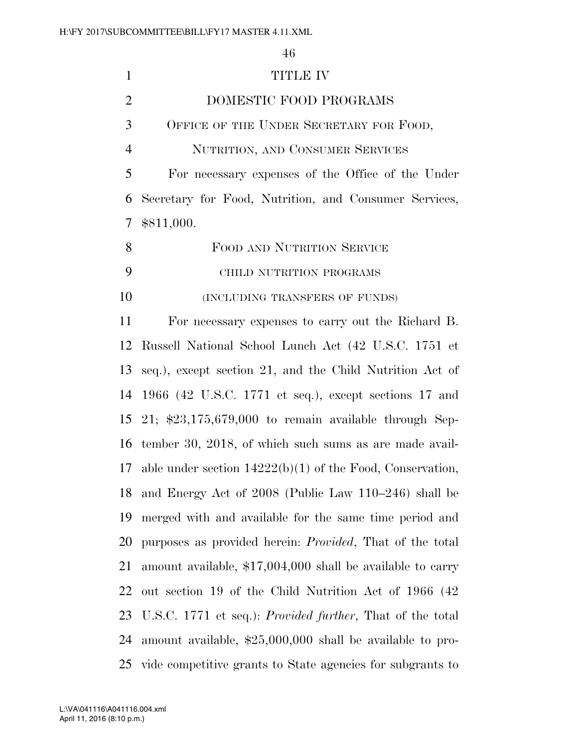# TITLE IV

# DOMESTIC FOOD PROGRAMS

## OFFICE OF THE UNDER SECRETARY FOR FOOD, NUTRITION, AND CONSUMER SERVICES

For necessary expenses of the Office of the Under Secretary for Food, Nutrition, and Consumer Services, $811,000.

## FOOD AND NUTRITION SERVICE

### CHILD NUTRITION PROGRAMS

#### (INCLUDING TRANSFERS OF FUNDS)

For necessary expenses to carry out the Richard B. Russell National School Lunch Act (42 U.S.C. 1751 et seq.), except section 21, and the Child Nutrition Act of 1966 (42 U.S.C. 1771 et seq.), except sections 17 and 21; $23,175,679,000 to remain available through September 30, 2018, of which such sums as are made available under section 14222(b)(1) of the Food, Conservation, and Energy Act of 2008 (Public Law 110–246) shall be merged with and available for the same time period and purposes as provided herein: *Provided*, That of the total amount available, $17,004,000 shall be available to carry out section 19 of the Child Nutrition Act of 1966 (42 U.S.C. 1771 et seq.): *Provided further*, That of the total amount available, $25,000,000 shall be available to provide competitive grants to State agencies for subgrants to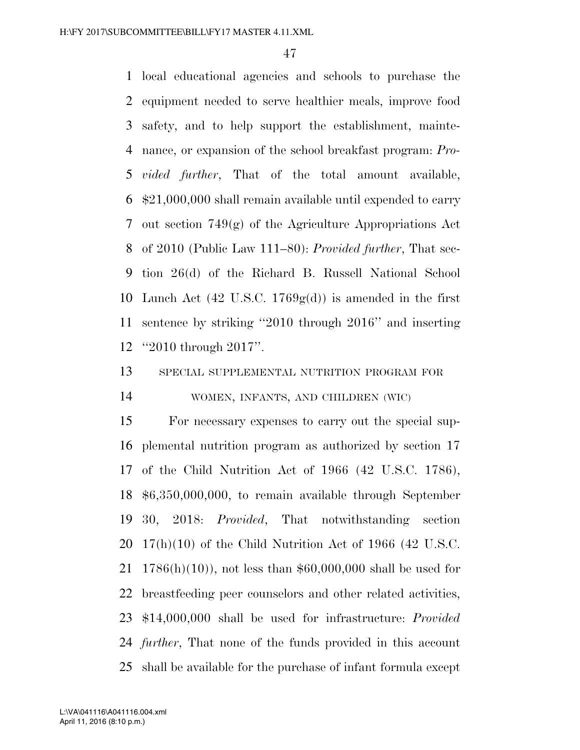local educational agencies and schools to purchase the equipment needed to serve healthier meals, improve food safety, and to help support the establishment, maintenance, or expansion of the school breakfast program: *Provided further*, That of the total amount available, $21,000,000 shall remain available until expended to carry out section 749(g) of the Agriculture Appropriations Act of 2010 (Public Law 111–80): *Provided further*, That section 26(d) of the Richard B. Russell National School Lunch Act (42 U.S.C. 1769g(d)) is amended in the first sentence by striking ''2010 through 2016'' and inserting ''2010 through 2017''.

SPECIAL SUPPLEMENTAL NUTRITION PROGRAM FOR WOMEN, INFANTS, AND CHILDREN (WIC)

For necessary expenses to carry out the special supplemental nutrition program as authorized by section 17 of the Child Nutrition Act of 1966 (42 U.S.C. 1786), $6,350,000,000, to remain available through September 30, 2018: *Provided*, That notwithstanding section 17(h)(10) of the Child Nutrition Act of 1966 (42 U.S.C. 1786(h)(10)), not less than $60,000,000 shall be used for breastfeeding peer counselors and other related activities, $14,000,000 shall be used for infrastructure: *Provided further*, That none of the funds provided in this account shall be available for the purchase of infant formula except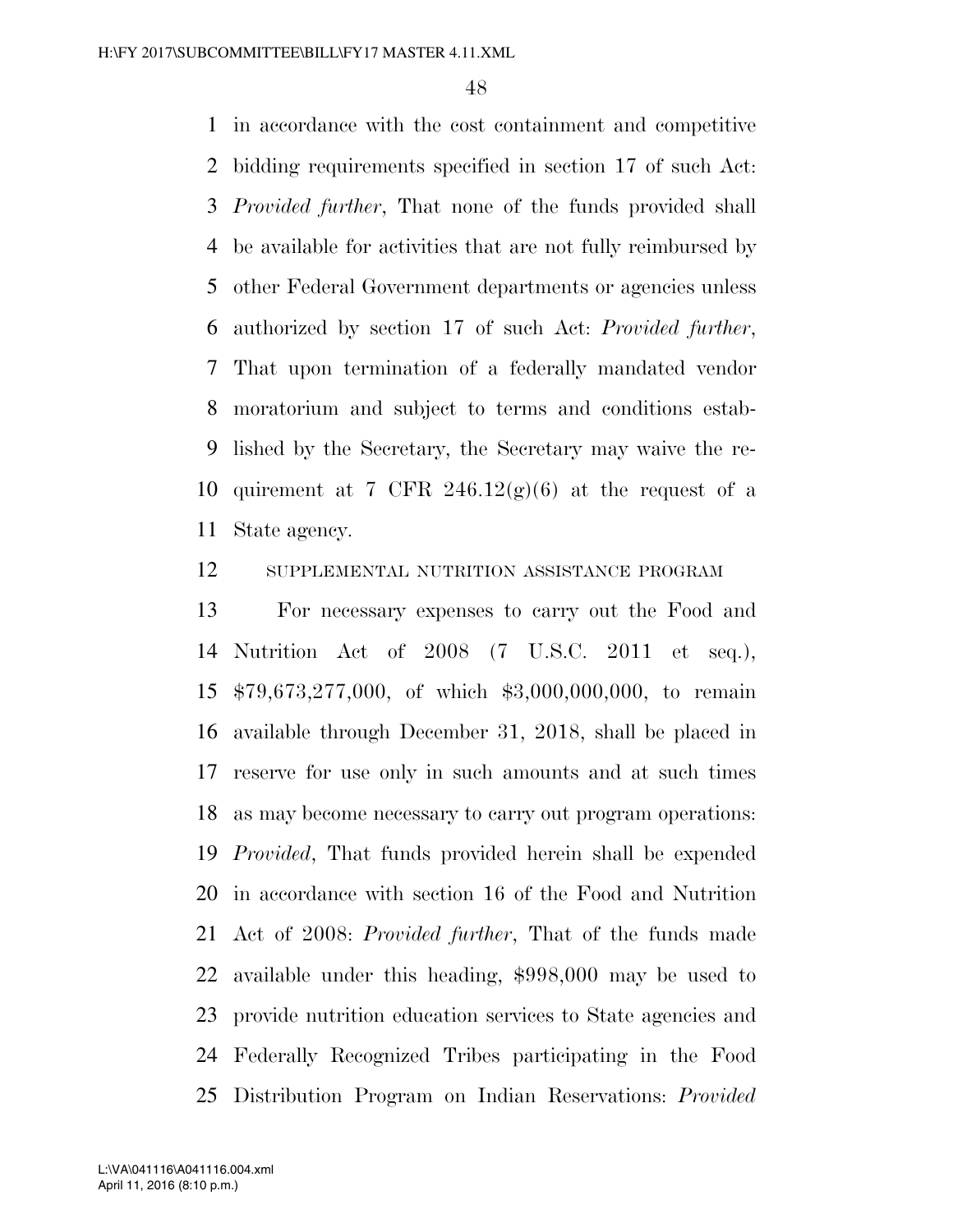in accordance with the cost containment and competitive bidding requirements specified in section 17 of such Act: *Provided further*, That none of the funds provided shall be available for activities that are not fully reimbursed by other Federal Government departments or agencies unless authorized by section 17 of such Act: *Provided further*, That upon termination of a federally mandated vendor moratorium and subject to terms and conditions established by the Secretary, the Secretary may waive the requirement at 7 CFR 246.12(g)(6) at the request of a State agency.

SUPPLEMENTAL NUTRITION ASSISTANCE PROGRAM

For necessary expenses to carry out the Food and Nutrition Act of 2008 (7 U.S.C. 2011 et seq.), $79,673,277,000, of which $3,000,000,000, to remain available through December 31, 2018, shall be placed in reserve for use only in such amounts and at such times as may become necessary to carry out program operations: *Provided*, That funds provided herein shall be expended in accordance with section 16 of the Food and Nutrition Act of 2008: *Provided further*, That of the funds made available under this heading, $998,000 may be used to provide nutrition education services to State agencies and Federally Recognized Tribes participating in the Food Distribution Program on Indian Reservations: *Provided*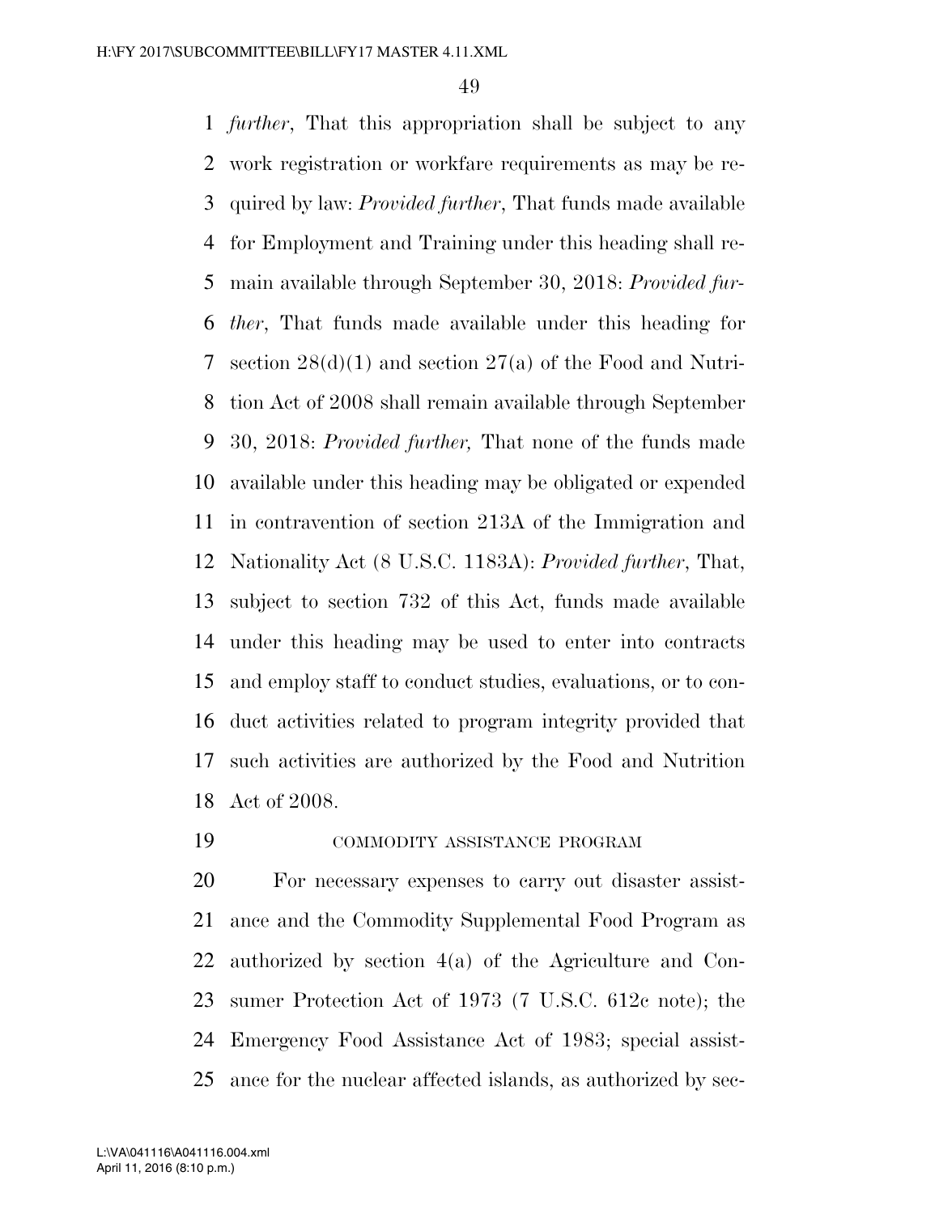*further*, That this appropriation shall be subject to any work registration or workfare requirements as may be required by law: *Provided further*, That funds made available for Employment and Training under this heading shall remain available through September 30, 2018: *Provided further*, That funds made available under this heading for section 28(d)(1) and section 27(a) of the Food and Nutrition Act of 2008 shall remain available through September 30, 2018: *Provided further,* That none of the funds made available under this heading may be obligated or expended in contravention of section 213A of the Immigration and Nationality Act (8 U.S.C. 1183A): *Provided further*, That, subject to section 732 of this Act, funds made available under this heading may be used to enter into contracts and employ staff to conduct studies, evaluations, or to conduct activities related to program integrity provided that such activities are authorized by the Food and Nutrition Act of 2008.

COMMODITY ASSISTANCE PROGRAM

For necessary expenses to carry out disaster assistance and the Commodity Supplemental Food Program as authorized by section 4(a) of the Agriculture and Consumer Protection Act of 1973 (7 U.S.C. 612c note); the Emergency Food Assistance Act of 1983; special assistance for the nuclear affected islands, as authorized by sec-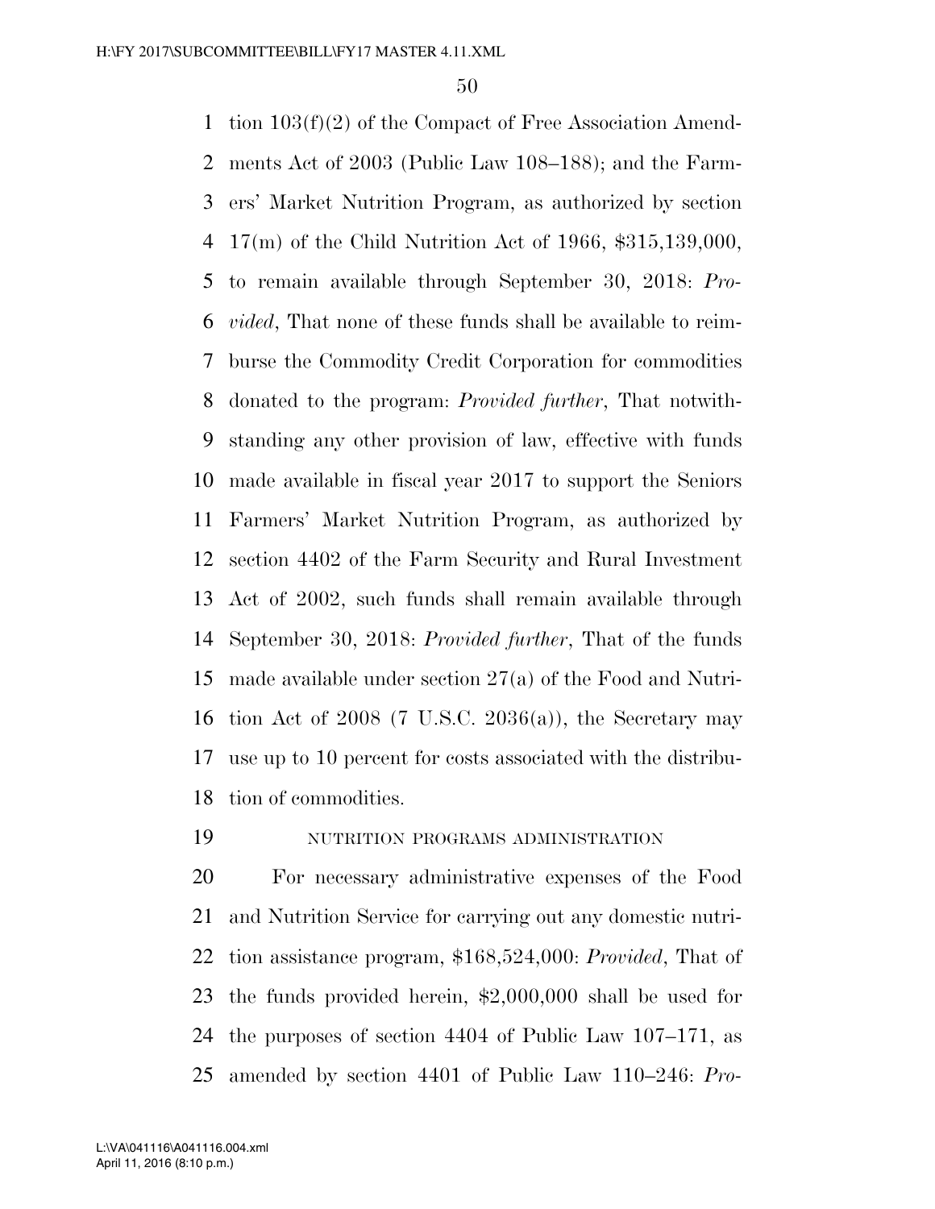tion 103(f)(2) of the Compact of Free Association Amendments Act of 2003 (Public Law 108–188); and the Farmers' Market Nutrition Program, as authorized by section 17(m) of the Child Nutrition Act of 1966, $315,139,000, to remain available through September 30, 2018: *Provided*, That none of these funds shall be available to reimburse the Commodity Credit Corporation for commodities donated to the program: *Provided further*, That notwithstanding any other provision of law, effective with funds made available in fiscal year 2017 to support the Seniors Farmers' Market Nutrition Program, as authorized by section 4402 of the Farm Security and Rural Investment Act of 2002, such funds shall remain available through September 30, 2018: *Provided further*, That of the funds made available under section 27(a) of the Food and Nutrition Act of 2008 (7 U.S.C. 2036(a)), the Secretary may use up to 10 percent for costs associated with the distribution of commodities.

NUTRITION PROGRAMS ADMINISTRATION

For necessary administrative expenses of the Food and Nutrition Service for carrying out any domestic nutrition assistance program, $168,524,000: *Provided*, That of the funds provided herein, $2,000,000 shall be used for the purposes of section 4404 of Public Law 107–171, as amended by section 4401 of Public Law 110–246: *Pro-*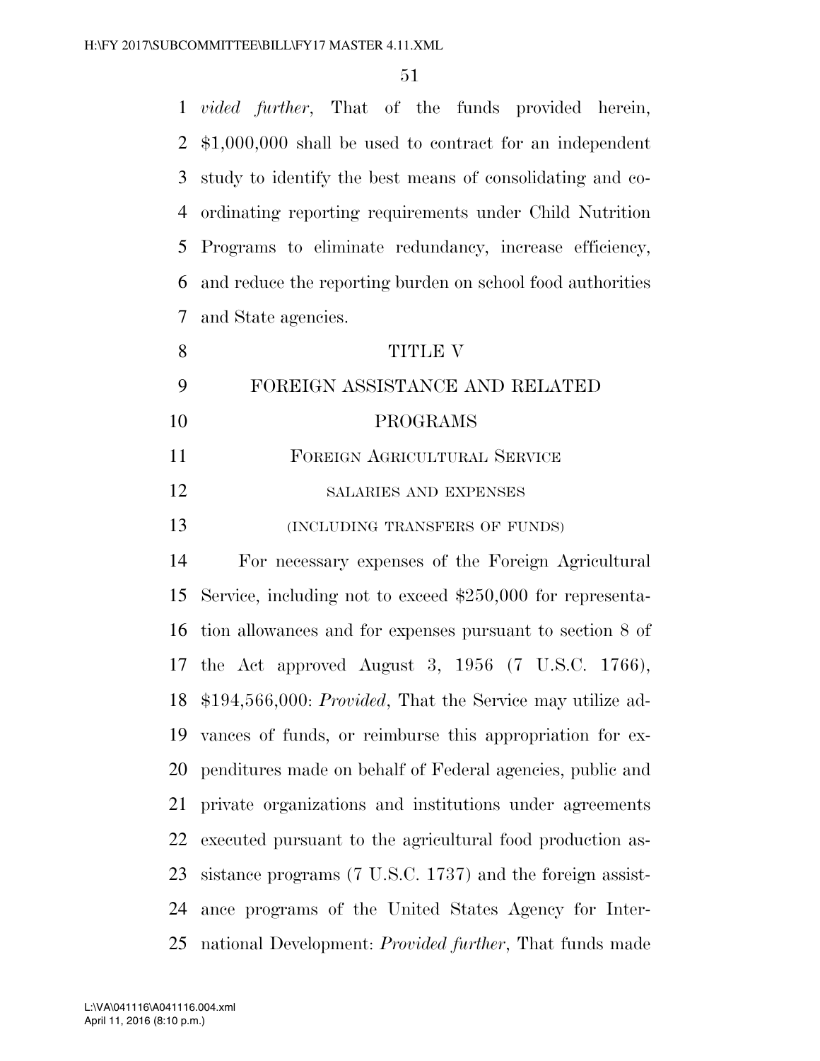*vided further*, That of the funds provided herein, $1,000,000 shall be used to contract for an independent study to identify the best means of consolidating and coordinating reporting requirements under Child Nutrition Programs to eliminate redundancy, increase efficiency, and reduce the reporting burden on school food authorities and State agencies.

# TITLE V

# FOREIGN ASSISTANCE AND RELATED PROGRAMS

## FOREIGN AGRICULTURAL SERVICE

### SALARIES AND EXPENSES

### (INCLUDING TRANSFERS OF FUNDS)

For necessary expenses of the Foreign Agricultural Service, including not to exceed $250,000 for representation allowances and for expenses pursuant to section 8 of the Act approved August 3, 1956 (7 U.S.C. 1766), $194,566,000: *Provided*, That the Service may utilize advances of funds, or reimburse this appropriation for expenditures made on behalf of Federal agencies, public and private organizations and institutions under agreements executed pursuant to the agricultural food production assistance programs (7 U.S.C. 1737) and the foreign assistance programs of the United States Agency for International Development: *Provided further*, That funds made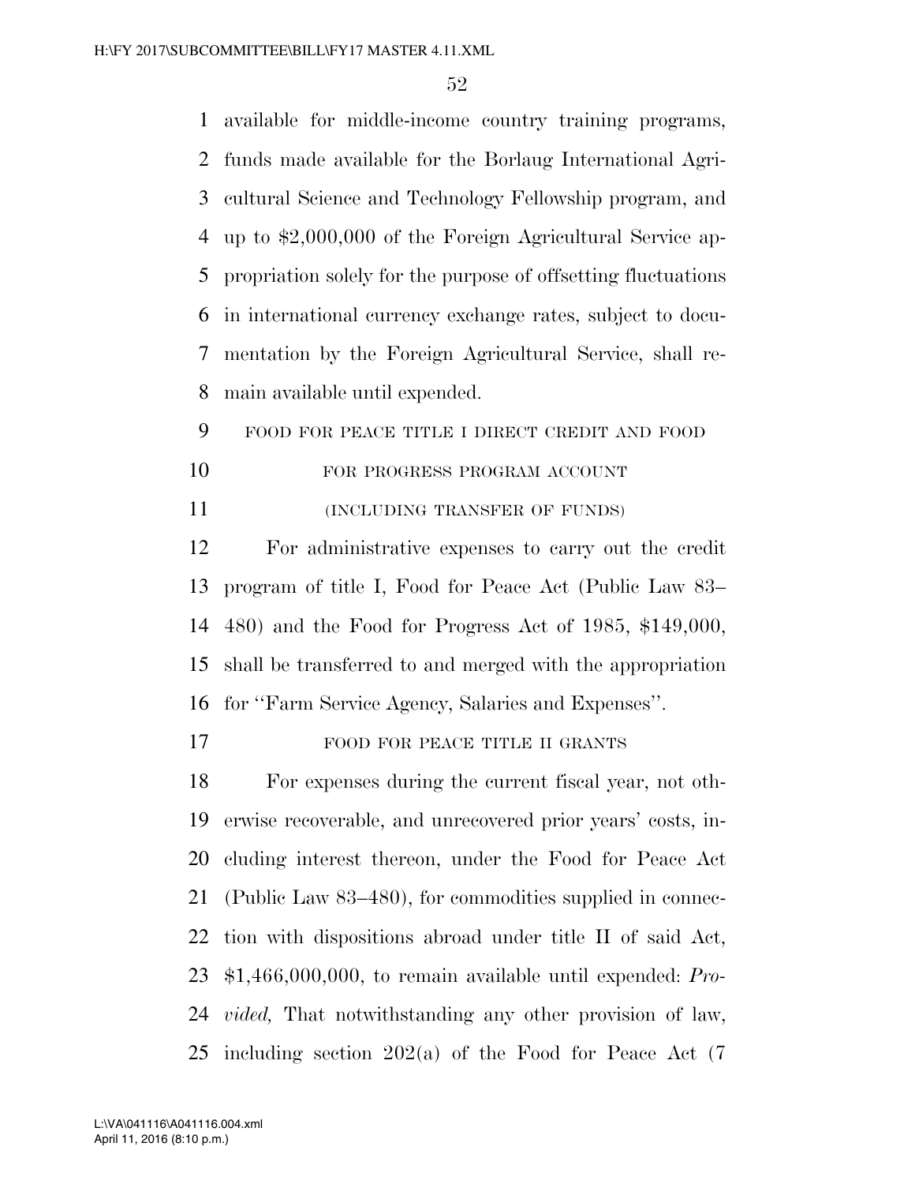available for middle-income country training programs, funds made available for the Borlaug International Agricultural Science and Technology Fellowship program, and up to $2,000,000 of the Foreign Agricultural Service appropriation solely for the purpose of offsetting fluctuations in international currency exchange rates, subject to documentation by the Foreign Agricultural Service, shall remain available until expended.

FOOD FOR PEACE TITLE I DIRECT CREDIT AND FOOD FOR PROGRESS PROGRAM ACCOUNT

(INCLUDING TRANSFER OF FUNDS)

For administrative expenses to carry out the credit program of title I, Food for Peace Act (Public Law 83–480) and the Food for Progress Act of 1985, $149,000, shall be transferred to and merged with the appropriation for ''Farm Service Agency, Salaries and Expenses''.

FOOD FOR PEACE TITLE II GRANTS

For expenses during the current fiscal year, not otherwise recoverable, and unrecovered prior years' costs, including interest thereon, under the Food for Peace Act (Public Law 83–480), for commodities supplied in connection with dispositions abroad under title II of said Act, $1,466,000,000, to remain available until expended: *Provided,* That notwithstanding any other provision of law, including section 202(a) of the Food for Peace Act (7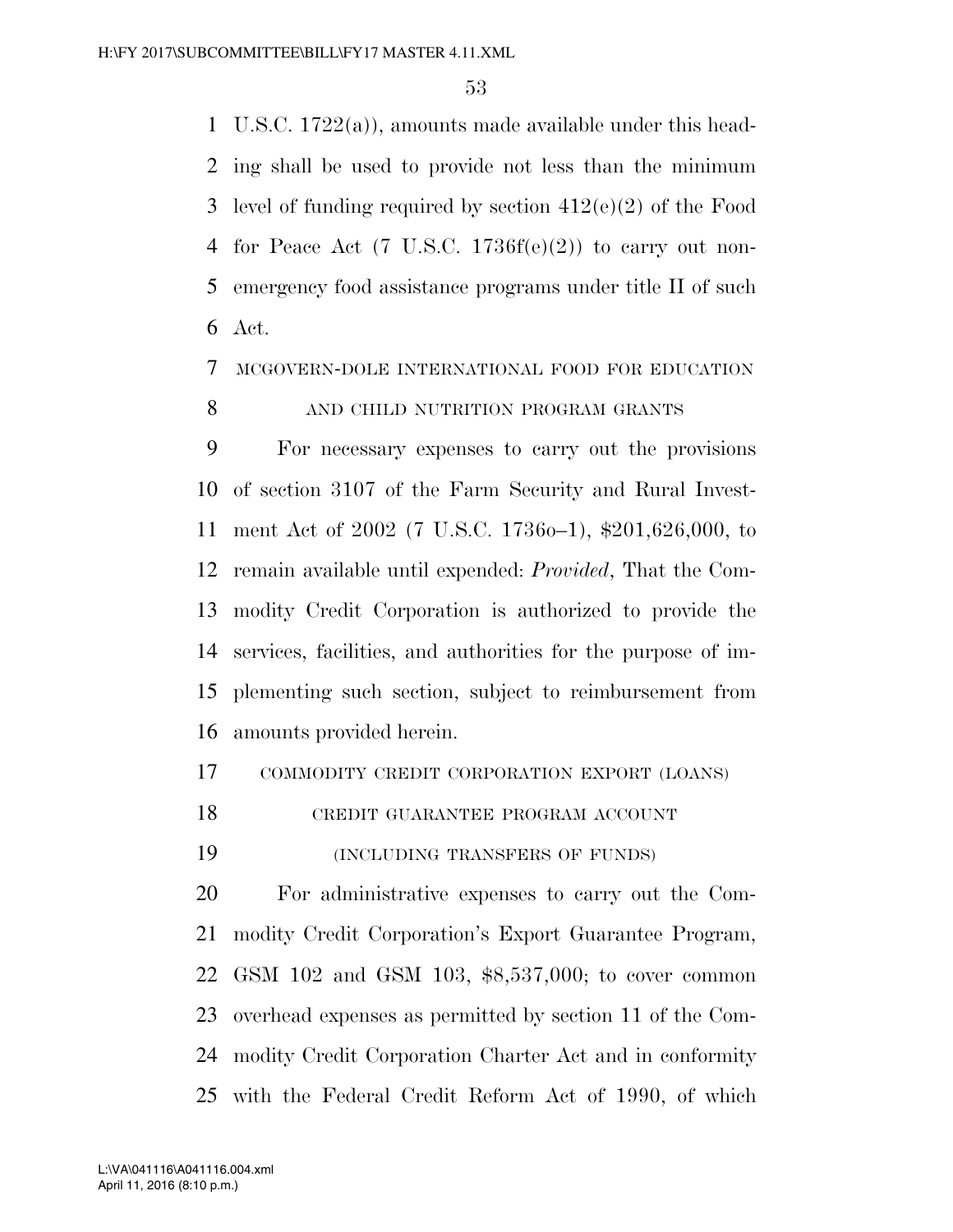U.S.C. 1722(a)), amounts made available under this heading shall be used to provide not less than the minimum level of funding required by section 412(e)(2) of the Food for Peace Act (7 U.S.C. 1736f(e)(2)) to carry out non-emergency food assistance programs under title II of such Act.

MCGOVERN-DOLE INTERNATIONAL FOOD FOR EDUCATION AND CHILD NUTRITION PROGRAM GRANTS

For necessary expenses to carry out the provisions of section 3107 of the Farm Security and Rural Investment Act of 2002 (7 U.S.C. 1736o–1), $201,626,000, to remain available until expended: *Provided*, That the Commodity Credit Corporation is authorized to provide the services, facilities, and authorities for the purpose of implementing such section, subject to reimbursement from amounts provided herein.

COMMODITY CREDIT CORPORATION EXPORT (LOANS) CREDIT GUARANTEE PROGRAM ACCOUNT

(INCLUDING TRANSFERS OF FUNDS)

For administrative expenses to carry out the Commodity Credit Corporation's Export Guarantee Program, GSM 102 and GSM 103, $8,537,000; to cover common overhead expenses as permitted by section 11 of the Commodity Credit Corporation Charter Act and in conformity with the Federal Credit Reform Act of 1990, of which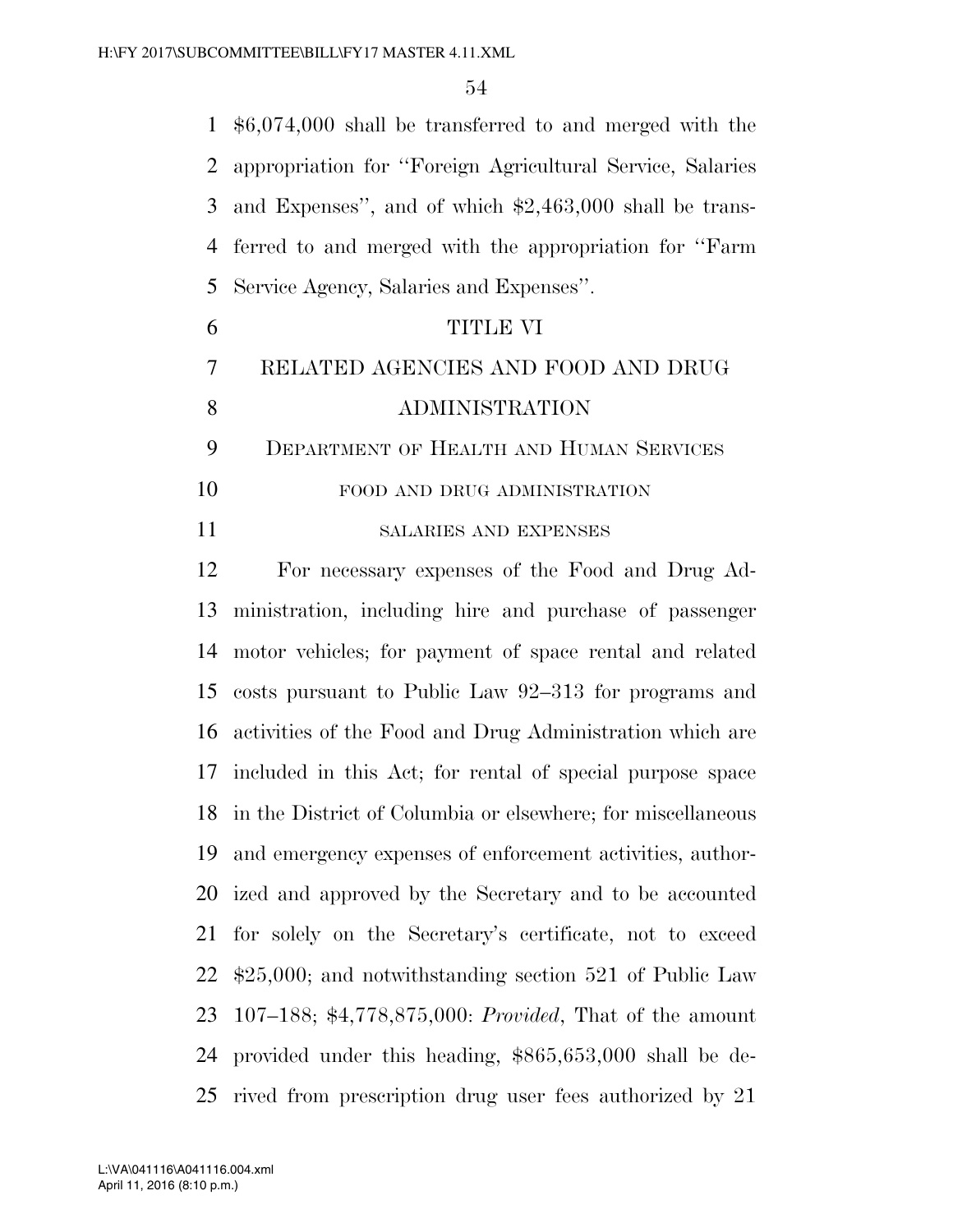$6,074,000 shall be transferred to and merged with the appropriation for ''Foreign Agricultural Service, Salaries and Expenses'', and of which $2,463,000 shall be transferred to and merged with the appropriation for ''Farm Service Agency, Salaries and Expenses''.

# TITLE VI

# RELATED AGENCIES AND FOOD AND DRUG ADMINISTRATION

## DEPARTMENT OF HEALTH AND HUMAN SERVICES

### FOOD AND DRUG ADMINISTRATION

#### SALARIES AND EXPENSES

For necessary expenses of the Food and Drug Administration, including hire and purchase of passenger motor vehicles; for payment of space rental and related costs pursuant to Public Law 92–313 for programs and activities of the Food and Drug Administration which are included in this Act; for rental of special purpose space in the District of Columbia or elsewhere; for miscellaneous and emergency expenses of enforcement activities, authorized and approved by the Secretary and to be accounted for solely on the Secretary's certificate, not to exceed $25,000; and notwithstanding section 521 of Public Law 107–188; $4,778,875,000: *Provided*, That of the amount provided under this heading, $865,653,000 shall be derived from prescription drug user fees authorized by 21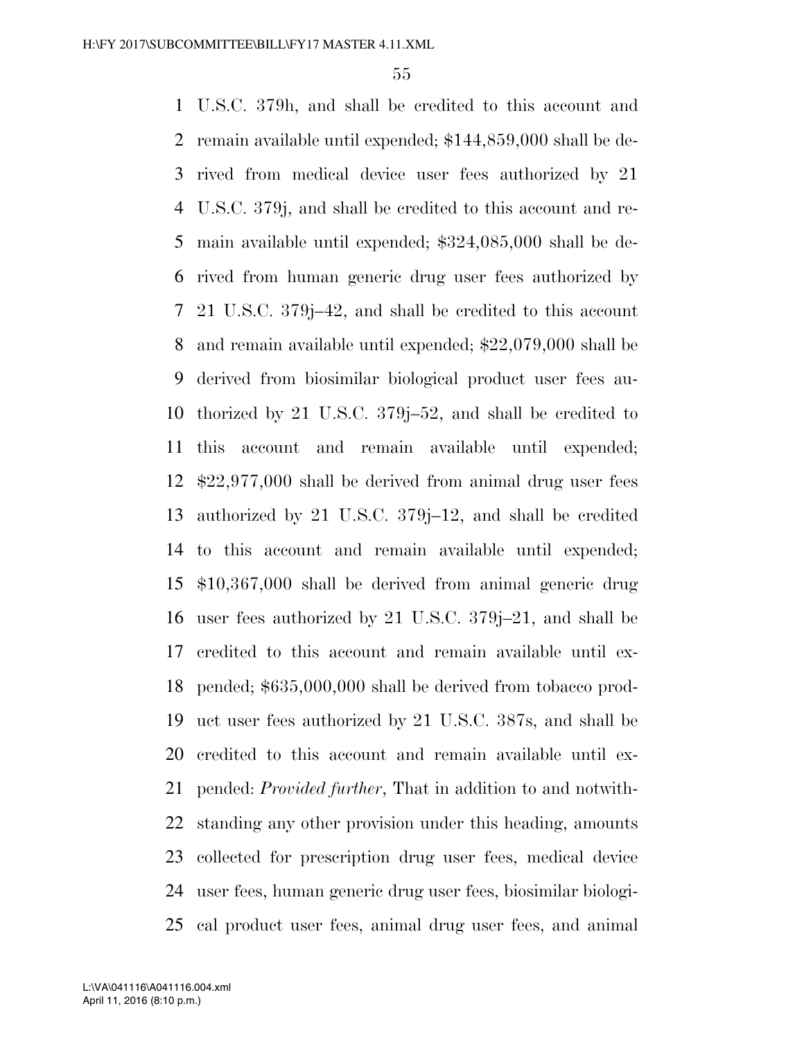U.S.C. 379h, and shall be credited to this account and remain available until expended; $144,859,000 shall be derived from medical device user fees authorized by 21 U.S.C. 379j, and shall be credited to this account and remain available until expended; $324,085,000 shall be derived from human generic drug user fees authorized by 21 U.S.C. 379j–42, and shall be credited to this account and remain available until expended; $22,079,000 shall be derived from biosimilar biological product user fees authorized by 21 U.S.C. 379j–52, and shall be credited to this account and remain available until expended; $22,977,000 shall be derived from animal drug user fees authorized by 21 U.S.C. 379j–12, and shall be credited to this account and remain available until expended; $10,367,000 shall be derived from animal generic drug user fees authorized by 21 U.S.C. 379j–21, and shall be credited to this account and remain available until expended; $635,000,000 shall be derived from tobacco product user fees authorized by 21 U.S.C. 387s, and shall be credited to this account and remain available until expended: *Provided further*, That in addition to and notwithstanding any other provision under this heading, amounts collected for prescription drug user fees, medical device user fees, human generic drug user fees, biosimilar biological product user fees, animal drug user fees, and animal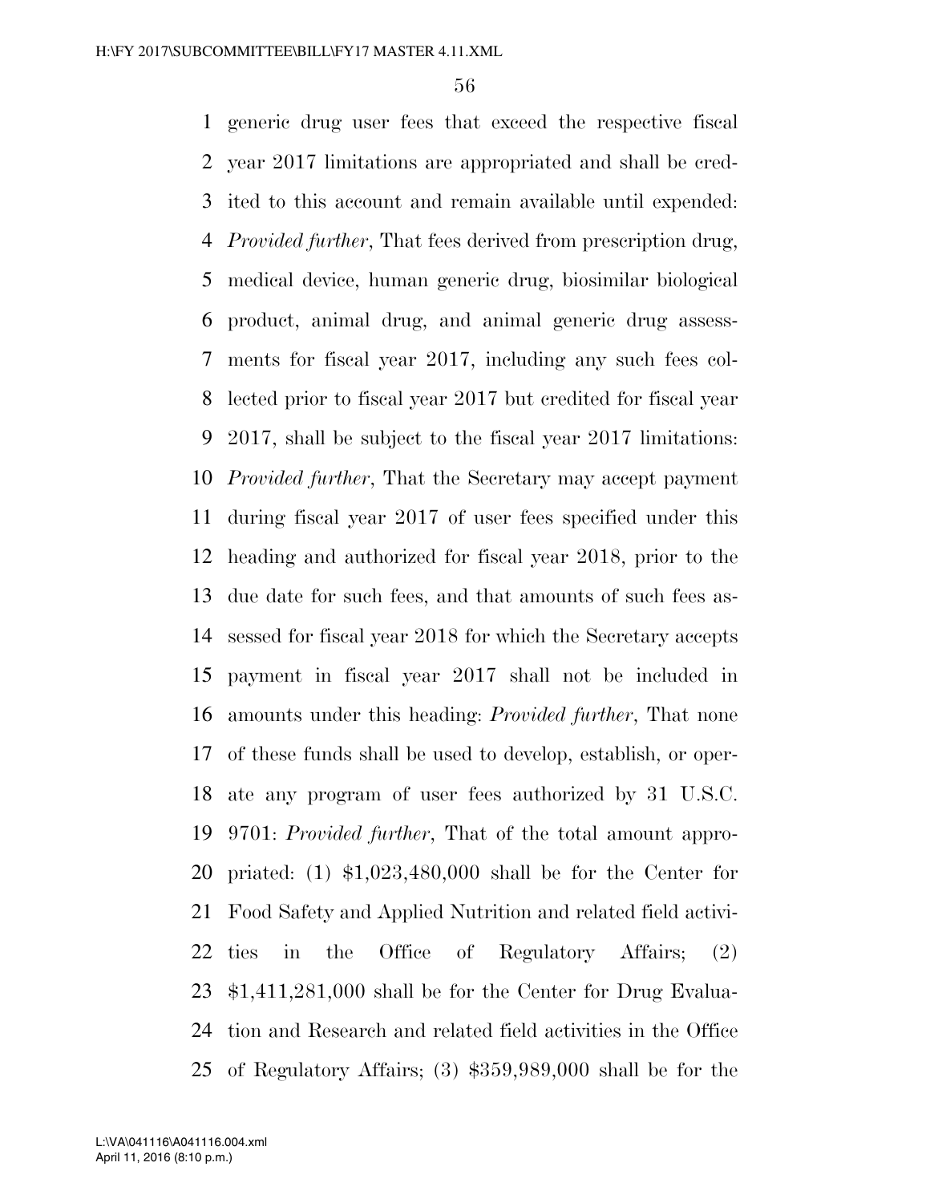generic drug user fees that exceed the respective fiscal year 2017 limitations are appropriated and shall be credited to this account and remain available until expended: *Provided further*, That fees derived from prescription drug, medical device, human generic drug, biosimilar biological product, animal drug, and animal generic drug assessments for fiscal year 2017, including any such fees collected prior to fiscal year 2017 but credited for fiscal year 2017, shall be subject to the fiscal year 2017 limitations: *Provided further*, That the Secretary may accept payment during fiscal year 2017 of user fees specified under this heading and authorized for fiscal year 2018, prior to the due date for such fees, and that amounts of such fees assessed for fiscal year 2018 for which the Secretary accepts payment in fiscal year 2017 shall not be included in amounts under this heading: *Provided further*, That none of these funds shall be used to develop, establish, or operate any program of user fees authorized by 31 U.S.C. 9701: *Provided further*, That of the total amount appropriated: (1) $1,023,480,000 shall be for the Center for Food Safety and Applied Nutrition and related field activities in the Office of Regulatory Affairs; (2) $1,411,281,000 shall be for the Center for Drug Evaluation and Research and related field activities in the Office of Regulatory Affairs; (3) $359,989,000 shall be for the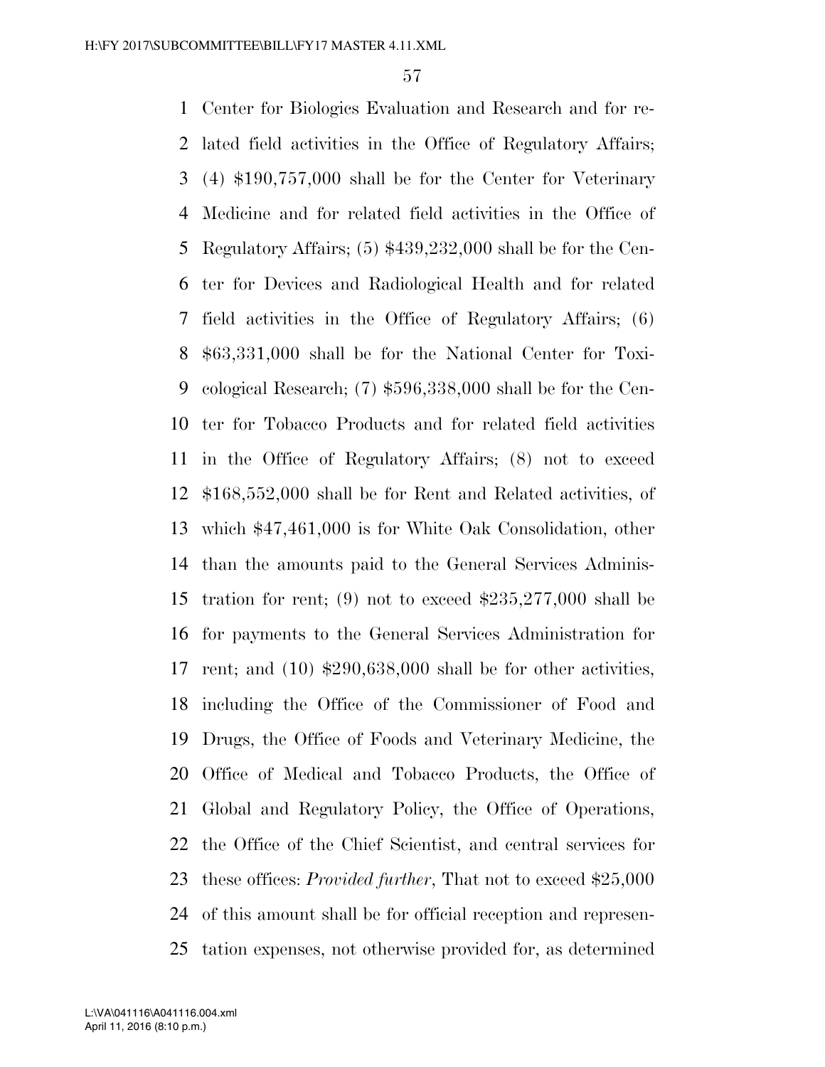Center for Biologics Evaluation and Research and for related field activities in the Office of Regulatory Affairs; (4) $190,757,000 shall be for the Center for Veterinary Medicine and for related field activities in the Office of Regulatory Affairs; (5) $439,232,000 shall be for the Center for Devices and Radiological Health and for related field activities in the Office of Regulatory Affairs; (6) $63,331,000 shall be for the National Center for Toxicological Research; (7) $596,338,000 shall be for the Center for Tobacco Products and for related field activities in the Office of Regulatory Affairs; (8) not to exceed $168,552,000 shall be for Rent and Related activities, of which $47,461,000 is for White Oak Consolidation, other than the amounts paid to the General Services Administration for rent; (9) not to exceed $235,277,000 shall be for payments to the General Services Administration for rent; and (10) $290,638,000 shall be for other activities, including the Office of the Commissioner of Food and Drugs, the Office of Foods and Veterinary Medicine, the Office of Medical and Tobacco Products, the Office of Global and Regulatory Policy, the Office of Operations, the Office of the Chief Scientist, and central services for these offices: *Provided further*, That not to exceed $25,000 of this amount shall be for official reception and representation expenses, not otherwise provided for, as determined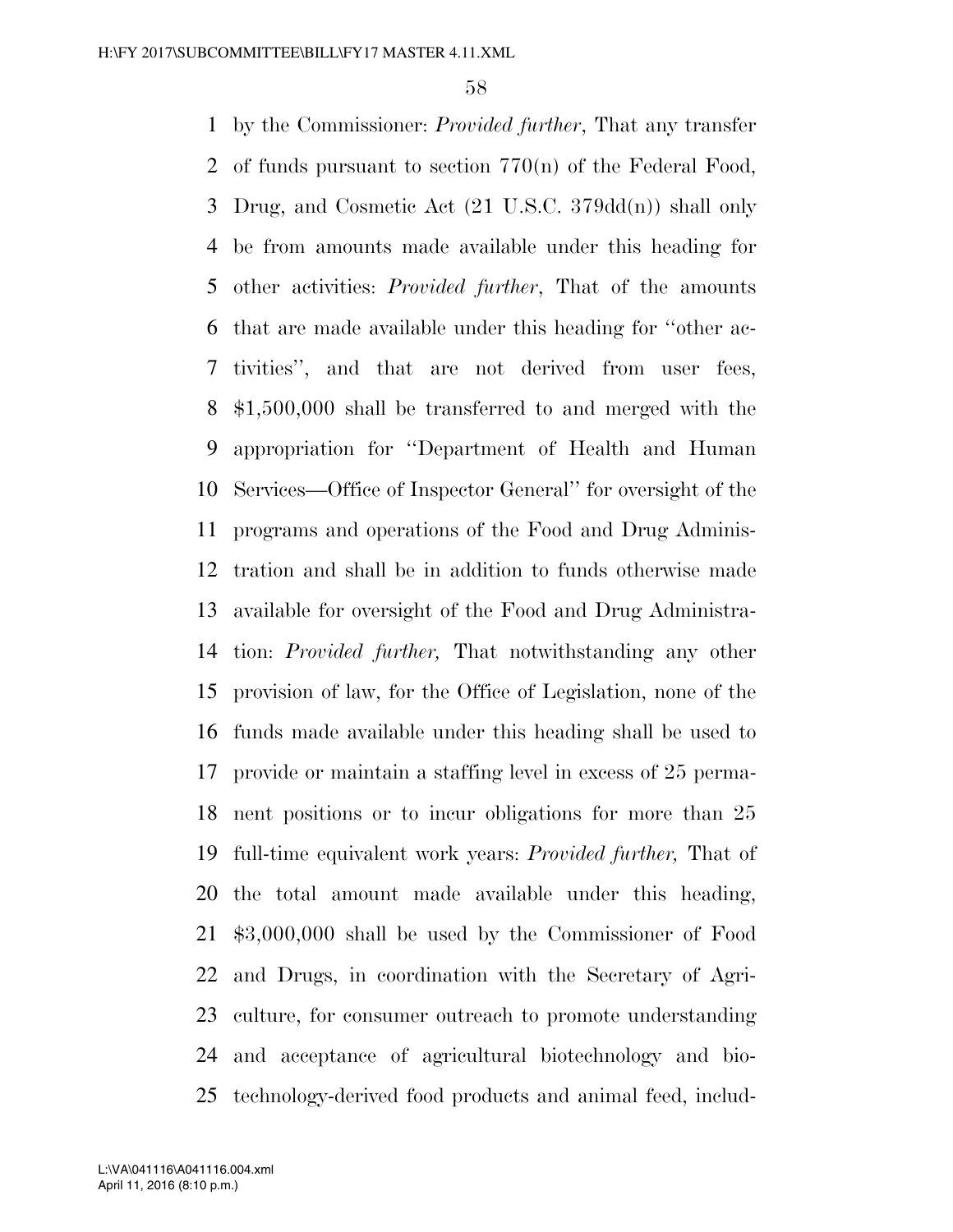by the Commissioner: *Provided further*, That any transfer of funds pursuant to section 770(n) of the Federal Food, Drug, and Cosmetic Act (21 U.S.C. 379dd(n)) shall only be from amounts made available under this heading for other activities: *Provided further*, That of the amounts that are made available under this heading for "other activities", and that are not derived from user fees, $1,500,000 shall be transferred to and merged with the appropriation for "Department of Health and Human Services—Office of Inspector General" for oversight of the programs and operations of the Food and Drug Administration and shall be in addition to funds otherwise made available for oversight of the Food and Drug Administration: *Provided further,* That notwithstanding any other provision of law, for the Office of Legislation, none of the funds made available under this heading shall be used to provide or maintain a staffing level in excess of 25 permanent positions or to incur obligations for more than 25 full-time equivalent work years: *Provided further,* That of the total amount made available under this heading, $3,000,000 shall be used by the Commissioner of Food and Drugs, in coordination with the Secretary of Agriculture, for consumer outreach to promote understanding and acceptance of agricultural biotechnology and biotechnology-derived food products and animal feed, includ-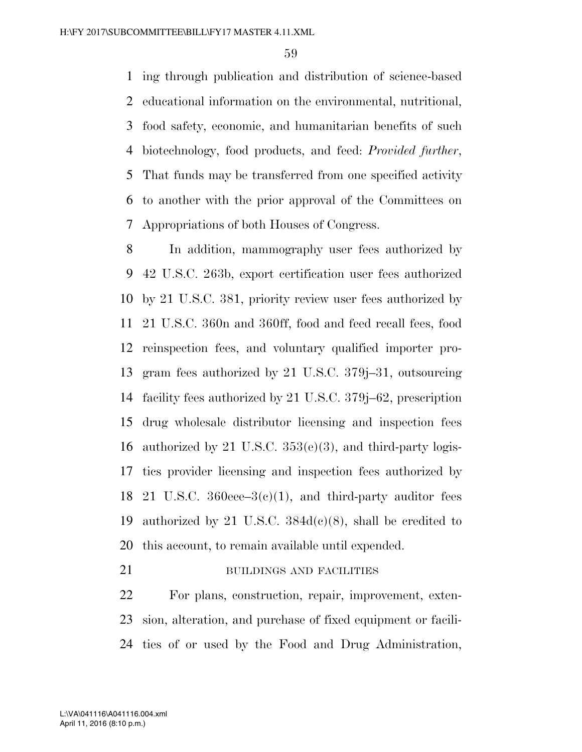ing through publication and distribution of science-based educational information on the environmental, nutritional, food safety, economic, and humanitarian benefits of such biotechnology, food products, and feed: *Provided further*, That funds may be transferred from one specified activity to another with the prior approval of the Committees on Appropriations of both Houses of Congress.

In addition, mammography user fees authorized by 42 U.S.C. 263b, export certification user fees authorized by 21 U.S.C. 381, priority review user fees authorized by 21 U.S.C. 360n and 360ff, food and feed recall fees, food reinspection fees, and voluntary qualified importer program fees authorized by 21 U.S.C. 379j–31, outsourcing facility fees authorized by 21 U.S.C. 379j–62, prescription drug wholesale distributor licensing and inspection fees authorized by 21 U.S.C. 353(e)(3), and third-party logistics provider licensing and inspection fees authorized by 21 U.S.C. 360eee–3(c)(1), and third-party auditor fees authorized by 21 U.S.C. 384d(c)(8), shall be credited to this account, to remain available until expended.

BUILDINGS AND FACILITIES

For plans, construction, repair, improvement, extension, alteration, and purchase of fixed equipment or facilities of or used by the Food and Drug Administration,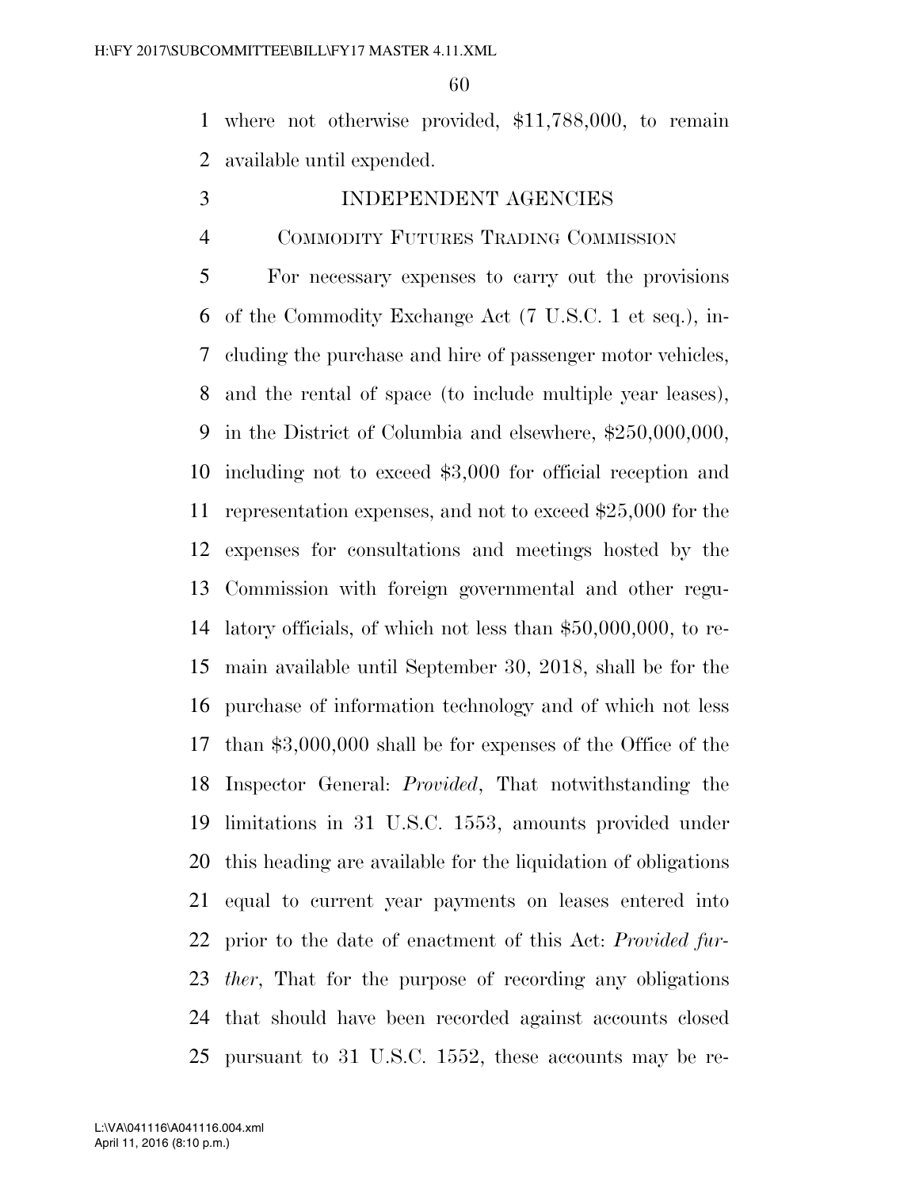where not otherwise provided, $11,788,000, to remain available until expended.

## INDEPENDENT AGENCIES

### Commodity Futures Trading Commission

For necessary expenses to carry out the provisions of the Commodity Exchange Act (7 U.S.C. 1 et seq.), including the purchase and hire of passenger motor vehicles, and the rental of space (to include multiple year leases), in the District of Columbia and elsewhere, $250,000,000, including not to exceed $3,000 for official reception and representation expenses, and not to exceed $25,000 for the expenses for consultations and meetings hosted by the Commission with foreign governmental and other regulatory officials, of which not less than $50,000,000, to remain available until September 30, 2018, shall be for the purchase of information technology and of which not less than $3,000,000 shall be for expenses of the Office of the Inspector General: *Provided*, That notwithstanding the limitations in 31 U.S.C. 1553, amounts provided under this heading are available for the liquidation of obligations equal to current year payments on leases entered into prior to the date of enactment of this Act: *Provided further*, That for the purpose of recording any obligations that should have been recorded against accounts closed pursuant to 31 U.S.C. 1552, these accounts may be re-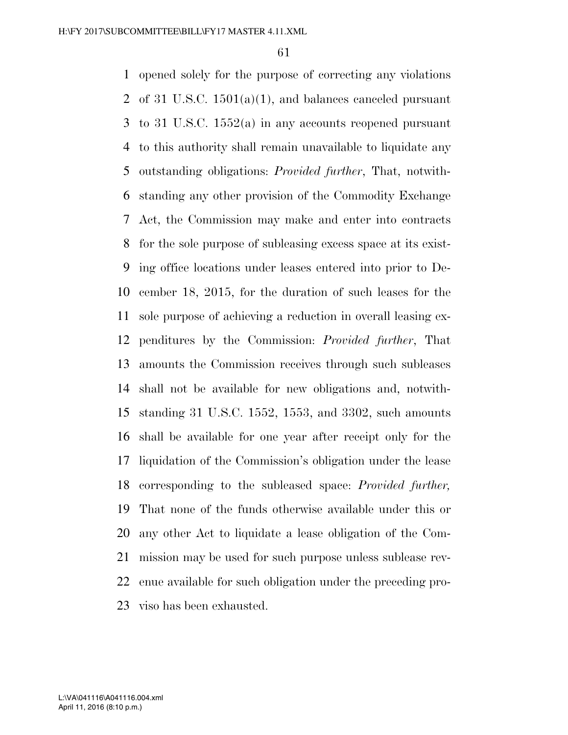opened solely for the purpose of correcting any violations of 31 U.S.C. 1501(a)(1), and balances canceled pursuant to 31 U.S.C. 1552(a) in any accounts reopened pursuant to this authority shall remain unavailable to liquidate any outstanding obligations: *Provided further*, That, notwithstanding any other provision of the Commodity Exchange Act, the Commission may make and enter into contracts for the sole purpose of subleasing excess space at its existing office locations under leases entered into prior to December 18, 2015, for the duration of such leases for the sole purpose of achieving a reduction in overall leasing expenditures by the Commission: *Provided further*, That amounts the Commission receives through such subleases shall not be available for new obligations and, notwithstanding 31 U.S.C. 1552, 1553, and 3302, such amounts shall be available for one year after receipt only for the liquidation of the Commission's obligation under the lease corresponding to the subleased space: *Provided further,* That none of the funds otherwise available under this or any other Act to liquidate a lease obligation of the Commission may be used for such purpose unless sublease revenue available for such obligation under the preceding proviso has been exhausted.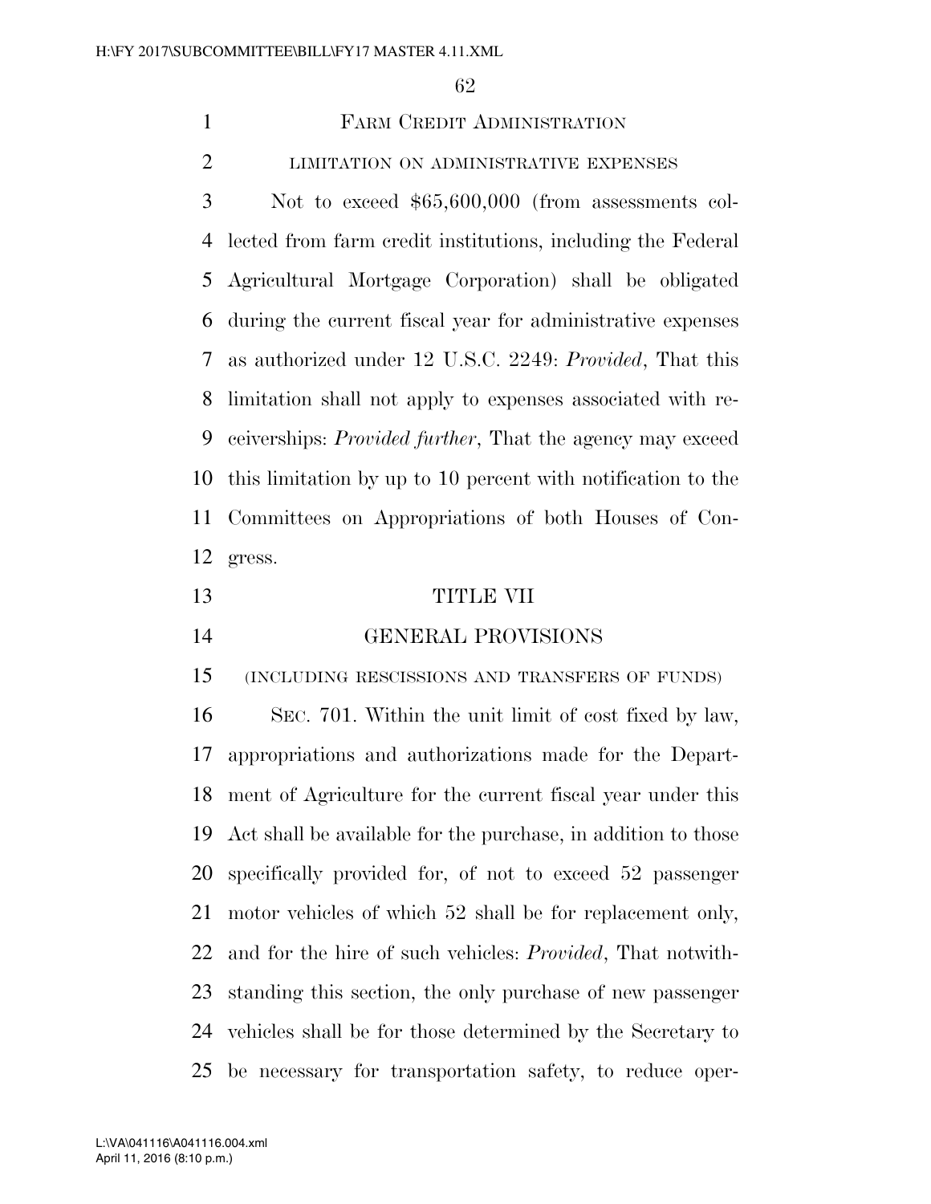## Farm Credit Administration

### limitation on administrative expenses

Not to exceed $65,600,000 (from assessments collected from farm credit institutions, including the Federal Agricultural Mortgage Corporation) shall be obligated during the current fiscal year for administrative expenses as authorized under 12 U.S.C. 2249: *Provided*, That this limitation shall not apply to expenses associated with receiverships: *Provided further*, That the agency may exceed this limitation by up to 10 percent with notification to the Committees on Appropriations of both Houses of Congress.

# TITLE VII

## GENERAL PROVISIONS

### (including rescissions and transfers of funds)

Sec. 701. Within the unit limit of cost fixed by law, appropriations and authorizations made for the Department of Agriculture for the current fiscal year under this Act shall be available for the purchase, in addition to those specifically provided for, of not to exceed 52 passenger motor vehicles of which 52 shall be for replacement only, and for the hire of such vehicles: *Provided*, That notwithstanding this section, the only purchase of new passenger vehicles shall be for those determined by the Secretary to be necessary for transportation safety, to reduce oper-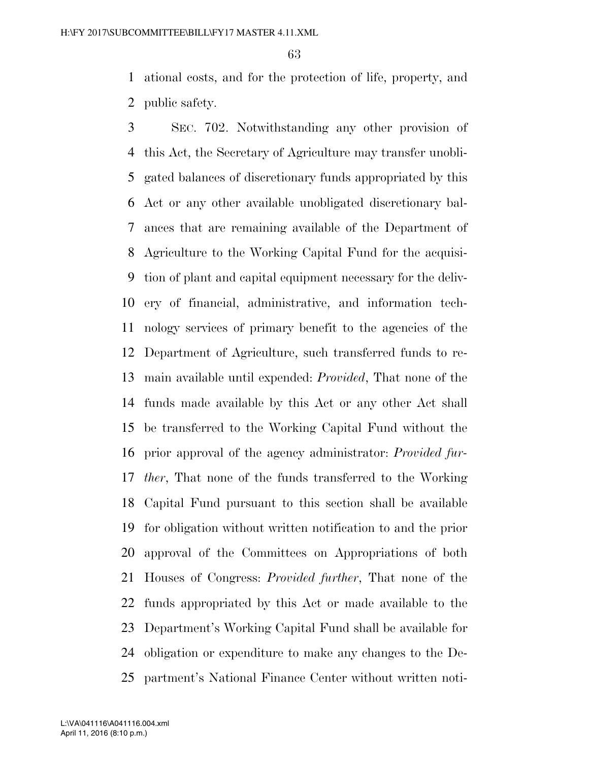ational costs, and for the protection of life, property, and public safety.

SEC. 702. Notwithstanding any other provision of this Act, the Secretary of Agriculture may transfer unobligated balances of discretionary funds appropriated by this Act or any other available unobligated discretionary balances that are remaining available of the Department of Agriculture to the Working Capital Fund for the acquisition of plant and capital equipment necessary for the delivery of financial, administrative, and information technology services of primary benefit to the agencies of the Department of Agriculture, such transferred funds to remain available until expended: *Provided*, That none of the funds made available by this Act or any other Act shall be transferred to the Working Capital Fund without the prior approval of the agency administrator: *Provided further*, That none of the funds transferred to the Working Capital Fund pursuant to this section shall be available for obligation without written notification to and the prior approval of the Committees on Appropriations of both Houses of Congress: *Provided further*, That none of the funds appropriated by this Act or made available to the Department's Working Capital Fund shall be available for obligation or expenditure to make any changes to the Department's National Finance Center without written noti-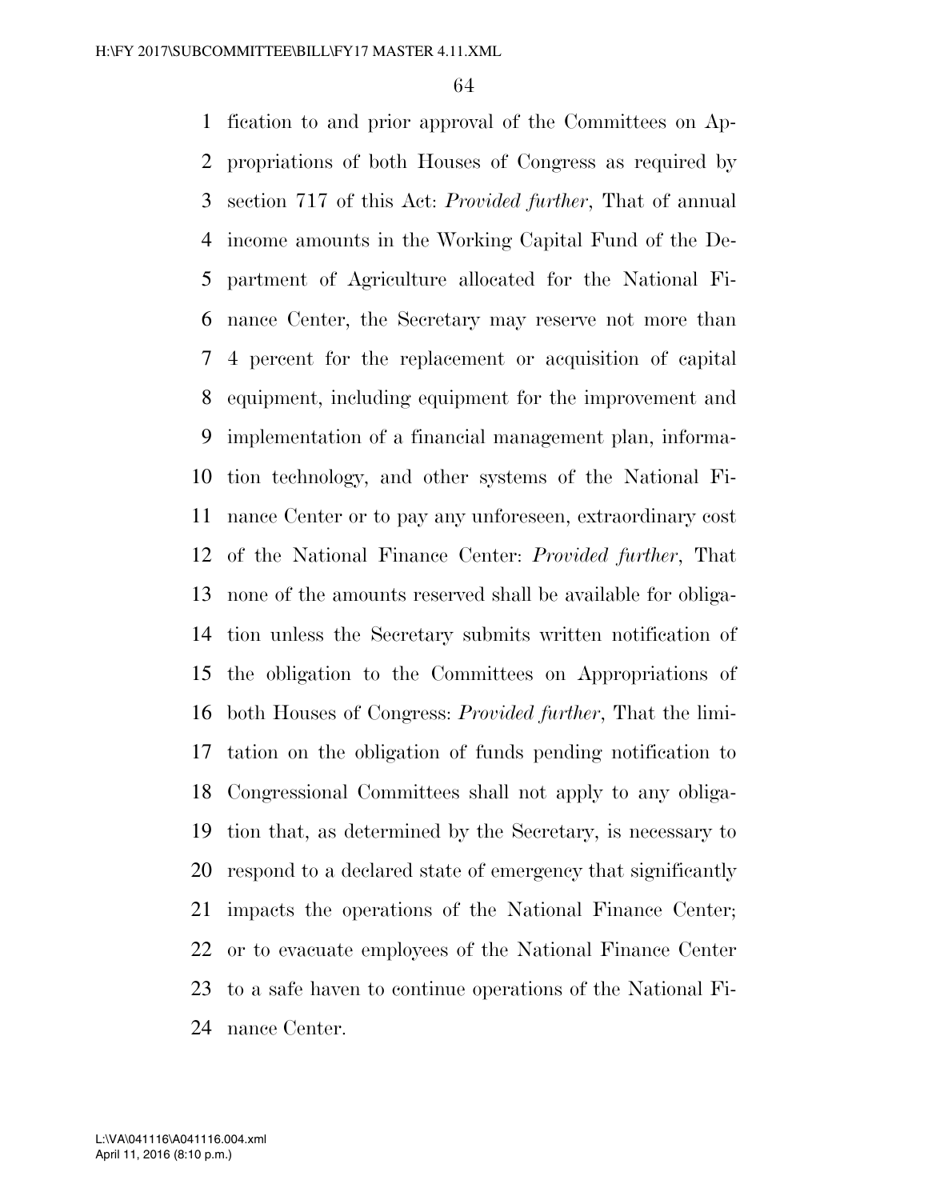fication to and prior approval of the Committees on Appropriations of both Houses of Congress as required by section 717 of this Act: *Provided further*, That of annual income amounts in the Working Capital Fund of the Department of Agriculture allocated for the National Finance Center, the Secretary may reserve not more than 4 percent for the replacement or acquisition of capital equipment, including equipment for the improvement and implementation of a financial management plan, information technology, and other systems of the National Finance Center or to pay any unforeseen, extraordinary cost of the National Finance Center: *Provided further*, That none of the amounts reserved shall be available for obligation unless the Secretary submits written notification of the obligation to the Committees on Appropriations of both Houses of Congress: *Provided further*, That the limitation on the obligation of funds pending notification to Congressional Committees shall not apply to any obligation that, as determined by the Secretary, is necessary to respond to a declared state of emergency that significantly impacts the operations of the National Finance Center; or to evacuate employees of the National Finance Center to a safe haven to continue operations of the National Finance Center.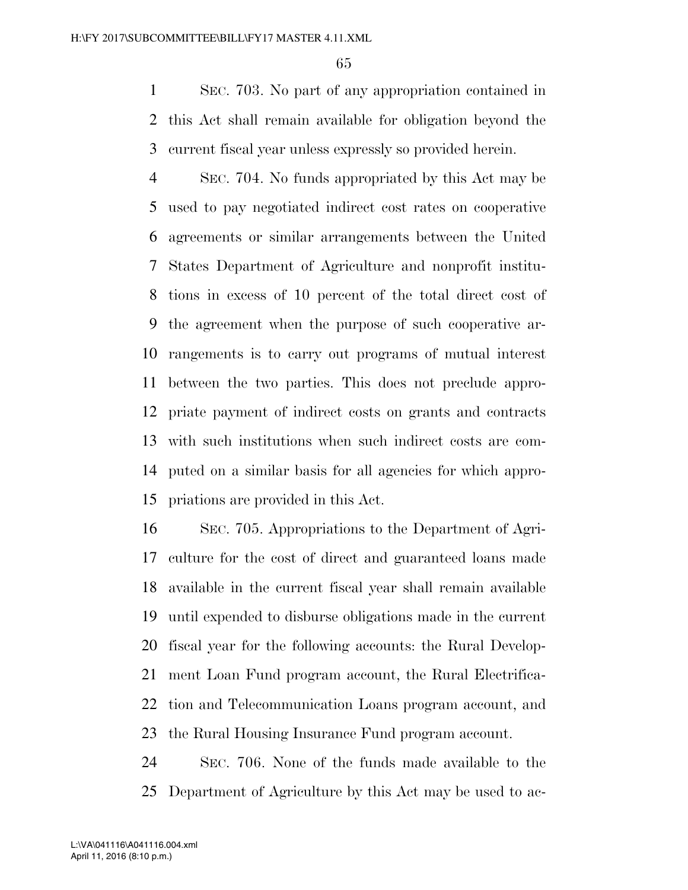SEC. 703. No part of any appropriation contained in this Act shall remain available for obligation beyond the current fiscal year unless expressly so provided herein.

SEC. 704. No funds appropriated by this Act may be used to pay negotiated indirect cost rates on cooperative agreements or similar arrangements between the United States Department of Agriculture and nonprofit institutions in excess of 10 percent of the total direct cost of the agreement when the purpose of such cooperative arrangements is to carry out programs of mutual interest between the two parties. This does not preclude appropriate payment of indirect costs on grants and contracts with such institutions when such indirect costs are computed on a similar basis for all agencies for which appropriations are provided in this Act.

SEC. 705. Appropriations to the Department of Agriculture for the cost of direct and guaranteed loans made available in the current fiscal year shall remain available until expended to disburse obligations made in the current fiscal year for the following accounts: the Rural Development Loan Fund program account, the Rural Electrification and Telecommunication Loans program account, and the Rural Housing Insurance Fund program account.

SEC. 706. None of the funds made available to the Department of Agriculture by this Act may be used to ac-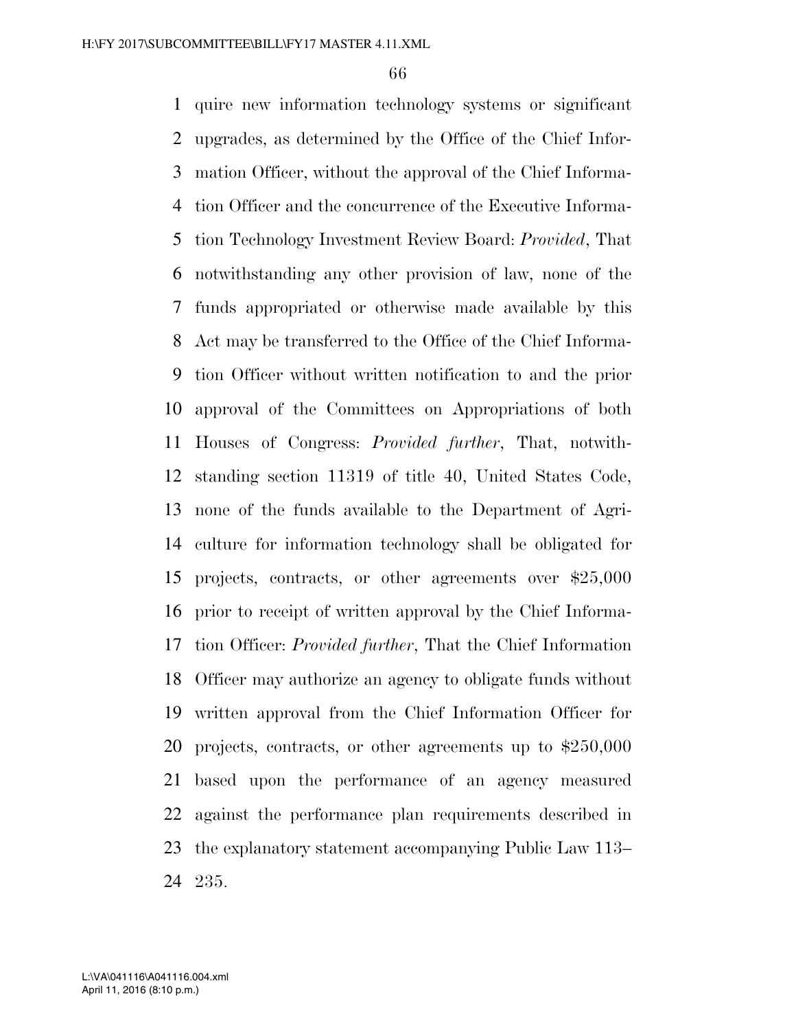quire new information technology systems or significant upgrades, as determined by the Office of the Chief Information Officer, without the approval of the Chief Information Officer and the concurrence of the Executive Information Technology Investment Review Board: *Provided*, That notwithstanding any other provision of law, none of the funds appropriated or otherwise made available by this Act may be transferred to the Office of the Chief Information Officer without written notification to and the prior approval of the Committees on Appropriations of both Houses of Congress: *Provided further*, That, notwithstanding section 11319 of title 40, United States Code, none of the funds available to the Department of Agriculture for information technology shall be obligated for projects, contracts, or other agreements over $25,000 prior to receipt of written approval by the Chief Information Officer: *Provided further*, That the Chief Information Officer may authorize an agency to obligate funds without written approval from the Chief Information Officer for projects, contracts, or other agreements up to $250,000 based upon the performance of an agency measured against the performance plan requirements described in the explanatory statement accompanying Public Law 113–235.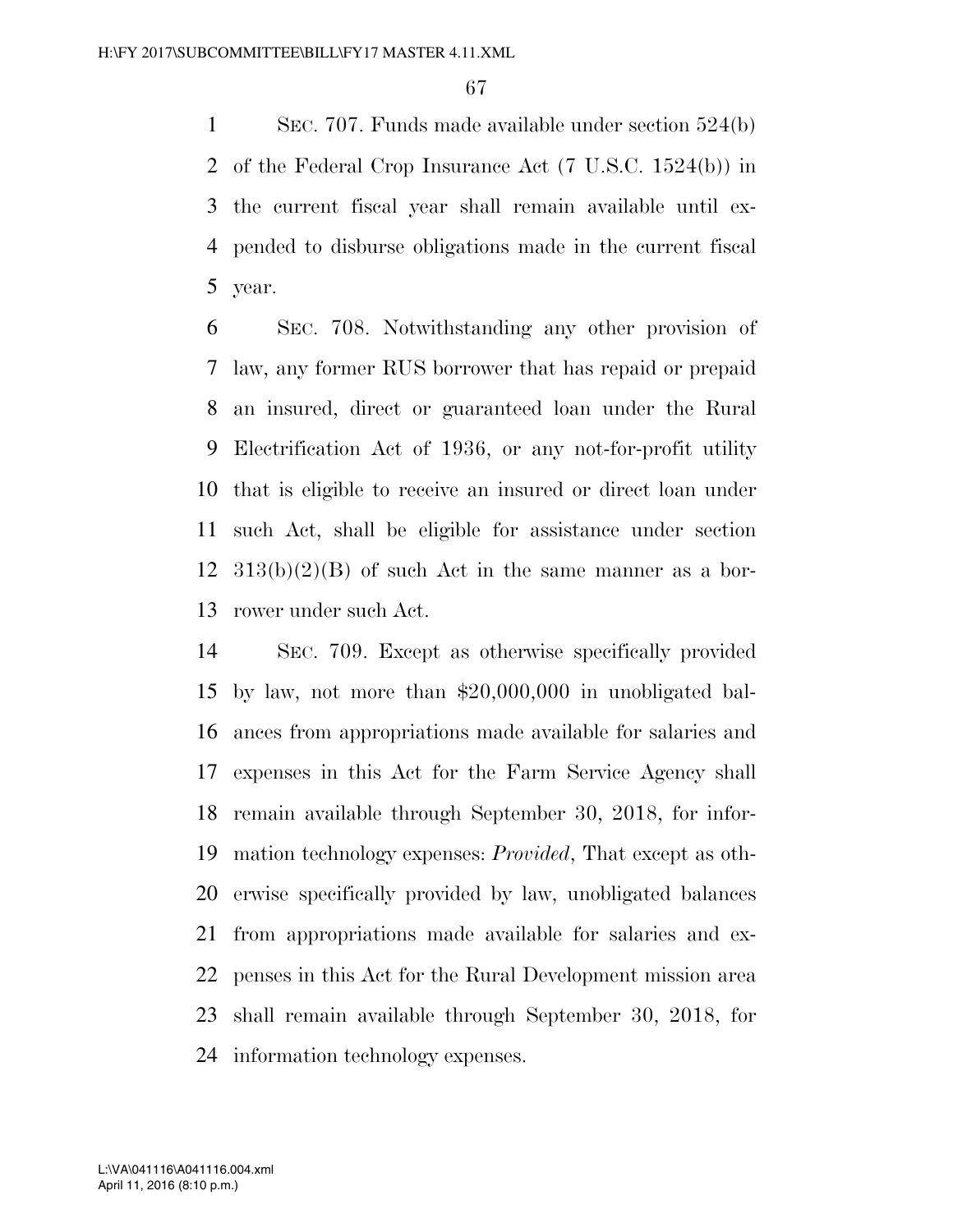SEC. 707. Funds made available under section 524(b) of the Federal Crop Insurance Act (7 U.S.C. 1524(b)) in the current fiscal year shall remain available until expended to disburse obligations made in the current fiscal year.

SEC. 708. Notwithstanding any other provision of law, any former RUS borrower that has repaid or prepaid an insured, direct or guaranteed loan under the Rural Electrification Act of 1936, or any not-for-profit utility that is eligible to receive an insured or direct loan under such Act, shall be eligible for assistance under section 313(b)(2)(B) of such Act in the same manner as a borrower under such Act.

SEC. 709. Except as otherwise specifically provided by law, not more than $20,000,000 in unobligated balances from appropriations made available for salaries and expenses in this Act for the Farm Service Agency shall remain available through September 30, 2018, for information technology expenses: *Provided*, That except as otherwise specifically provided by law, unobligated balances from appropriations made available for salaries and expenses in this Act for the Rural Development mission area shall remain available through September 30, 2018, for information technology expenses.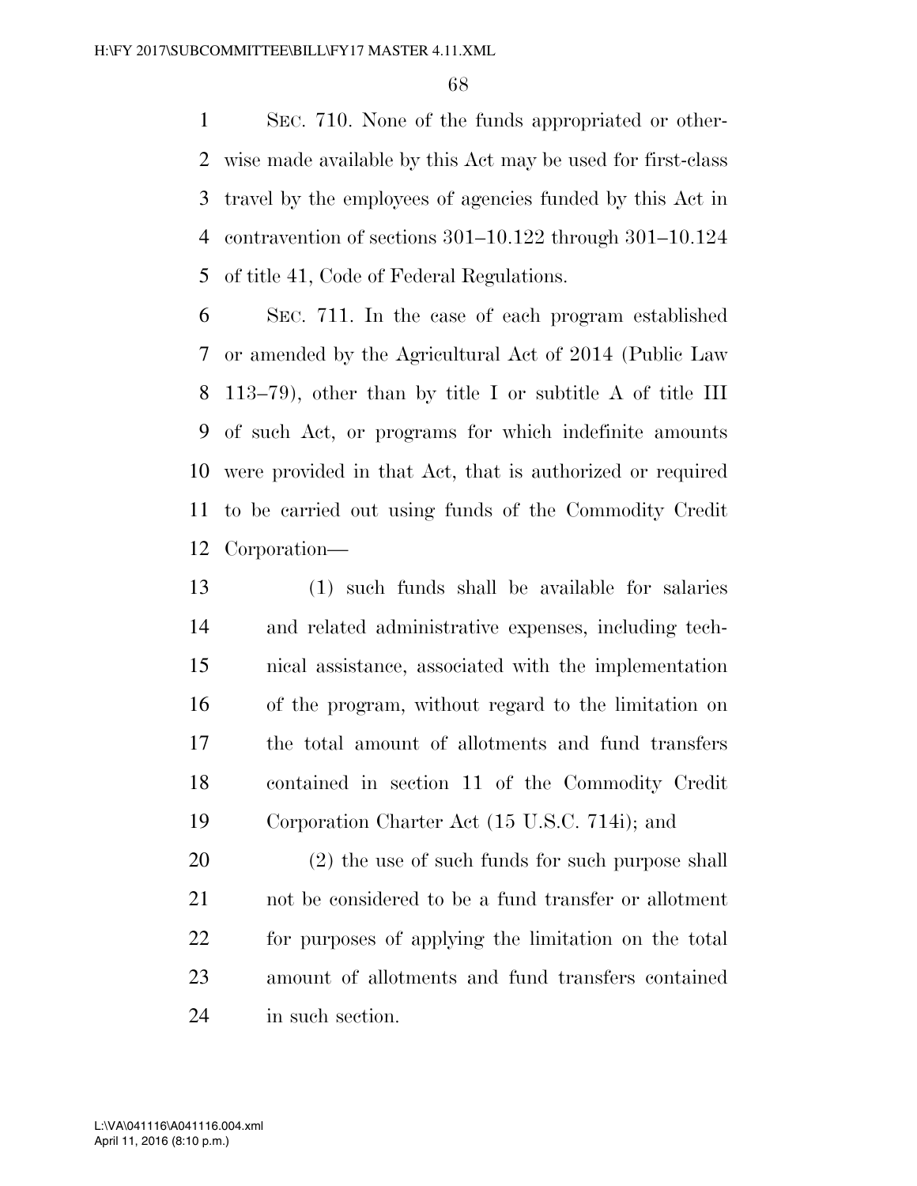SEC. 710. None of the funds appropriated or otherwise made available by this Act may be used for first-class travel by the employees of agencies funded by this Act in contravention of sections 301–10.122 through 301–10.124 of title 41, Code of Federal Regulations.

SEC. 711. In the case of each program established or amended by the Agricultural Act of 2014 (Public Law 113–79), other than by title I or subtitle A of title III of such Act, or programs for which indefinite amounts were provided in that Act, that is authorized or required to be carried out using funds of the Commodity Credit Corporation—

(1) such funds shall be available for salaries and related administrative expenses, including technical assistance, associated with the implementation of the program, without regard to the limitation on the total amount of allotments and fund transfers contained in section 11 of the Commodity Credit Corporation Charter Act (15 U.S.C. 714i); and

(2) the use of such funds for such purpose shall not be considered to be a fund transfer or allotment for purposes of applying the limitation on the total amount of allotments and fund transfers contained in such section.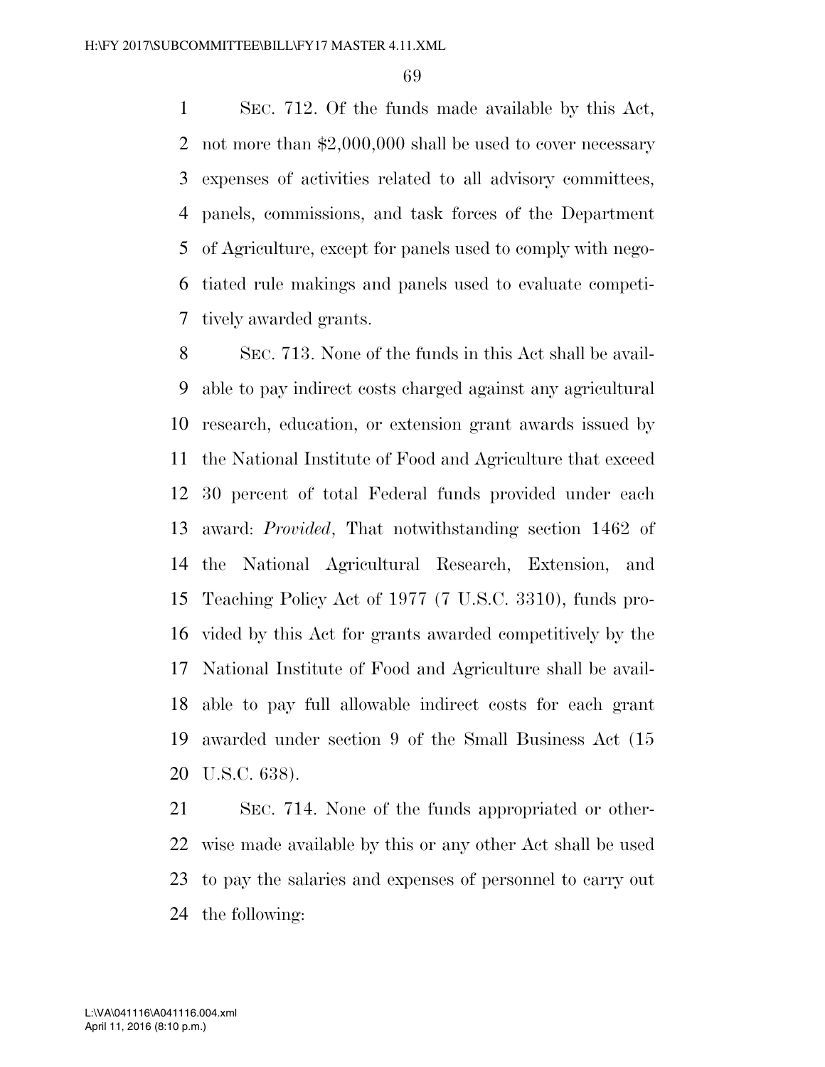SEC. 712. Of the funds made available by this Act, not more than $2,000,000 shall be used to cover necessary expenses of activities related to all advisory committees, panels, commissions, and task forces of the Department of Agriculture, except for panels used to comply with negotiated rule makings and panels used to evaluate competitively awarded grants.

SEC. 713. None of the funds in this Act shall be available to pay indirect costs charged against any agricultural research, education, or extension grant awards issued by the National Institute of Food and Agriculture that exceed 30 percent of total Federal funds provided under each award: *Provided*, That notwithstanding section 1462 of the National Agricultural Research, Extension, and Teaching Policy Act of 1977 (7 U.S.C. 3310), funds provided by this Act for grants awarded competitively by the National Institute of Food and Agriculture shall be available to pay full allowable indirect costs for each grant awarded under section 9 of the Small Business Act (15 U.S.C. 638).

SEC. 714. None of the funds appropriated or otherwise made available by this or any other Act shall be used to pay the salaries and expenses of personnel to carry out the following: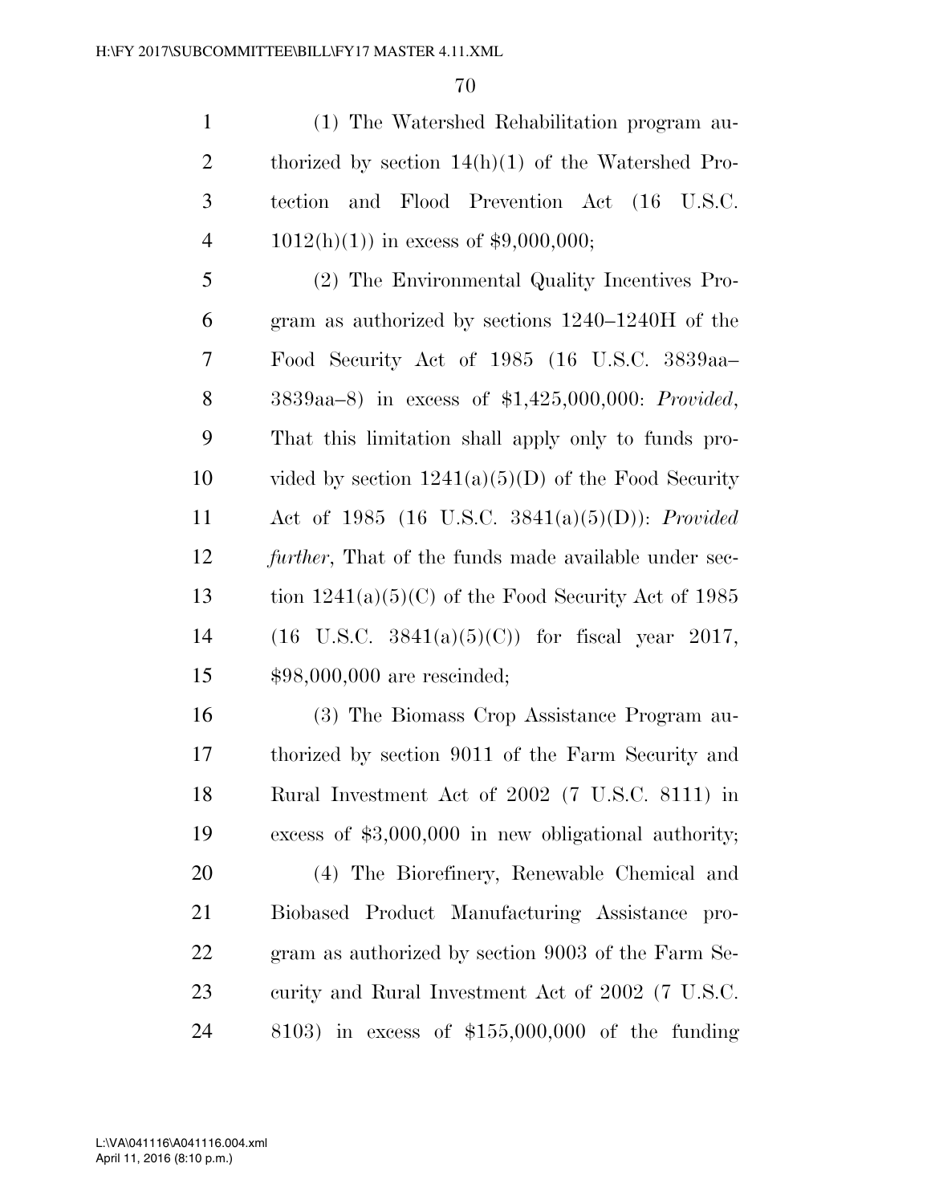(1) The Watershed Rehabilitation program authorized by section 14(h)(1) of the Watershed Protection and Flood Prevention Act (16 U.S.C. 1012(h)(1)) in excess of $9,000,000;

(2) The Environmental Quality Incentives Program as authorized by sections 1240–1240H of the Food Security Act of 1985 (16 U.S.C. 3839aa–3839aa–8) in excess of $1,425,000,000: *Provided*, That this limitation shall apply only to funds provided by section 1241(a)(5)(D) of the Food Security Act of 1985 (16 U.S.C. 3841(a)(5)(D)): *Provided further*, That of the funds made available under section 1241(a)(5)(C) of the Food Security Act of 1985 (16 U.S.C. 3841(a)(5)(C)) for fiscal year 2017, $98,000,000 are rescinded;

(3) The Biomass Crop Assistance Program authorized by section 9011 of the Farm Security and Rural Investment Act of 2002 (7 U.S.C. 8111) in excess of $3,000,000 in new obligational authority;

(4) The Biorefinery, Renewable Chemical and Biobased Product Manufacturing Assistance program as authorized by section 9003 of the Farm Security and Rural Investment Act of 2002 (7 U.S.C. 8103) in excess of $155,000,000 of the funding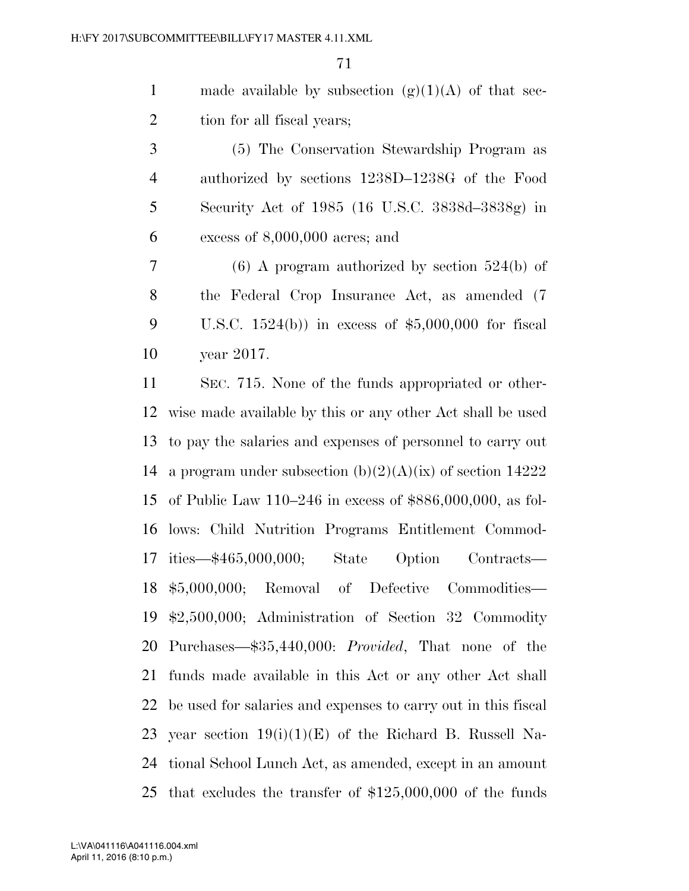made available by subsection (g)(1)(A) of that section for all fiscal years;

(5) The Conservation Stewardship Program as authorized by sections 1238D–1238G of the Food Security Act of 1985 (16 U.S.C. 3838d–3838g) in excess of 8,000,000 acres; and

(6) A program authorized by section 524(b) of the Federal Crop Insurance Act, as amended (7 U.S.C. 1524(b)) in excess of $5,000,000 for fiscal year 2017.

SEC. 715. None of the funds appropriated or otherwise made available by this or any other Act shall be used to pay the salaries and expenses of personnel to carry out a program under subsection (b)(2)(A)(ix) of section 14222 of Public Law 110–246 in excess of $886,000,000, as follows: Child Nutrition Programs Entitlement Commodities—$465,000,000; State Option Contracts—$5,000,000; Removal of Defective Commodities—$2,500,000; Administration of Section 32 Commodity Purchases—$35,440,000: *Provided*, That none of the funds made available in this Act or any other Act shall be used for salaries and expenses to carry out in this fiscal year section 19(i)(1)(E) of the Richard B. Russell National School Lunch Act, as amended, except in an amount that excludes the transfer of $125,000,000 of the funds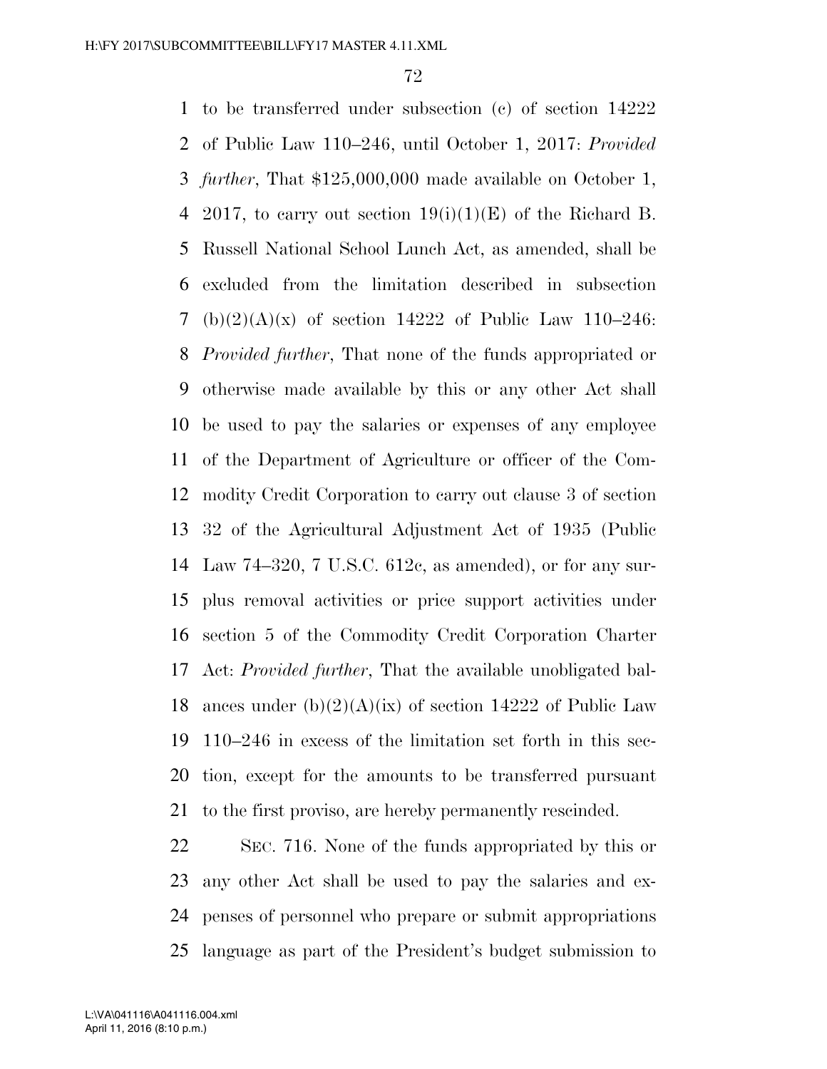to be transferred under subsection (c) of section 14222 of Public Law 110–246, until October 1, 2017: *Provided further*, That $125,000,000 made available on October 1, 2017, to carry out section 19(i)(1)(E) of the Richard B. Russell National School Lunch Act, as amended, shall be excluded from the limitation described in subsection (b)(2)(A)(x) of section 14222 of Public Law 110–246: *Provided further*, That none of the funds appropriated or otherwise made available by this or any other Act shall be used to pay the salaries or expenses of any employee of the Department of Agriculture or officer of the Commodity Credit Corporation to carry out clause 3 of section 32 of the Agricultural Adjustment Act of 1935 (Public Law 74–320, 7 U.S.C. 612c, as amended), or for any surplus removal activities or price support activities under section 5 of the Commodity Credit Corporation Charter Act: *Provided further*, That the available unobligated balances under (b)(2)(A)(ix) of section 14222 of Public Law 110–246 in excess of the limitation set forth in this section, except for the amounts to be transferred pursuant to the first proviso, are hereby permanently rescinded.

SEC. 716. None of the funds appropriated by this or any other Act shall be used to pay the salaries and expenses of personnel who prepare or submit appropriations language as part of the President's budget submission to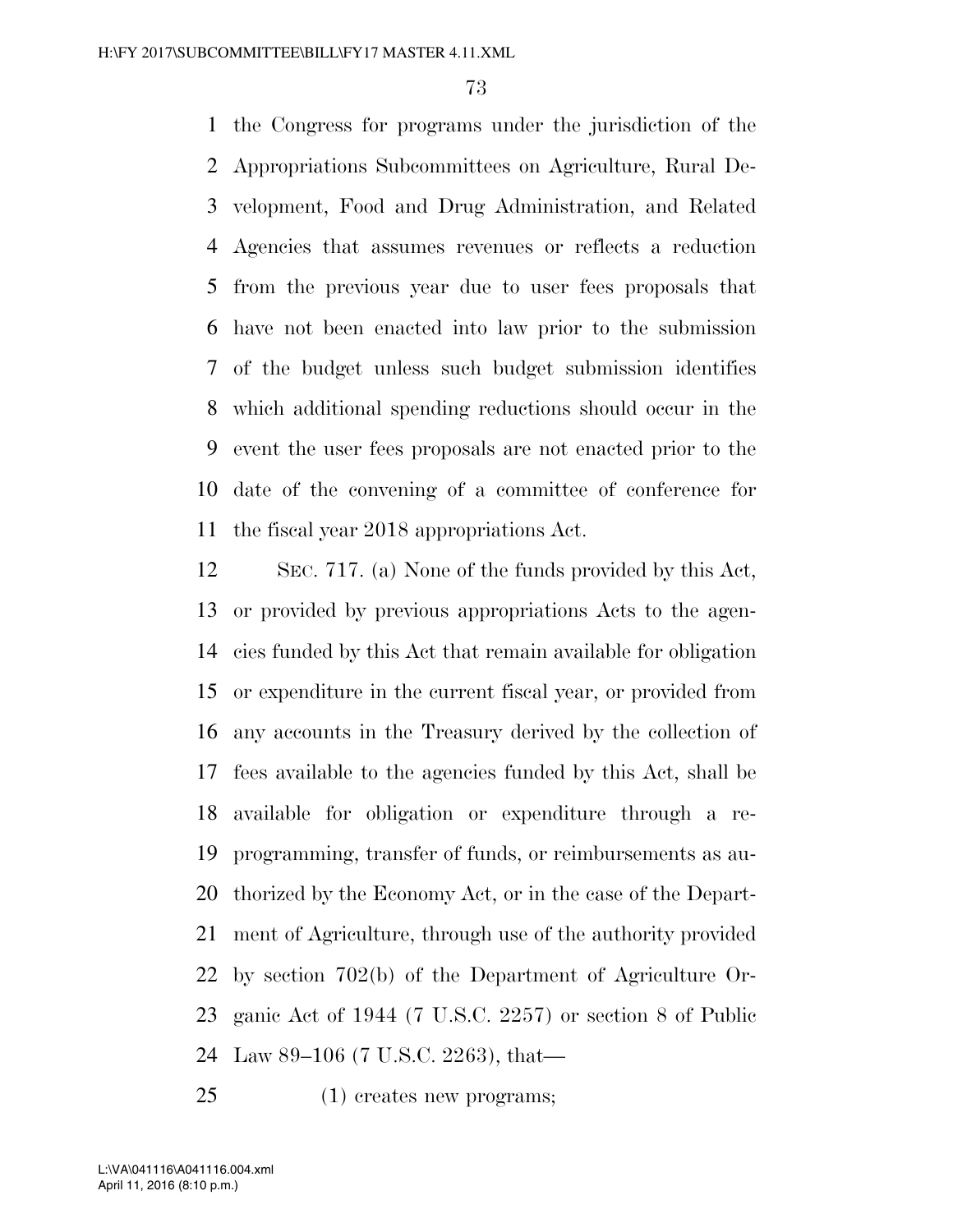the Congress for programs under the jurisdiction of the Appropriations Subcommittees on Agriculture, Rural Development, Food and Drug Administration, and Related Agencies that assumes revenues or reflects a reduction from the previous year due to user fees proposals that have not been enacted into law prior to the submission of the budget unless such budget submission identifies which additional spending reductions should occur in the event the user fees proposals are not enacted prior to the date of the convening of a committee of conference for the fiscal year 2018 appropriations Act.

SEC. 717. (a) None of the funds provided by this Act, or provided by previous appropriations Acts to the agencies funded by this Act that remain available for obligation or expenditure in the current fiscal year, or provided from any accounts in the Treasury derived by the collection of fees available to the agencies funded by this Act, shall be available for obligation or expenditure through a reprogramming, transfer of funds, or reimbursements as authorized by the Economy Act, or in the case of the Department of Agriculture, through use of the authority provided by section 702(b) of the Department of Agriculture Organic Act of 1944 (7 U.S.C. 2257) or section 8 of Public Law 89–106 (7 U.S.C. 2263), that—

(1) creates new programs;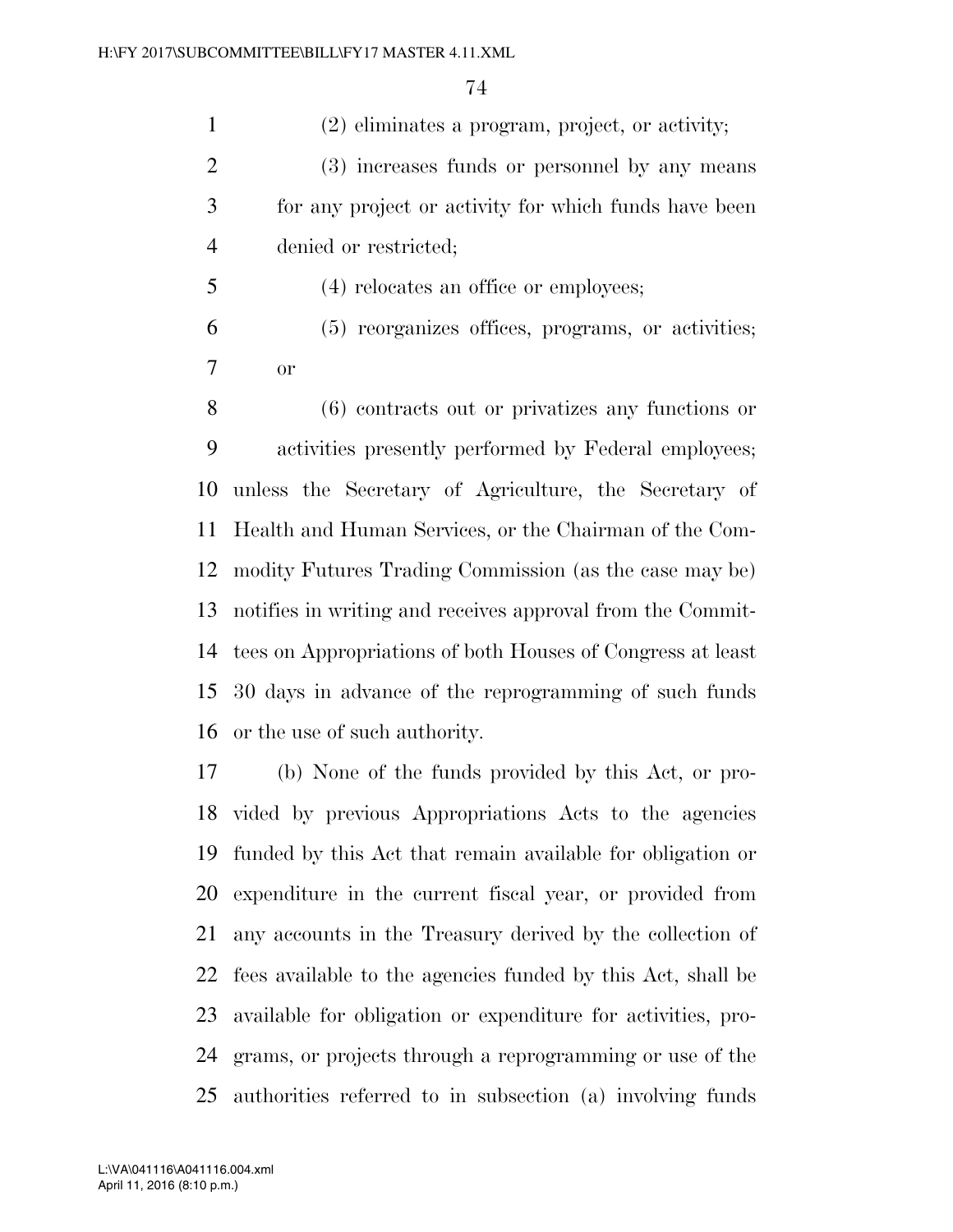(2) eliminates a program, project, or activity;

(3) increases funds or personnel by any means for any project or activity for which funds have been denied or restricted;

(4) relocates an office or employees;

(5) reorganizes offices, programs, or activities; or

(6) contracts out or privatizes any functions or activities presently performed by Federal employees;

unless the Secretary of Agriculture, the Secretary of Health and Human Services, or the Chairman of the Commodity Futures Trading Commission (as the case may be) notifies in writing and receives approval from the Committees on Appropriations of both Houses of Congress at least 30 days in advance of the reprogramming of such funds or the use of such authority.

(b) None of the funds provided by this Act, or provided by previous Appropriations Acts to the agencies funded by this Act that remain available for obligation or expenditure in the current fiscal year, or provided from any accounts in the Treasury derived by the collection of fees available to the agencies funded by this Act, shall be available for obligation or expenditure for activities, programs, or projects through a reprogramming or use of the authorities referred to in subsection (a) involving funds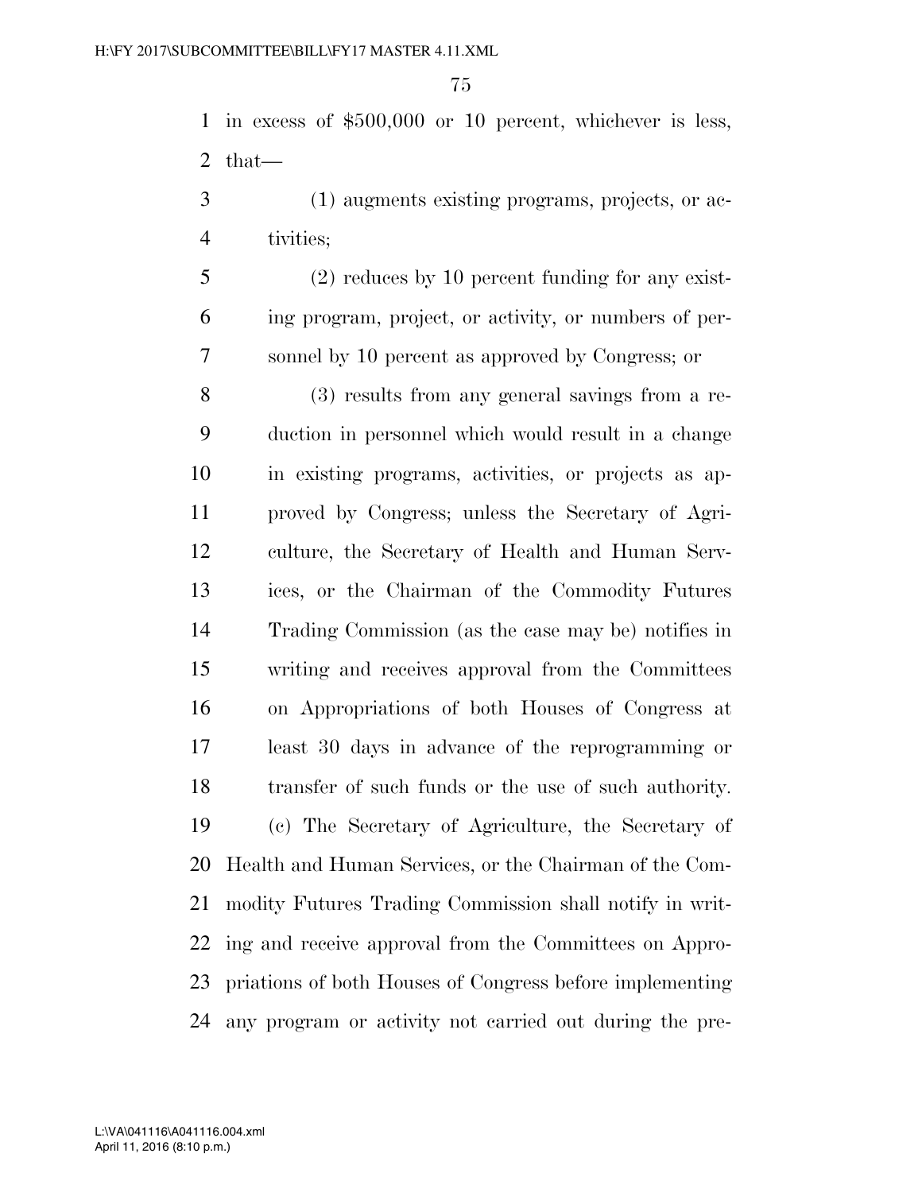in excess of $500,000 or 10 percent, whichever is less, that—

(1) augments existing programs, projects, or activities;

(2) reduces by 10 percent funding for any existing program, project, or activity, or numbers of personnel by 10 percent as approved by Congress; or

(3) results from any general savings from a reduction in personnel which would result in a change in existing programs, activities, or projects as approved by Congress; unless the Secretary of Agriculture, the Secretary of Health and Human Services, or the Chairman of the Commodity Futures Trading Commission (as the case may be) notifies in writing and receives approval from the Committees on Appropriations of both Houses of Congress at least 30 days in advance of the reprogramming or transfer of such funds or the use of such authority.

(c) The Secretary of Agriculture, the Secretary of Health and Human Services, or the Chairman of the Commodity Futures Trading Commission shall notify in writing and receive approval from the Committees on Appropriations of both Houses of Congress before implementing any program or activity not carried out during the pre-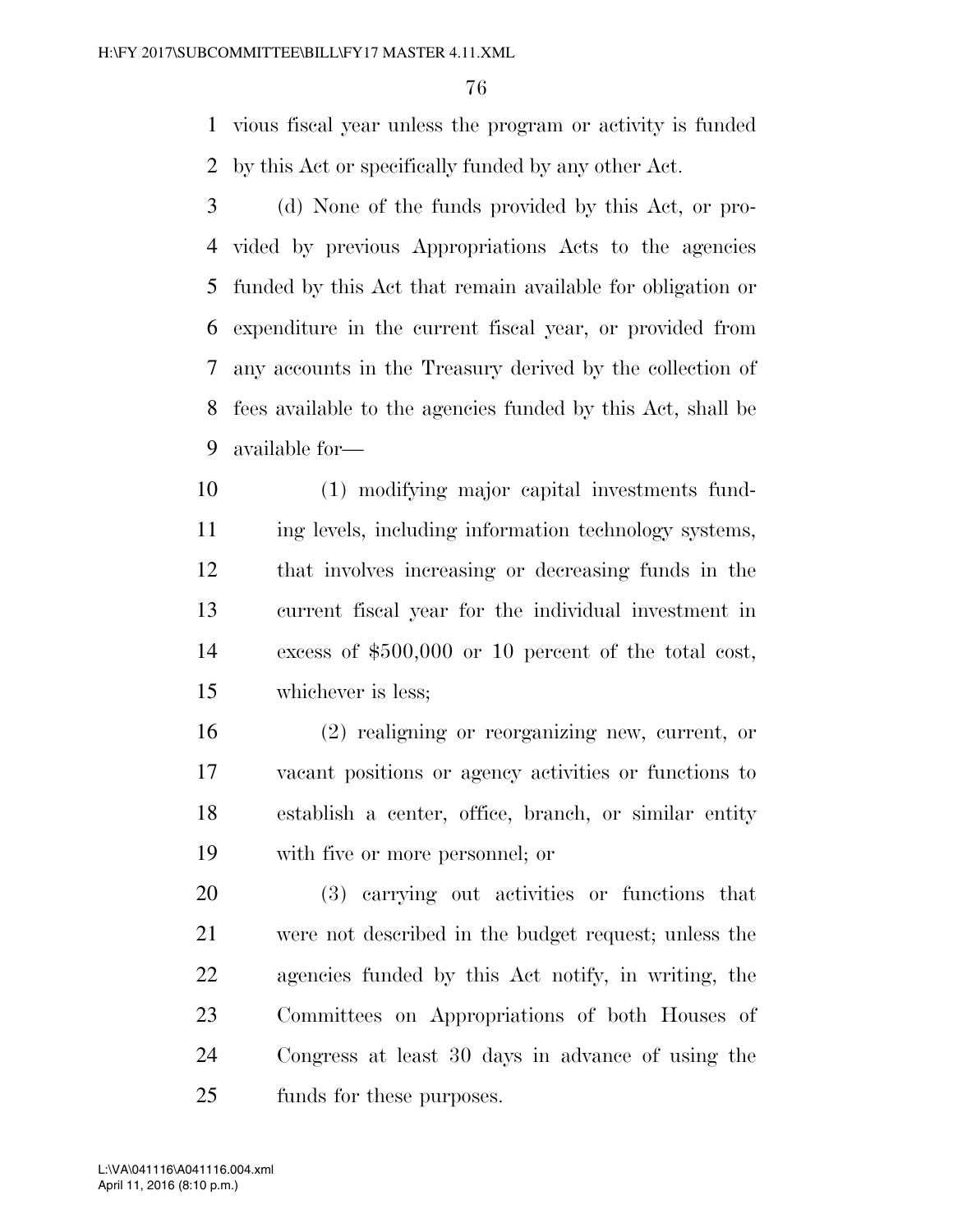vious fiscal year unless the program or activity is funded by this Act or specifically funded by any other Act.

(d) None of the funds provided by this Act, or provided by previous Appropriations Acts to the agencies funded by this Act that remain available for obligation or expenditure in the current fiscal year, or provided from any accounts in the Treasury derived by the collection of fees available to the agencies funded by this Act, shall be available for—

(1) modifying major capital investments funding levels, including information technology systems, that involves increasing or decreasing funds in the current fiscal year for the individual investment in excess of $500,000 or 10 percent of the total cost, whichever is less;

(2) realigning or reorganizing new, current, or vacant positions or agency activities or functions to establish a center, office, branch, or similar entity with five or more personnel; or

(3) carrying out activities or functions that were not described in the budget request; unless the agencies funded by this Act notify, in writing, the Committees on Appropriations of both Houses of Congress at least 30 days in advance of using the funds for these purposes.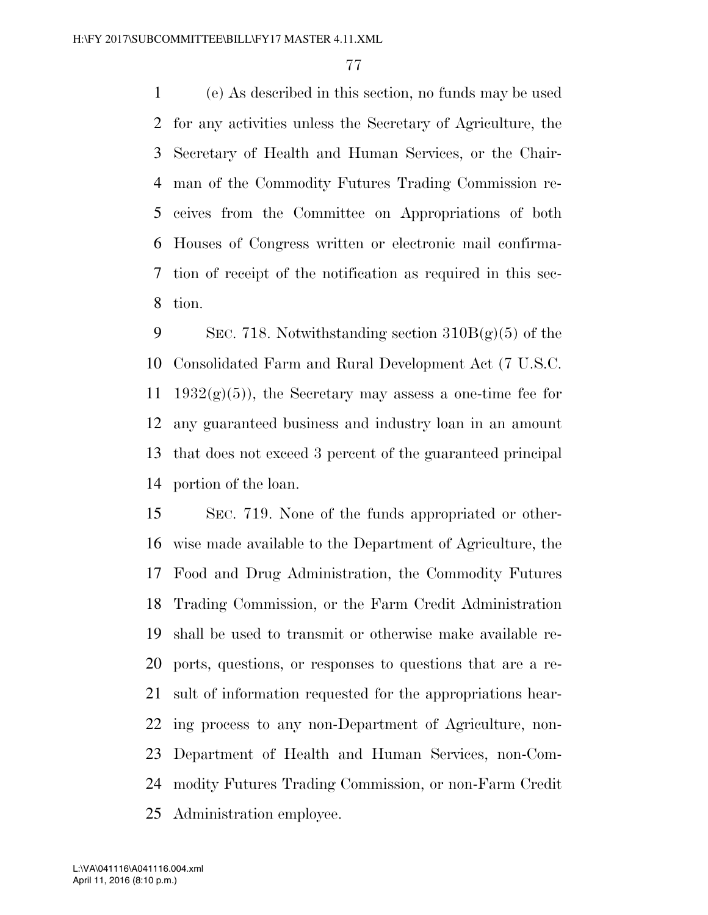(e) As described in this section, no funds may be used for any activities unless the Secretary of Agriculture, the Secretary of Health and Human Services, or the Chairman of the Commodity Futures Trading Commission receives from the Committee on Appropriations of both Houses of Congress written or electronic mail confirmation of receipt of the notification as required in this section.

SEC. 718. Notwithstanding section 310B(g)(5) of the Consolidated Farm and Rural Development Act (7 U.S.C. 1932(g)(5)), the Secretary may assess a one-time fee for any guaranteed business and industry loan in an amount that does not exceed 3 percent of the guaranteed principal portion of the loan.

SEC. 719. None of the funds appropriated or otherwise made available to the Department of Agriculture, the Food and Drug Administration, the Commodity Futures Trading Commission, or the Farm Credit Administration shall be used to transmit or otherwise make available reports, questions, or responses to questions that are a result of information requested for the appropriations hearing process to any non-Department of Agriculture, non-Department of Health and Human Services, non-Commodity Futures Trading Commission, or non-Farm Credit Administration employee.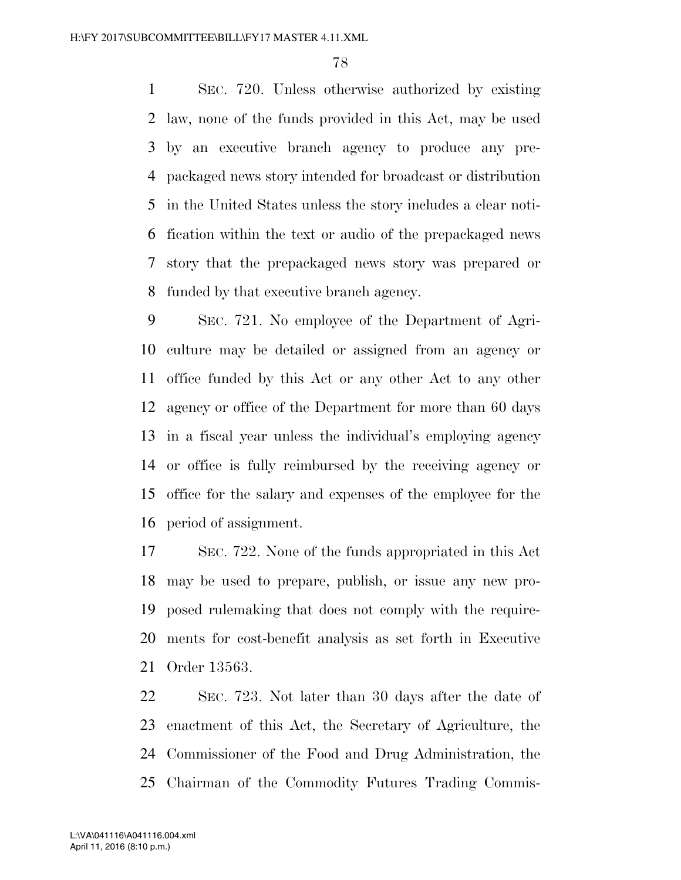SEC. 720. Unless otherwise authorized by existing law, none of the funds provided in this Act, may be used by an executive branch agency to produce any prepackaged news story intended for broadcast or distribution in the United States unless the story includes a clear notification within the text or audio of the prepackaged news story that the prepackaged news story was prepared or funded by that executive branch agency.

SEC. 721. No employee of the Department of Agriculture may be detailed or assigned from an agency or office funded by this Act or any other Act to any other agency or office of the Department for more than 60 days in a fiscal year unless the individual's employing agency or office is fully reimbursed by the receiving agency or office for the salary and expenses of the employee for the period of assignment.

SEC. 722. None of the funds appropriated in this Act may be used to prepare, publish, or issue any new proposed rulemaking that does not comply with the requirements for cost-benefit analysis as set forth in Executive Order 13563.

SEC. 723. Not later than 30 days after the date of enactment of this Act, the Secretary of Agriculture, the Commissioner of the Food and Drug Administration, the Chairman of the Commodity Futures Trading Commis-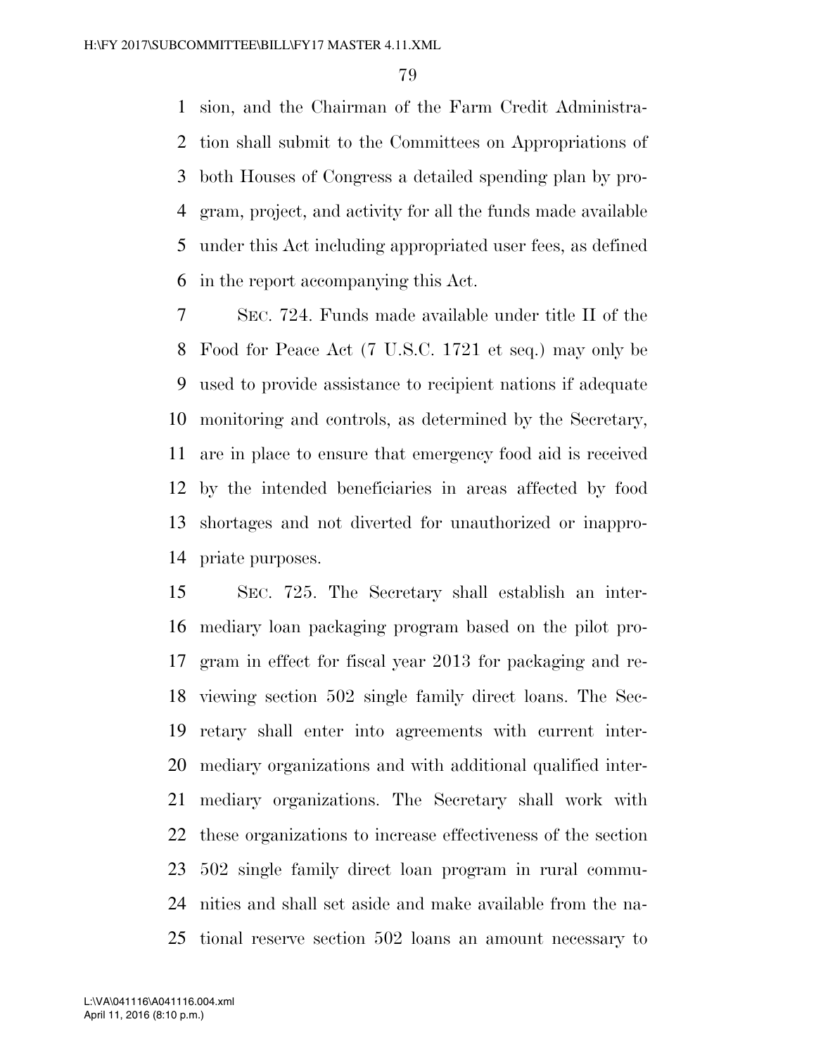sion, and the Chairman of the Farm Credit Administration shall submit to the Committees on Appropriations of both Houses of Congress a detailed spending plan by program, project, and activity for all the funds made available under this Act including appropriated user fees, as defined in the report accompanying this Act.

SEC. 724. Funds made available under title II of the Food for Peace Act (7 U.S.C. 1721 et seq.) may only be used to provide assistance to recipient nations if adequate monitoring and controls, as determined by the Secretary, are in place to ensure that emergency food aid is received by the intended beneficiaries in areas affected by food shortages and not diverted for unauthorized or inappropriate purposes.

SEC. 725. The Secretary shall establish an intermediary loan packaging program based on the pilot program in effect for fiscal year 2013 for packaging and reviewing section 502 single family direct loans. The Secretary shall enter into agreements with current intermediary organizations and with additional qualified intermediary organizations. The Secretary shall work with these organizations to increase effectiveness of the section 502 single family direct loan program in rural communities and shall set aside and make available from the national reserve section 502 loans an amount necessary to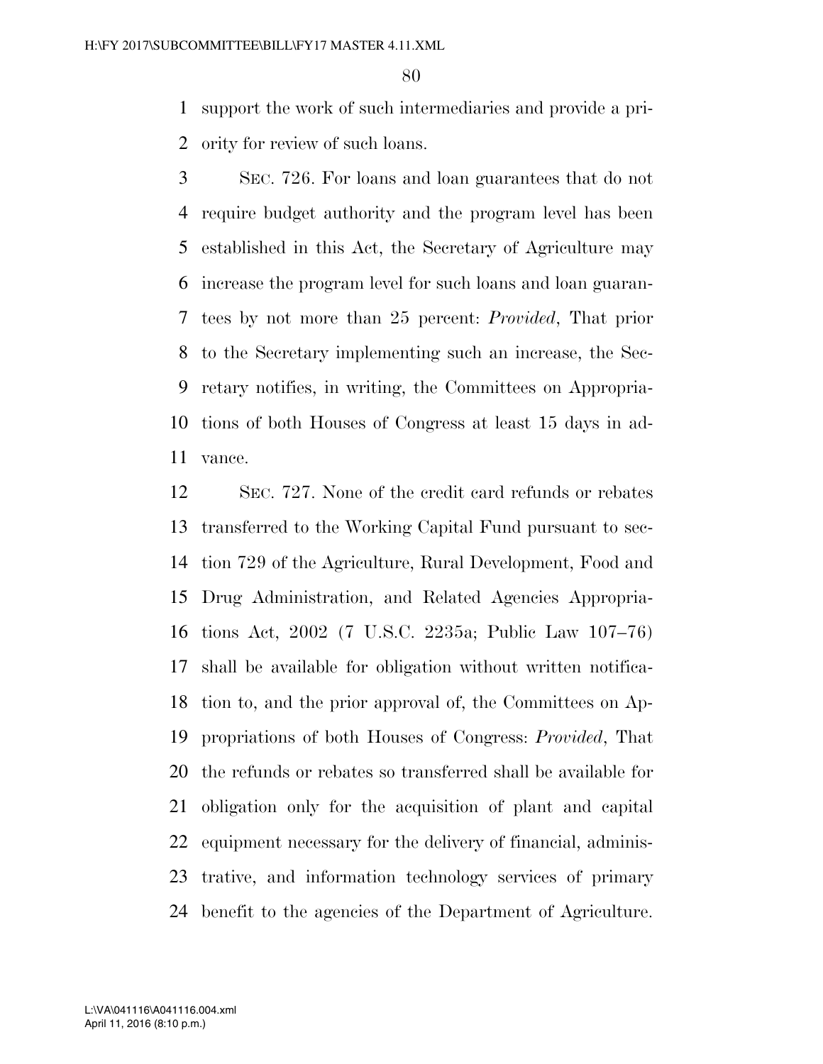support the work of such intermediaries and provide a priority for review of such loans.

SEC. 726. For loans and loan guarantees that do not require budget authority and the program level has been established in this Act, the Secretary of Agriculture may increase the program level for such loans and loan guarantees by not more than 25 percent: *Provided*, That prior to the Secretary implementing such an increase, the Secretary notifies, in writing, the Committees on Appropriations of both Houses of Congress at least 15 days in advance.

SEC. 727. None of the credit card refunds or rebates transferred to the Working Capital Fund pursuant to section 729 of the Agriculture, Rural Development, Food and Drug Administration, and Related Agencies Appropriations Act, 2002 (7 U.S.C. 2235a; Public Law 107–76) shall be available for obligation without written notification to, and the prior approval of, the Committees on Appropriations of both Houses of Congress: *Provided*, That the refunds or rebates so transferred shall be available for obligation only for the acquisition of plant and capital equipment necessary for the delivery of financial, administrative, and information technology services of primary benefit to the agencies of the Department of Agriculture.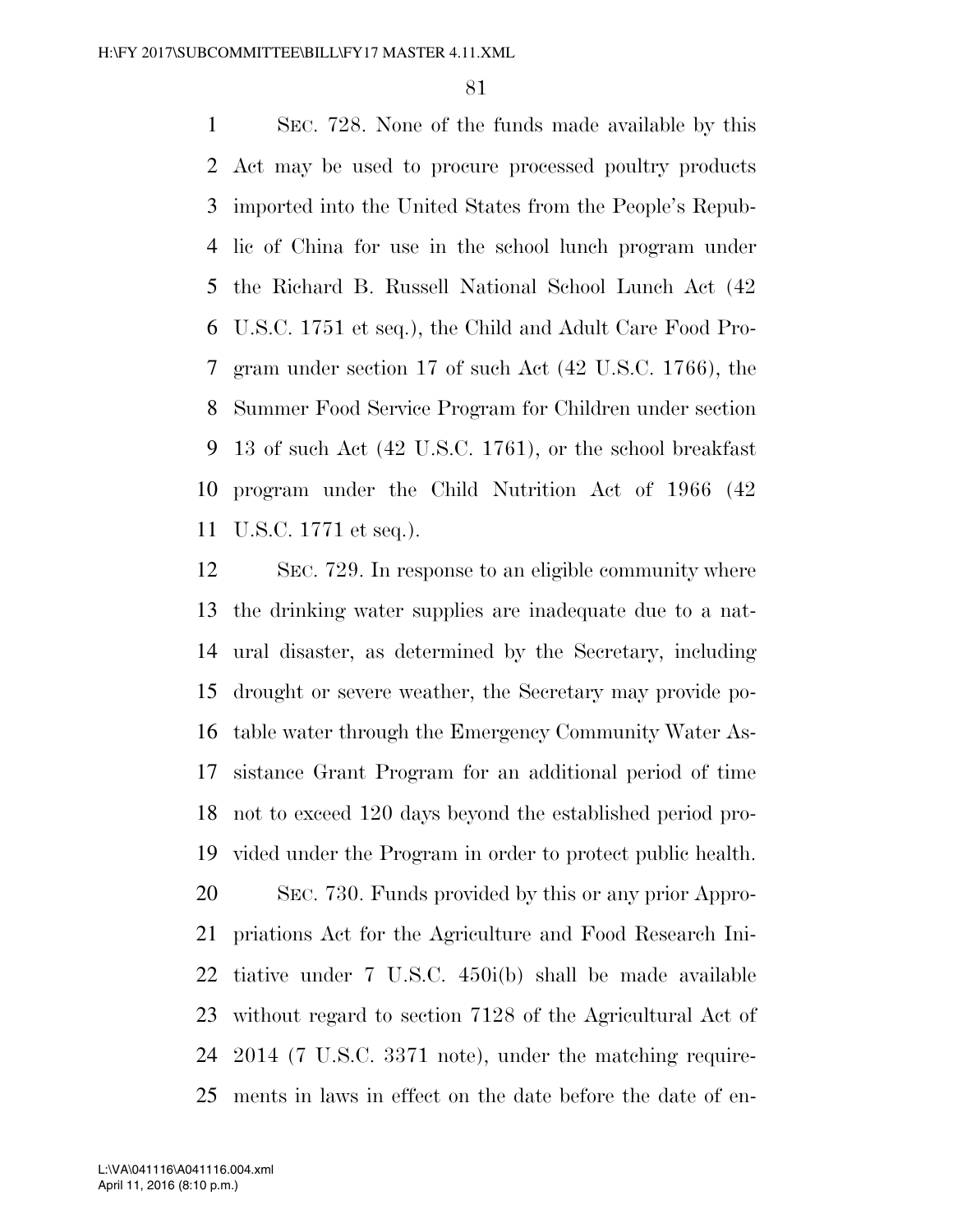SEC. 728. None of the funds made available by this Act may be used to procure processed poultry products imported into the United States from the People's Republic of China for use in the school lunch program under the Richard B. Russell National School Lunch Act (42 U.S.C. 1751 et seq.), the Child and Adult Care Food Program under section 17 of such Act (42 U.S.C. 1766), the Summer Food Service Program for Children under section 13 of such Act (42 U.S.C. 1761), or the school breakfast program under the Child Nutrition Act of 1966 (42 U.S.C. 1771 et seq.).

SEC. 729. In response to an eligible community where the drinking water supplies are inadequate due to a natural disaster, as determined by the Secretary, including drought or severe weather, the Secretary may provide potable water through the Emergency Community Water Assistance Grant Program for an additional period of time not to exceed 120 days beyond the established period provided under the Program in order to protect public health.

SEC. 730. Funds provided by this or any prior Appropriations Act for the Agriculture and Food Research Initiative under 7 U.S.C. 450i(b) shall be made available without regard to section 7128 of the Agricultural Act of 2014 (7 U.S.C. 3371 note), under the matching requirements in laws in effect on the date before the date of en-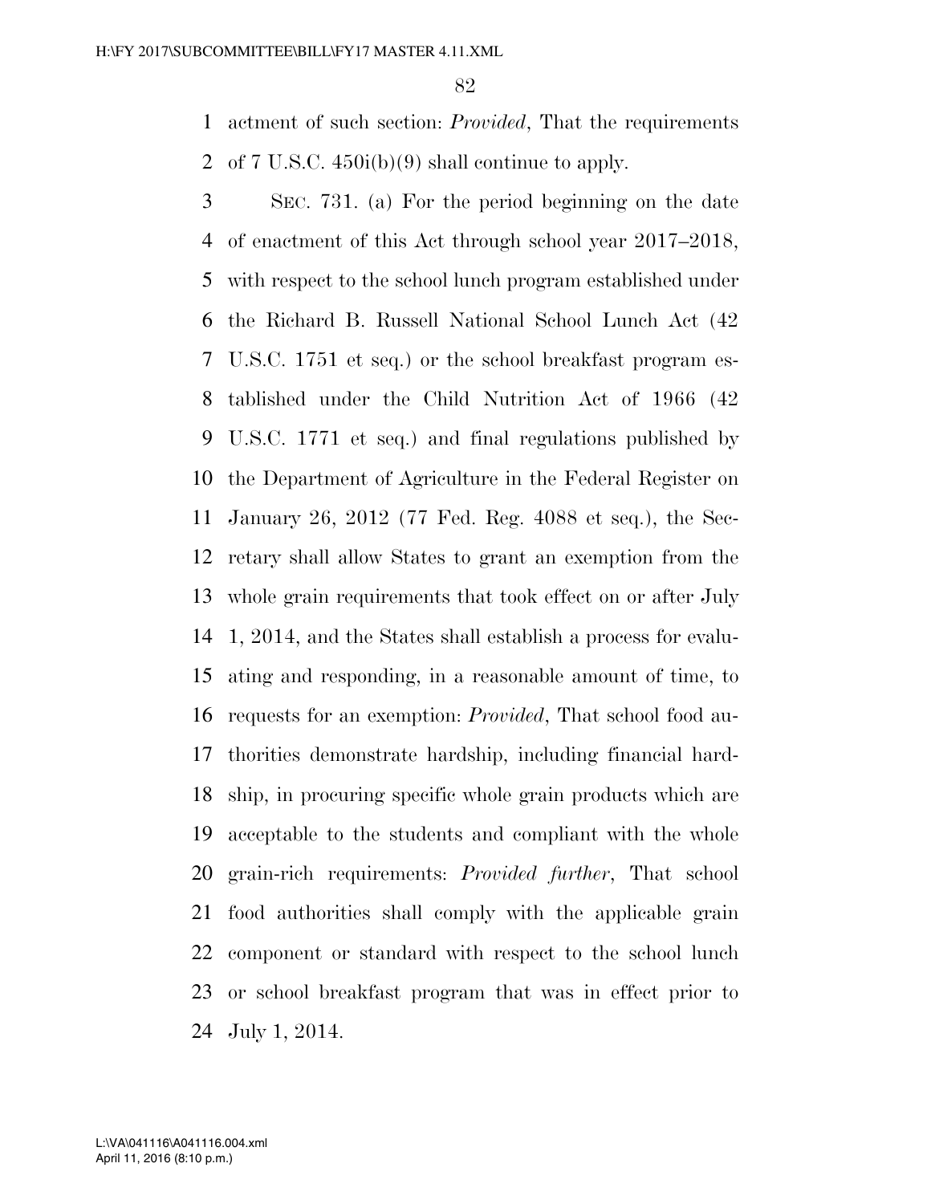actment of such section: *Provided*, That the requirements of 7 U.S.C. 450i(b)(9) shall continue to apply.

SEC. 731. (a) For the period beginning on the date of enactment of this Act through school year 2017–2018, with respect to the school lunch program established under the Richard B. Russell National School Lunch Act (42 U.S.C. 1751 et seq.) or the school breakfast program established under the Child Nutrition Act of 1966 (42 U.S.C. 1771 et seq.) and final regulations published by the Department of Agriculture in the Federal Register on January 26, 2012 (77 Fed. Reg. 4088 et seq.), the Secretary shall allow States to grant an exemption from the whole grain requirements that took effect on or after July 1, 2014, and the States shall establish a process for evaluating and responding, in a reasonable amount of time, to requests for an exemption: *Provided*, That school food authorities demonstrate hardship, including financial hardship, in procuring specific whole grain products which are acceptable to the students and compliant with the whole grain-rich requirements: *Provided further*, That school food authorities shall comply with the applicable grain component or standard with respect to the school lunch or school breakfast program that was in effect prior to July 1, 2014.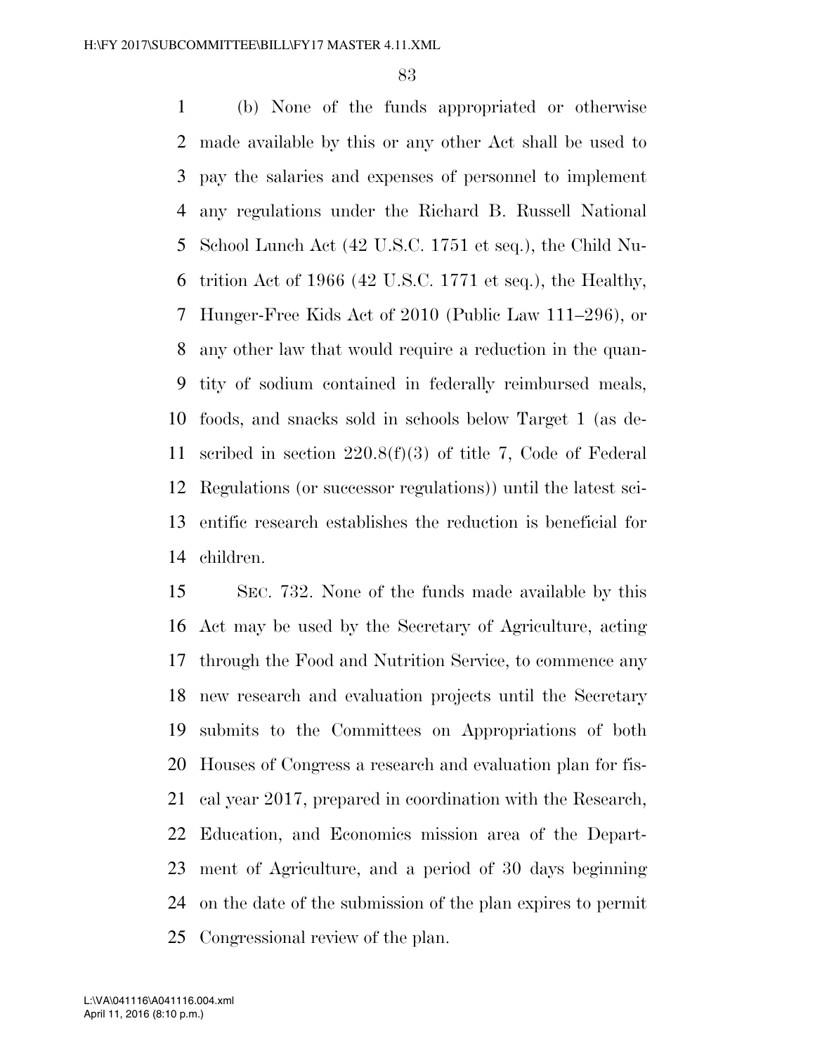(b) None of the funds appropriated or otherwise made available by this or any other Act shall be used to pay the salaries and expenses of personnel to implement any regulations under the Richard B. Russell National School Lunch Act (42 U.S.C. 1751 et seq.), the Child Nutrition Act of 1966 (42 U.S.C. 1771 et seq.), the Healthy, Hunger-Free Kids Act of 2010 (Public Law 111–296), or any other law that would require a reduction in the quantity of sodium contained in federally reimbursed meals, foods, and snacks sold in schools below Target 1 (as described in section 220.8(f)(3) of title 7, Code of Federal Regulations (or successor regulations)) until the latest scientific research establishes the reduction is beneficial for children.

SEC. 732. None of the funds made available by this Act may be used by the Secretary of Agriculture, acting through the Food and Nutrition Service, to commence any new research and evaluation projects until the Secretary submits to the Committees on Appropriations of both Houses of Congress a research and evaluation plan for fiscal year 2017, prepared in coordination with the Research, Education, and Economics mission area of the Department of Agriculture, and a period of 30 days beginning on the date of the submission of the plan expires to permit Congressional review of the plan.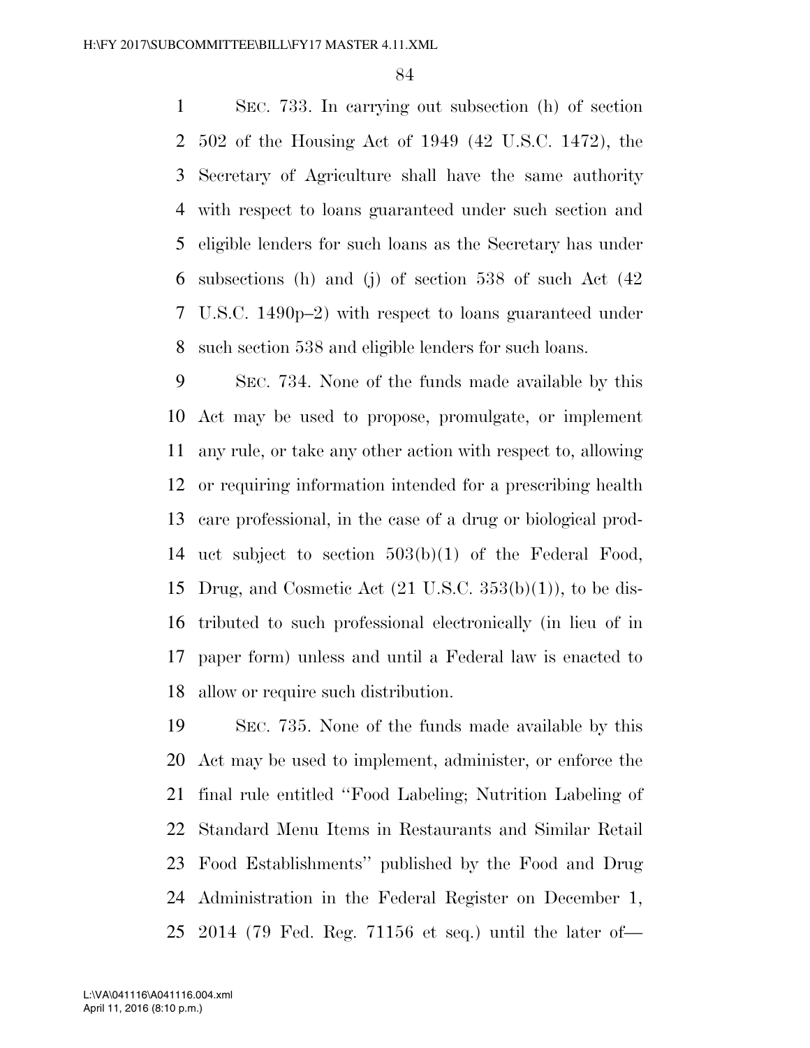SEC. 733. In carrying out subsection (h) of section 502 of the Housing Act of 1949 (42 U.S.C. 1472), the Secretary of Agriculture shall have the same authority with respect to loans guaranteed under such section and eligible lenders for such loans as the Secretary has under subsections (h) and (j) of section 538 of such Act (42 U.S.C. 1490p–2) with respect to loans guaranteed under such section 538 and eligible lenders for such loans.

SEC. 734. None of the funds made available by this Act may be used to propose, promulgate, or implement any rule, or take any other action with respect to, allowing or requiring information intended for a prescribing health care professional, in the case of a drug or biological product subject to section 503(b)(1) of the Federal Food, Drug, and Cosmetic Act (21 U.S.C. 353(b)(1)), to be distributed to such professional electronically (in lieu of in paper form) unless and until a Federal law is enacted to allow or require such distribution.

SEC. 735. None of the funds made available by this Act may be used to implement, administer, or enforce the final rule entitled ''Food Labeling; Nutrition Labeling of Standard Menu Items in Restaurants and Similar Retail Food Establishments'' published by the Food and Drug Administration in the Federal Register on December 1, 2014 (79 Fed. Reg. 71156 et seq.) until the later of—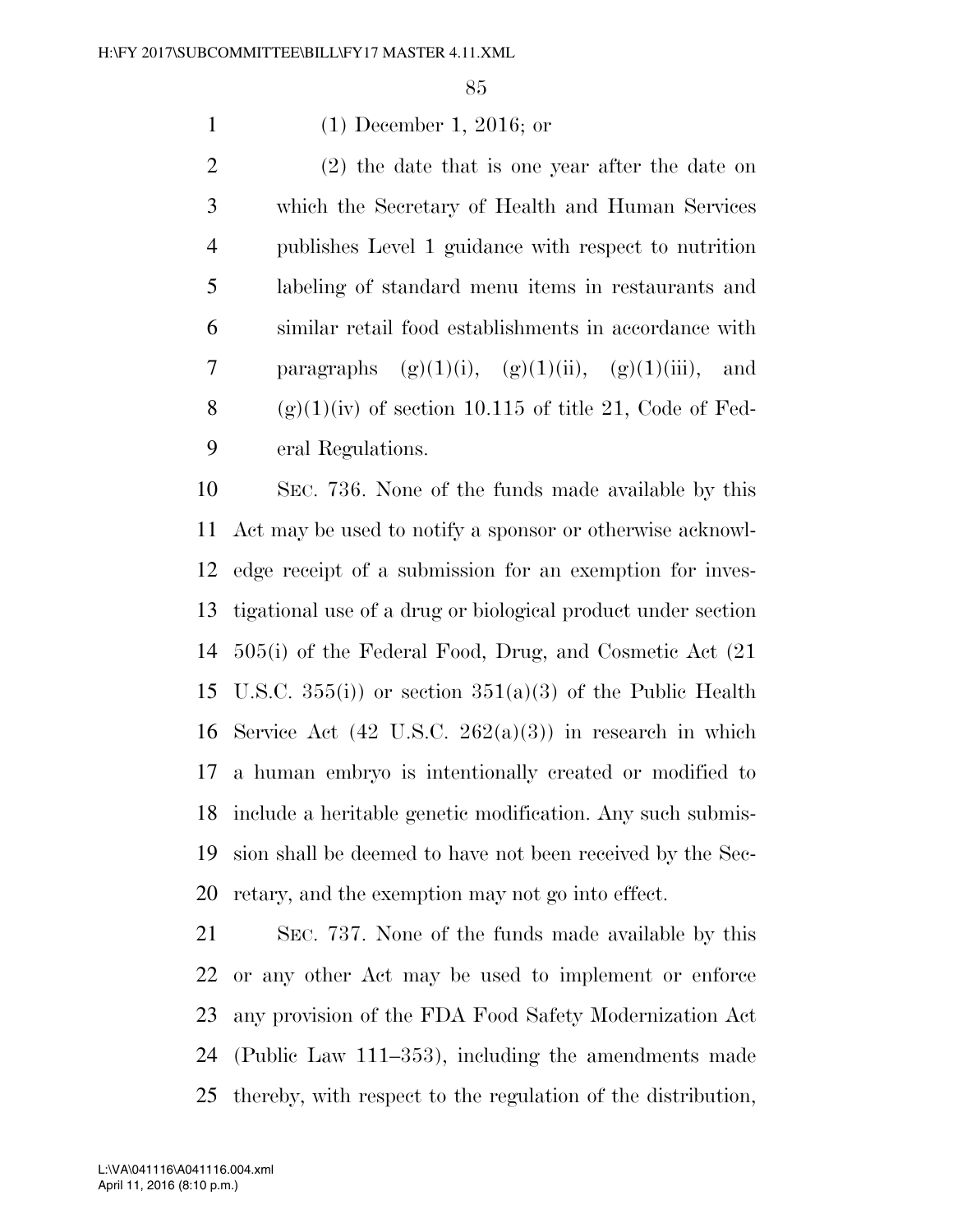(1) December 1, 2016; or

(2) the date that is one year after the date on which the Secretary of Health and Human Services publishes Level 1 guidance with respect to nutrition labeling of standard menu items in restaurants and similar retail food establishments in accordance with paragraphs (g)(1)(i), (g)(1)(ii), (g)(1)(iii), and (g)(1)(iv) of section 10.115 of title 21, Code of Federal Regulations.

SEC. 736. None of the funds made available by this Act may be used to notify a sponsor or otherwise acknowledge receipt of a submission for an exemption for investigational use of a drug or biological product under section 505(i) of the Federal Food, Drug, and Cosmetic Act (21 U.S.C. 355(i)) or section 351(a)(3) of the Public Health Service Act (42 U.S.C. 262(a)(3)) in research in which a human embryo is intentionally created or modified to include a heritable genetic modification. Any such submission shall be deemed to have not been received by the Secretary, and the exemption may not go into effect.

SEC. 737. None of the funds made available by this or any other Act may be used to implement or enforce any provision of the FDA Food Safety Modernization Act (Public Law 111–353), including the amendments made thereby, with respect to the regulation of the distribution,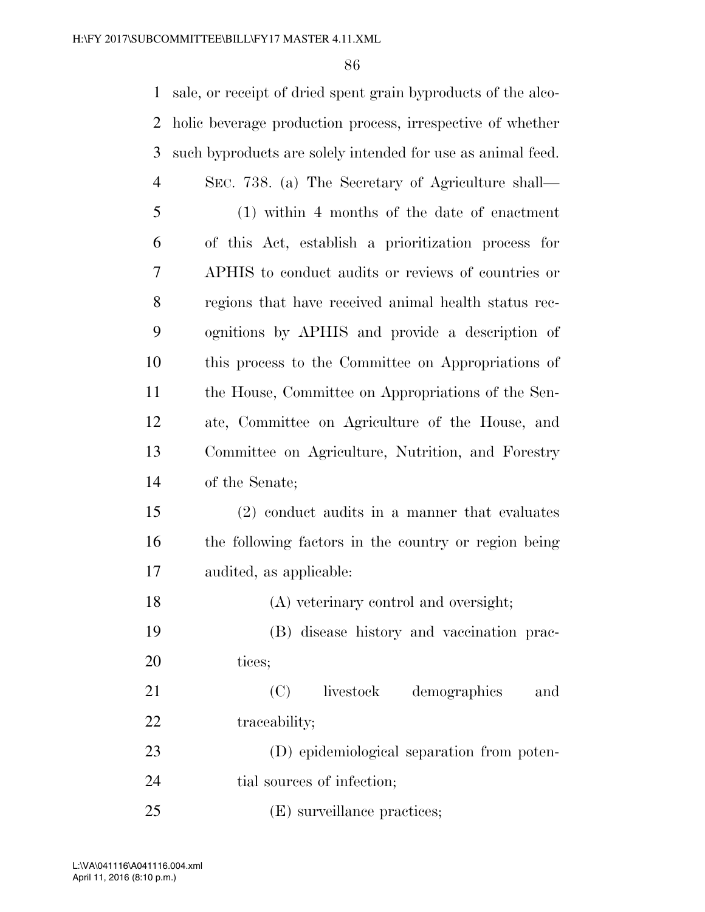sale, or receipt of dried spent grain byproducts of the alcoholic beverage production process, irrespective of whether such byproducts are solely intended for use as animal feed.

SEC. 738. (a) The Secretary of Agriculture shall—

(1) within 4 months of the date of enactment of this Act, establish a prioritization process for APHIS to conduct audits or reviews of countries or regions that have received animal health status recognitions by APHIS and provide a description of this process to the Committee on Appropriations of the House, Committee on Appropriations of the Senate, Committee on Agriculture of the House, and Committee on Agriculture, Nutrition, and Forestry of the Senate;

(2) conduct audits in a manner that evaluates the following factors in the country or region being audited, as applicable:

(A) veterinary control and oversight;

(B) disease history and vaccination practices;

(C) livestock demographics and traceability;

(D) epidemiological separation from potential sources of infection;

(E) surveillance practices;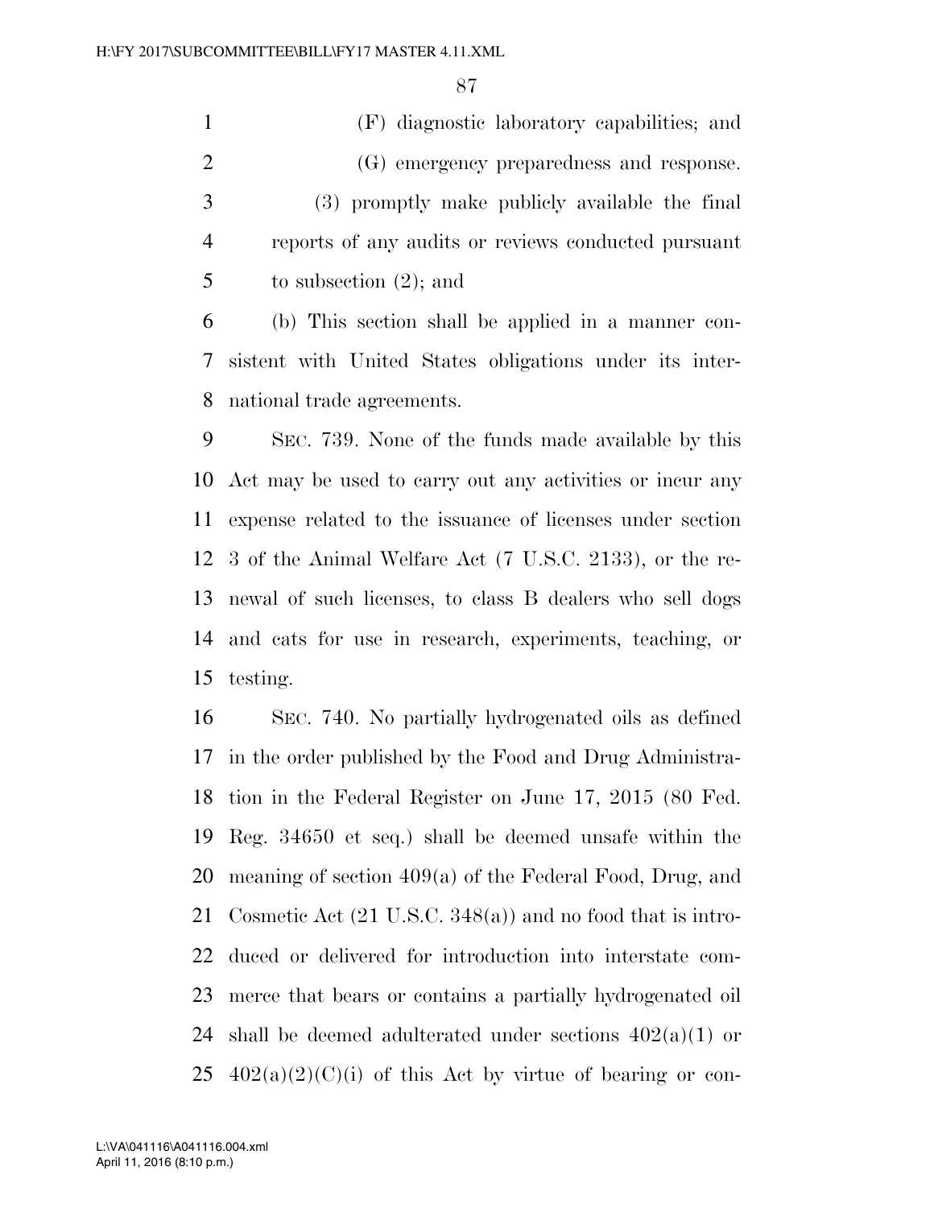(F) diagnostic laboratory capabilities; and

(G) emergency preparedness and response.

(3) promptly make publicly available the final reports of any audits or reviews conducted pursuant to subsection (2); and

(b) This section shall be applied in a manner consistent with United States obligations under its international trade agreements.

SEC. 739. None of the funds made available by this Act may be used to carry out any activities or incur any expense related to the issuance of licenses under section 3 of the Animal Welfare Act (7 U.S.C. 2133), or the renewal of such licenses, to class B dealers who sell dogs and cats for use in research, experiments, teaching, or testing.

SEC. 740. No partially hydrogenated oils as defined in the order published by the Food and Drug Administration in the Federal Register on June 17, 2015 (80 Fed. Reg. 34650 et seq.) shall be deemed unsafe within the meaning of section 409(a) of the Federal Food, Drug, and Cosmetic Act (21 U.S.C. 348(a)) and no food that is introduced or delivered for introduction into interstate commerce that bears or contains a partially hydrogenated oil shall be deemed adulterated under sections 402(a)(1) or 402(a)(2)(C)(i) of this Act by virtue of bearing or con-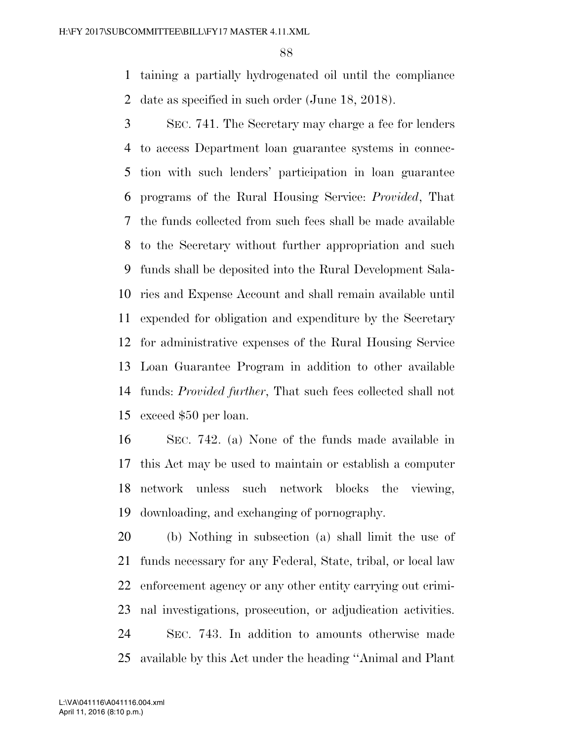taining a partially hydrogenated oil until the compliance date as specified in such order (June 18, 2018).

SEC. 741. The Secretary may charge a fee for lenders to access Department loan guarantee systems in connection with such lenders' participation in loan guarantee programs of the Rural Housing Service: *Provided*, That the funds collected from such fees shall be made available to the Secretary without further appropriation and such funds shall be deposited into the Rural Development Salaries and Expense Account and shall remain available until expended for obligation and expenditure by the Secretary for administrative expenses of the Rural Housing Service Loan Guarantee Program in addition to other available funds: *Provided further*, That such fees collected shall not exceed $50 per loan.

SEC. 742. (a) None of the funds made available in this Act may be used to maintain or establish a computer network unless such network blocks the viewing, downloading, and exchanging of pornography.

(b) Nothing in subsection (a) shall limit the use of funds necessary for any Federal, State, tribal, or local law enforcement agency or any other entity carrying out criminal investigations, prosecution, or adjudication activities.

SEC. 743. In addition to amounts otherwise made available by this Act under the heading ''Animal and Plant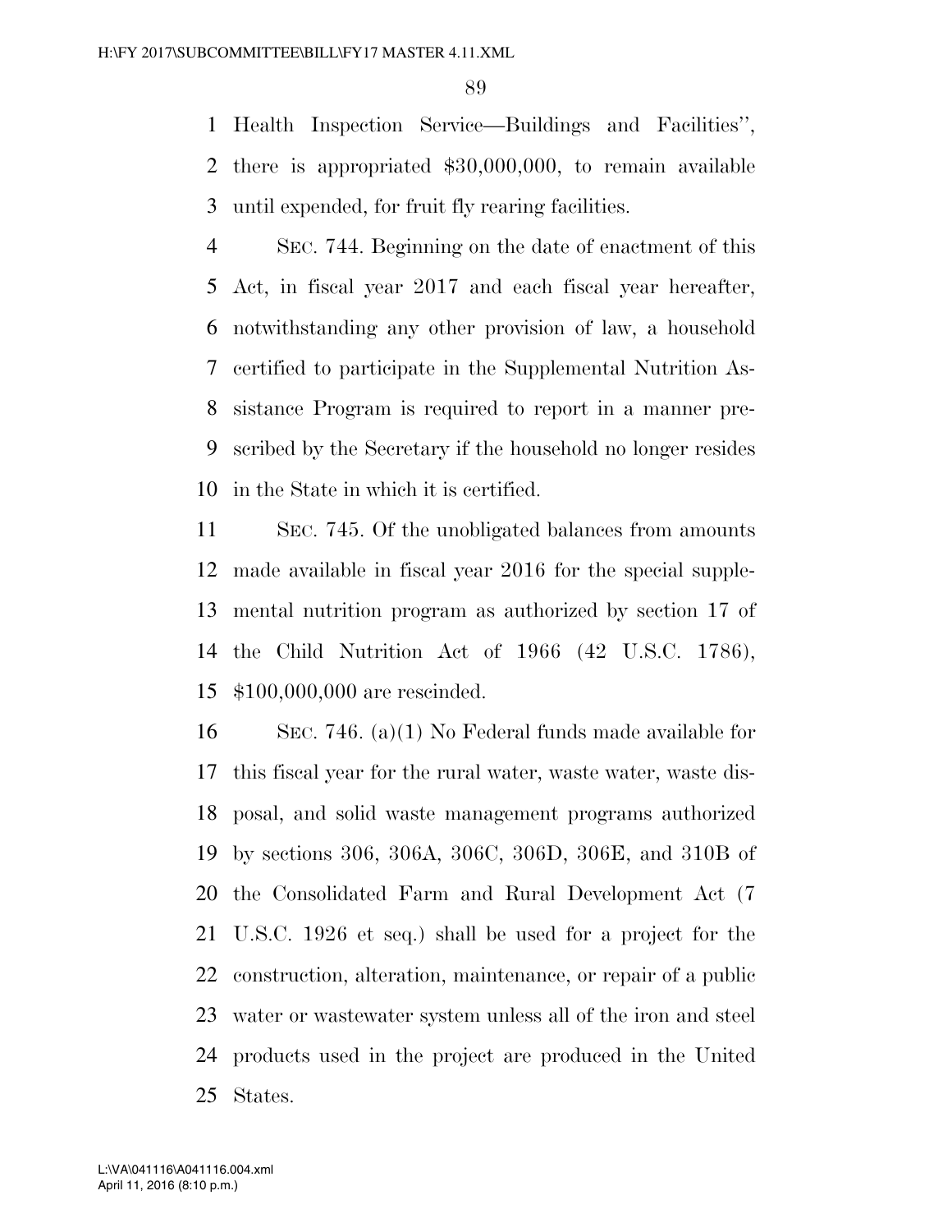Health Inspection Service—Buildings and Facilities'', there is appropriated $30,000,000, to remain available until expended, for fruit fly rearing facilities.

SEC. 744. Beginning on the date of enactment of this Act, in fiscal year 2017 and each fiscal year hereafter, notwithstanding any other provision of law, a household certified to participate in the Supplemental Nutrition Assistance Program is required to report in a manner prescribed by the Secretary if the household no longer resides in the State in which it is certified.

SEC. 745. Of the unobligated balances from amounts made available in fiscal year 2016 for the special supplemental nutrition program as authorized by section 17 of the Child Nutrition Act of 1966 (42 U.S.C. 1786), $100,000,000 are rescinded.

SEC. 746. (a)(1) No Federal funds made available for this fiscal year for the rural water, waste water, waste disposal, and solid waste management programs authorized by sections 306, 306A, 306C, 306D, 306E, and 310B of the Consolidated Farm and Rural Development Act (7 U.S.C. 1926 et seq.) shall be used for a project for the construction, alteration, maintenance, or repair of a public water or wastewater system unless all of the iron and steel products used in the project are produced in the United States.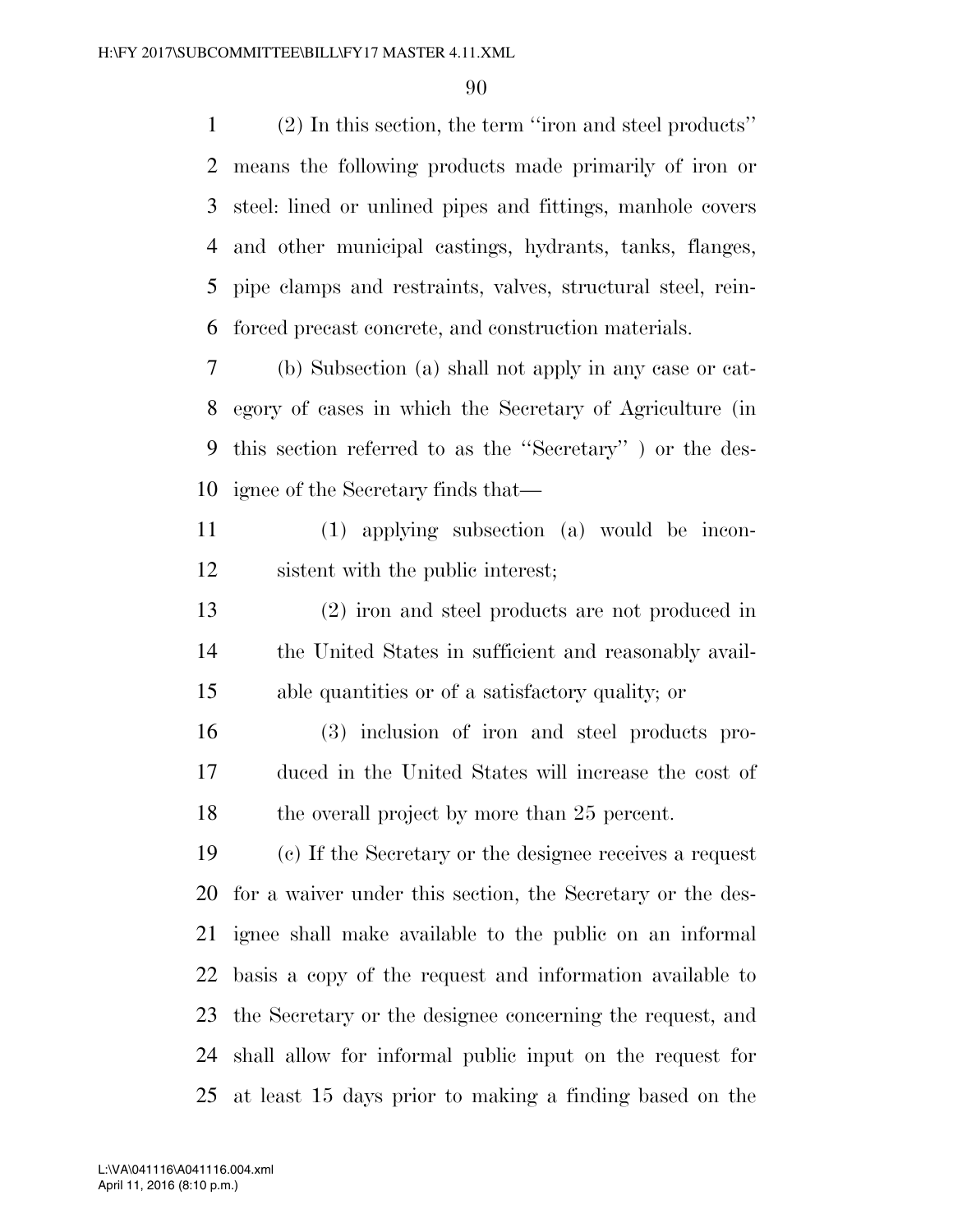(2) In this section, the term ''iron and steel products'' means the following products made primarily of iron or steel: lined or unlined pipes and fittings, manhole covers and other municipal castings, hydrants, tanks, flanges, pipe clamps and restraints, valves, structural steel, reinforced precast concrete, and construction materials.

(b) Subsection (a) shall not apply in any case or category of cases in which the Secretary of Agriculture (in this section referred to as the ''Secretary'' ) or the designee of the Secretary finds that—

(1) applying subsection (a) would be inconsistent with the public interest;

(2) iron and steel products are not produced in the United States in sufficient and reasonably available quantities or of a satisfactory quality; or

(3) inclusion of iron and steel products produced in the United States will increase the cost of the overall project by more than 25 percent.

(c) If the Secretary or the designee receives a request for a waiver under this section, the Secretary or the designee shall make available to the public on an informal basis a copy of the request and information available to the Secretary or the designee concerning the request, and shall allow for informal public input on the request for at least 15 days prior to making a finding based on the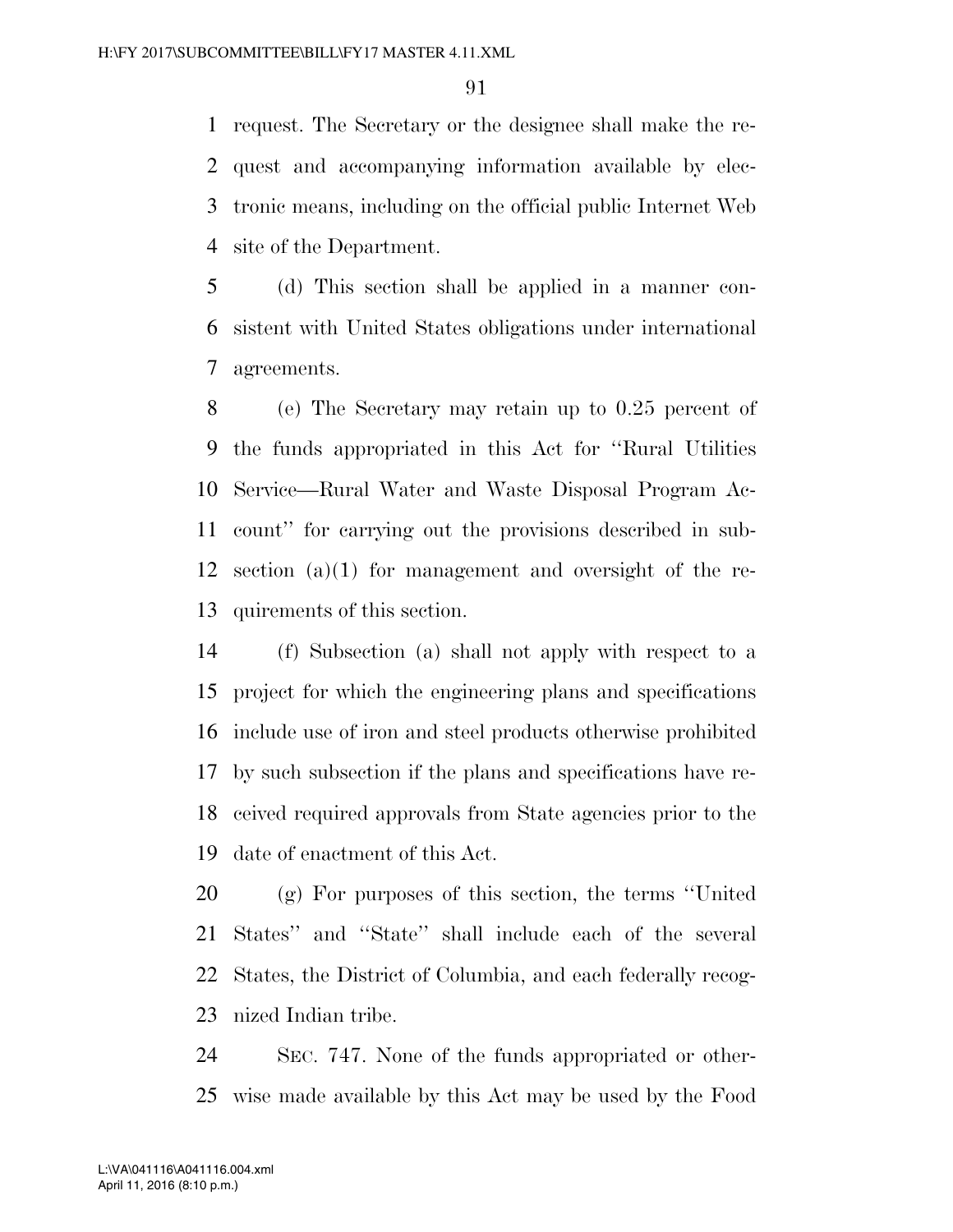request. The Secretary or the designee shall make the request and accompanying information available by electronic means, including on the official public Internet Web site of the Department.

(d) This section shall be applied in a manner consistent with United States obligations under international agreements.

(e) The Secretary may retain up to 0.25 percent of the funds appropriated in this Act for ''Rural Utilities Service—Rural Water and Waste Disposal Program Account'' for carrying out the provisions described in subsection (a)(1) for management and oversight of the requirements of this section.

(f) Subsection (a) shall not apply with respect to a project for which the engineering plans and specifications include use of iron and steel products otherwise prohibited by such subsection if the plans and specifications have received required approvals from State agencies prior to the date of enactment of this Act.

(g) For purposes of this section, the terms ''United States'' and ''State'' shall include each of the several States, the District of Columbia, and each federally recognized Indian tribe.

SEC. 747. None of the funds appropriated or otherwise made available by this Act may be used by the Food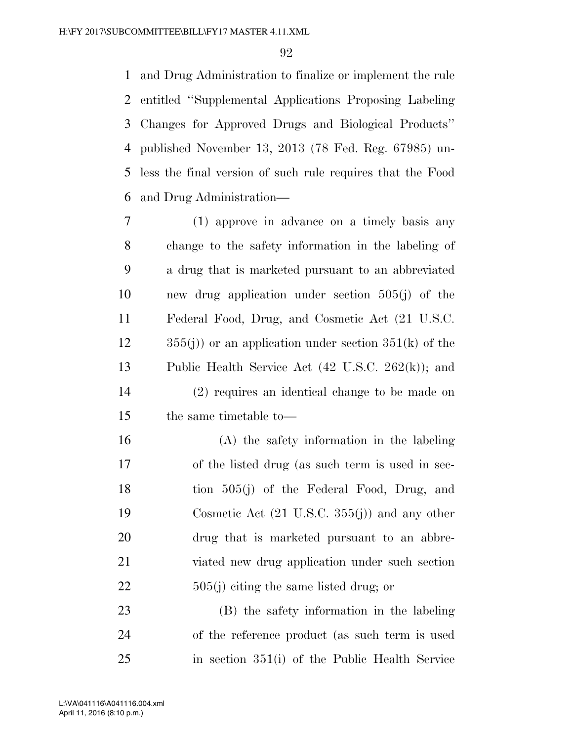and Drug Administration to finalize or implement the rule entitled ''Supplemental Applications Proposing Labeling Changes for Approved Drugs and Biological Products'' published November 13, 2013 (78 Fed. Reg. 67985) unless the final version of such rule requires that the Food and Drug Administration—

(1) approve in advance on a timely basis any change to the safety information in the labeling of a drug that is marketed pursuant to an abbreviated new drug application under section 505(j) of the Federal Food, Drug, and Cosmetic Act (21 U.S.C. 355(j)) or an application under section 351(k) of the Public Health Service Act (42 U.S.C. 262(k)); and

(2) requires an identical change to be made on the same timetable to—

(A) the safety information in the labeling of the listed drug (as such term is used in section 505(j) of the Federal Food, Drug, and Cosmetic Act (21 U.S.C. 355(j)) and any other drug that is marketed pursuant to an abbreviated new drug application under such section 505(j) citing the same listed drug; or

(B) the safety information in the labeling of the reference product (as such term is used in section 351(i) of the Public Health Service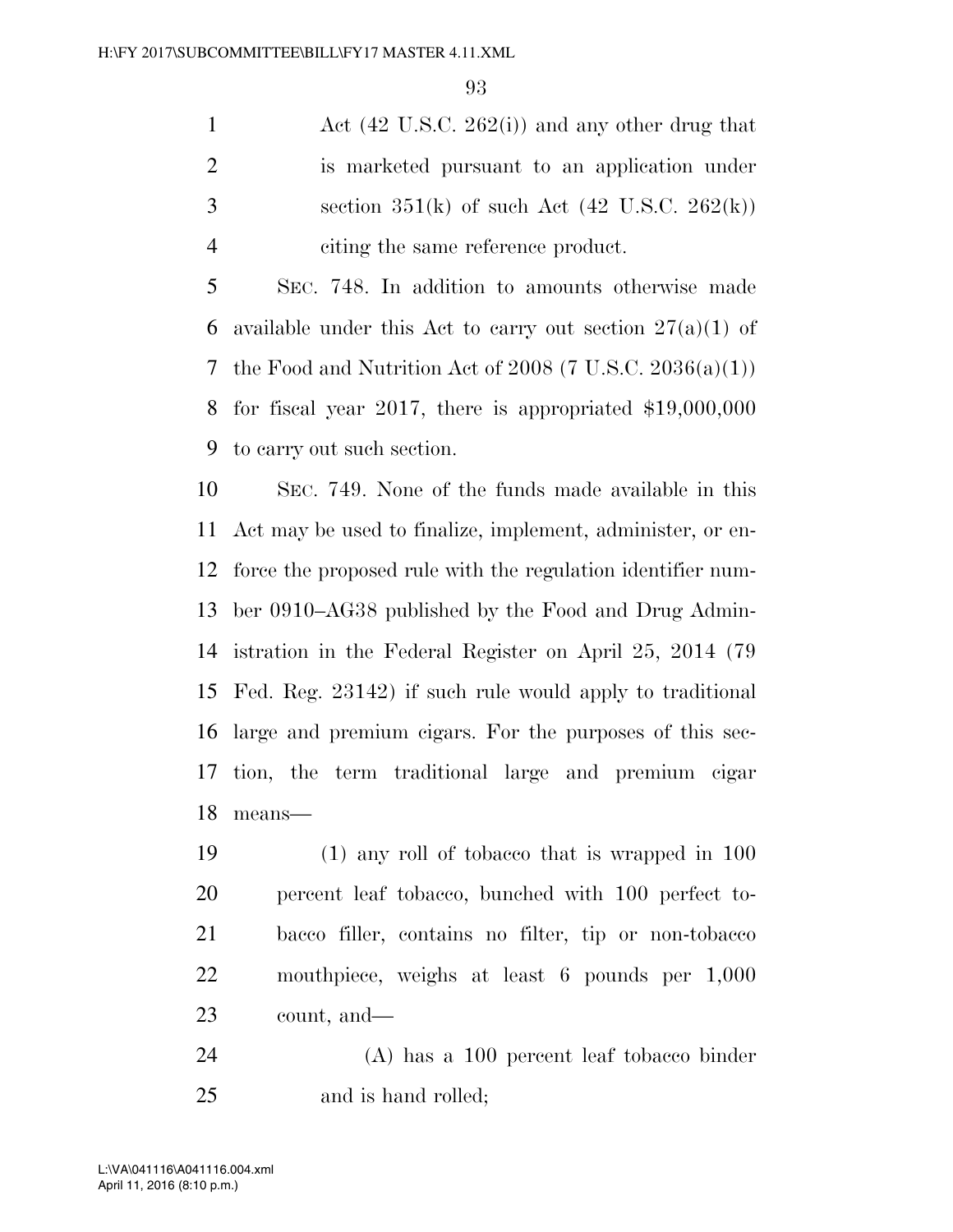Act (42 U.S.C. 262(i)) and any other drug that is marketed pursuant to an application under section 351(k) of such Act (42 U.S.C. 262(k)) citing the same reference product.

SEC. 748. In addition to amounts otherwise made available under this Act to carry out section 27(a)(1) of the Food and Nutrition Act of 2008 (7 U.S.C. 2036(a)(1)) for fiscal year 2017, there is appropriated $19,000,000 to carry out such section.

SEC. 749. None of the funds made available in this Act may be used to finalize, implement, administer, or enforce the proposed rule with the regulation identifier number 0910–AG38 published by the Food and Drug Administration in the Federal Register on April 25, 2014 (79 Fed. Reg. 23142) if such rule would apply to traditional large and premium cigars. For the purposes of this section, the term traditional large and premium cigar means—

(1) any roll of tobacco that is wrapped in 100 percent leaf tobacco, bunched with 100 perfect tobacco filler, contains no filter, tip or non-tobacco mouthpiece, weighs at least 6 pounds per 1,000 count, and—

(A) has a 100 percent leaf tobacco binder and is hand rolled;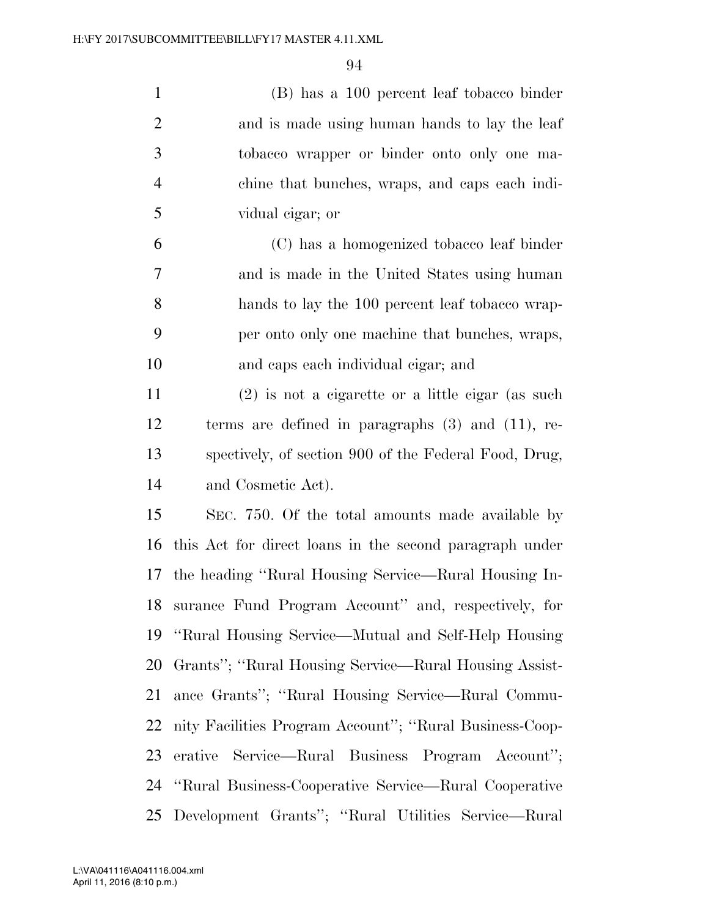(B) has a 100 percent leaf tobacco binder and is made using human hands to lay the leaf tobacco wrapper or binder onto only one machine that bunches, wraps, and caps each individual cigar; or

(C) has a homogenized tobacco leaf binder and is made in the United States using human hands to lay the 100 percent leaf tobacco wrapper onto only one machine that bunches, wraps, and caps each individual cigar; and

(2) is not a cigarette or a little cigar (as such terms are defined in paragraphs (3) and (11), respectively, of section 900 of the Federal Food, Drug, and Cosmetic Act).

SEC. 750. Of the total amounts made available by this Act for direct loans in the second paragraph under the heading ''Rural Housing Service—Rural Housing Insurance Fund Program Account'' and, respectively, for ''Rural Housing Service—Mutual and Self-Help Housing Grants''; ''Rural Housing Service—Rural Housing Assistance Grants''; ''Rural Housing Service—Rural Community Facilities Program Account''; ''Rural Business-Cooperative Service—Rural Business Program Account''; ''Rural Business-Cooperative Service—Rural Cooperative Development Grants''; ''Rural Utilities Service—Rural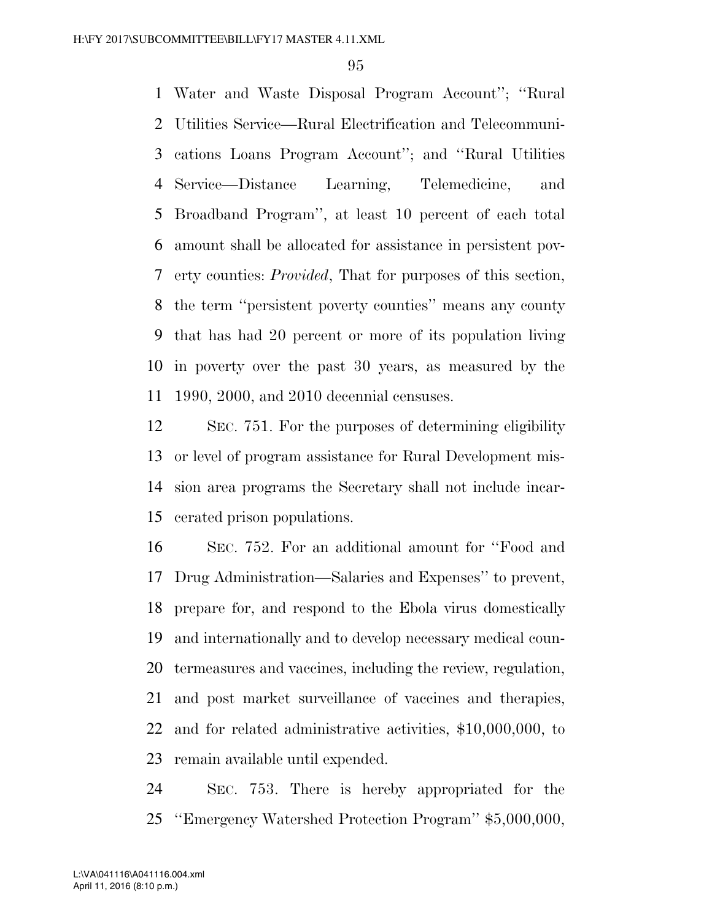Water and Waste Disposal Program Account''; ''Rural Utilities Service—Rural Electrification and Telecommunications Loans Program Account''; and ''Rural Utilities Service—Distance Learning, Telemedicine, and Broadband Program'', at least 10 percent of each total amount shall be allocated for assistance in persistent poverty counties: *Provided*, That for purposes of this section, the term ''persistent poverty counties'' means any county that has had 20 percent or more of its population living in poverty over the past 30 years, as measured by the 1990, 2000, and 2010 decennial censuses.

SEC. 751. For the purposes of determining eligibility or level of program assistance for Rural Development mission area programs the Secretary shall not include incarcerated prison populations.

SEC. 752. For an additional amount for ''Food and Drug Administration—Salaries and Expenses'' to prevent, prepare for, and respond to the Ebola virus domestically and internationally and to develop necessary medical countermeasures and vaccines, including the review, regulation, and post market surveillance of vaccines and therapies, and for related administrative activities, $10,000,000, to remain available until expended.

SEC. 753. There is hereby appropriated for the ''Emergency Watershed Protection Program'' $5,000,000,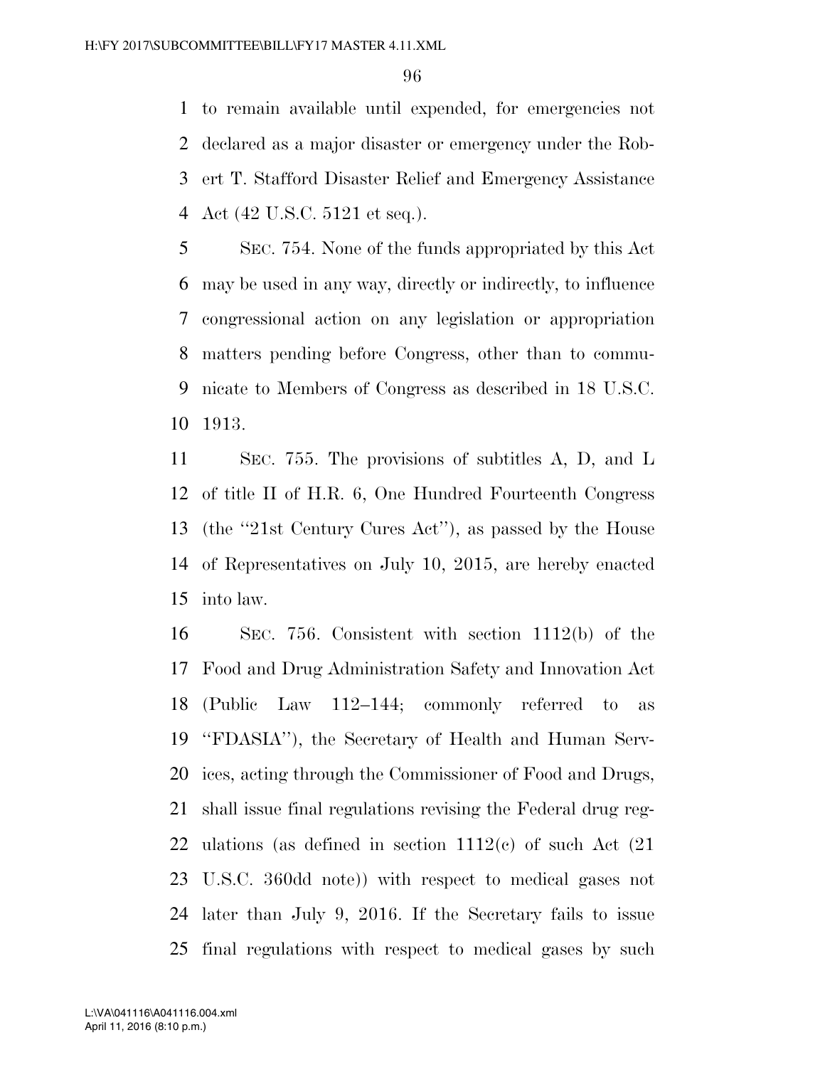to remain available until expended, for emergencies not declared as a major disaster or emergency under the Robert T. Stafford Disaster Relief and Emergency Assistance Act (42 U.S.C. 5121 et seq.).

SEC. 754. None of the funds appropriated by this Act may be used in any way, directly or indirectly, to influence congressional action on any legislation or appropriation matters pending before Congress, other than to communicate to Members of Congress as described in 18 U.S.C. 1913.

SEC. 755. The provisions of subtitles A, D, and L of title II of H.R. 6, One Hundred Fourteenth Congress (the ''21st Century Cures Act''), as passed by the House of Representatives on July 10, 2015, are hereby enacted into law.

SEC. 756. Consistent with section 1112(b) of the Food and Drug Administration Safety and Innovation Act (Public Law 112–144; commonly referred to as ''FDASIA''), the Secretary of Health and Human Services, acting through the Commissioner of Food and Drugs, shall issue final regulations revising the Federal drug regulations (as defined in section 1112(c) of such Act (21 U.S.C. 360dd note)) with respect to medical gases not later than July 9, 2016. If the Secretary fails to issue final regulations with respect to medical gases by such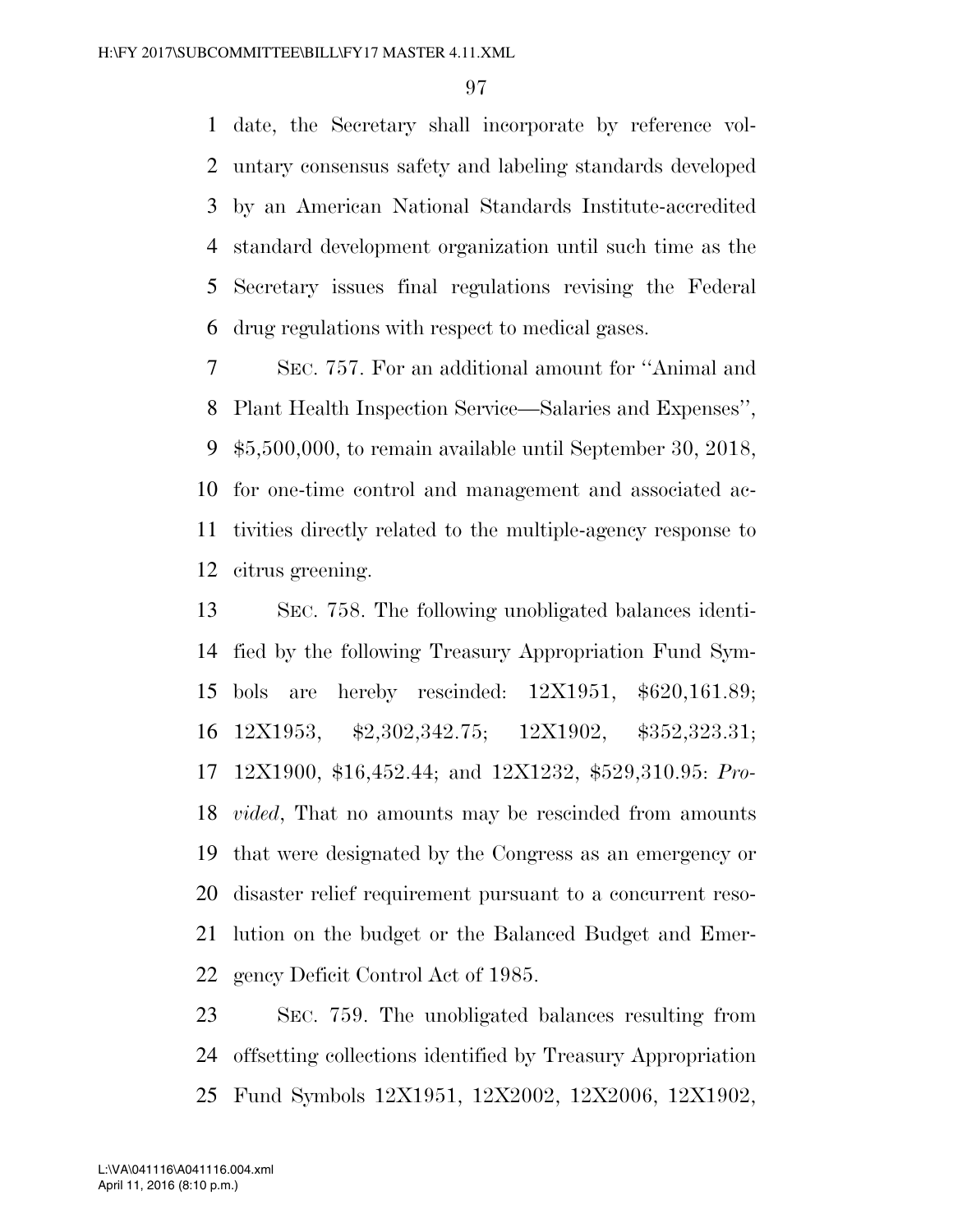date, the Secretary shall incorporate by reference voluntary consensus safety and labeling standards developed by an American National Standards Institute-accredited standard development organization until such time as the Secretary issues final regulations revising the Federal drug regulations with respect to medical gases.

SEC. 757. For an additional amount for ''Animal and Plant Health Inspection Service—Salaries and Expenses'', $5,500,000, to remain available until September 30, 2018, for one-time control and management and associated activities directly related to the multiple-agency response to citrus greening.

SEC. 758. The following unobligated balances identified by the following Treasury Appropriation Fund Symbols are hereby rescinded: 12X1951, $620,161.89; 12X1953, $2,302,342.75; 12X1902, $352,323.31; 12X1900, $16,452.44; and 12X1232, $529,310.95: *Provided*, That no amounts may be rescinded from amounts that were designated by the Congress as an emergency or disaster relief requirement pursuant to a concurrent resolution on the budget or the Balanced Budget and Emergency Deficit Control Act of 1985.

SEC. 759. The unobligated balances resulting from offsetting collections identified by Treasury Appropriation Fund Symbols 12X1951, 12X2002, 12X2006, 12X1902,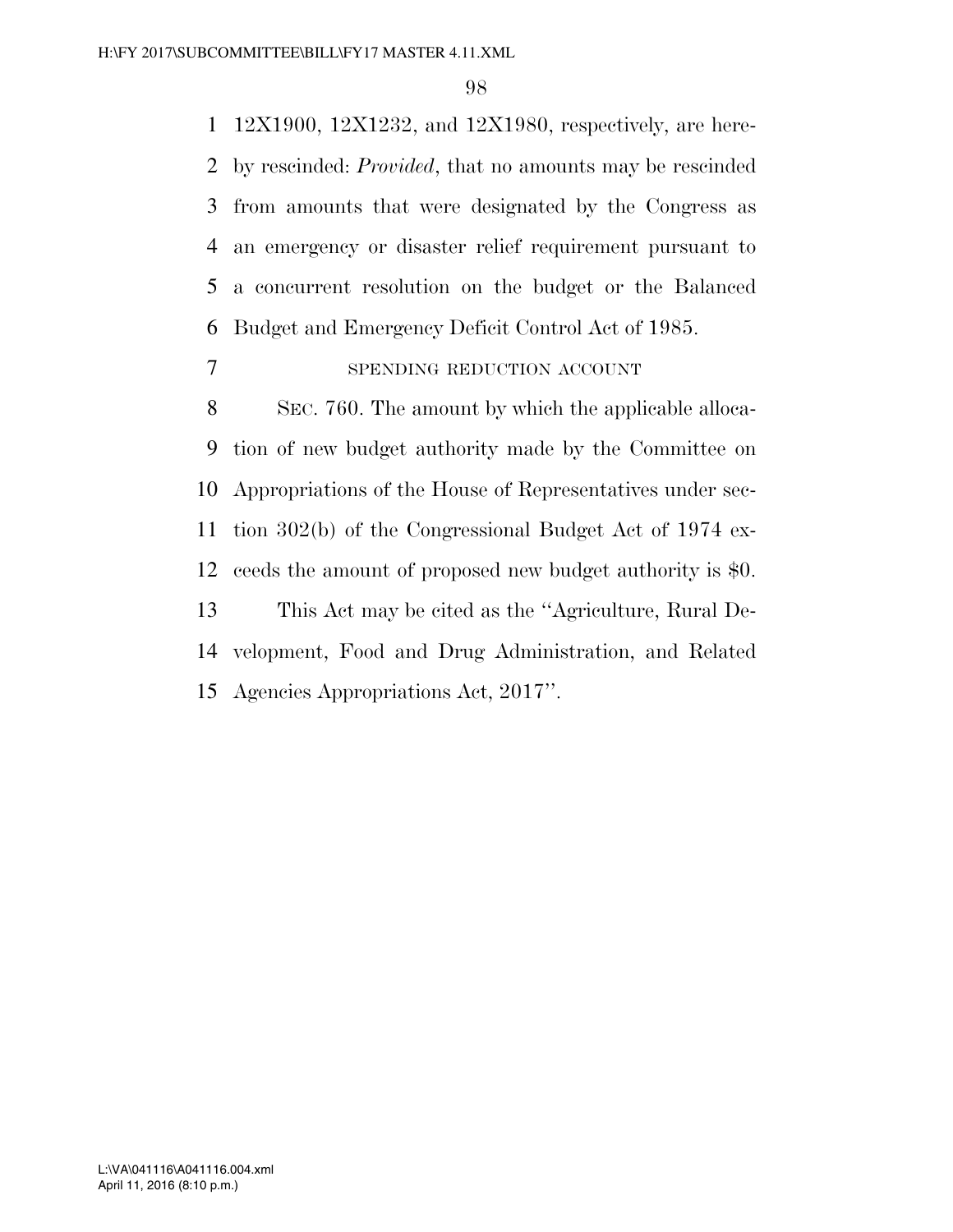12X1900, 12X1232, and 12X1980, respectively, are hereby rescinded: *Provided*, that no amounts may be rescinded from amounts that were designated by the Congress as an emergency or disaster relief requirement pursuant to a concurrent resolution on the budget or the Balanced Budget and Emergency Deficit Control Act of 1985.

SPENDING REDUCTION ACCOUNT

SEC. 760. The amount by which the applicable allocation of new budget authority made by the Committee on Appropriations of the House of Representatives under section 302(b) of the Congressional Budget Act of 1974 exceeds the amount of proposed new budget authority is $0.

This Act may be cited as the ''Agriculture, Rural Development, Food and Drug Administration, and Related Agencies Appropriations Act, 2017''.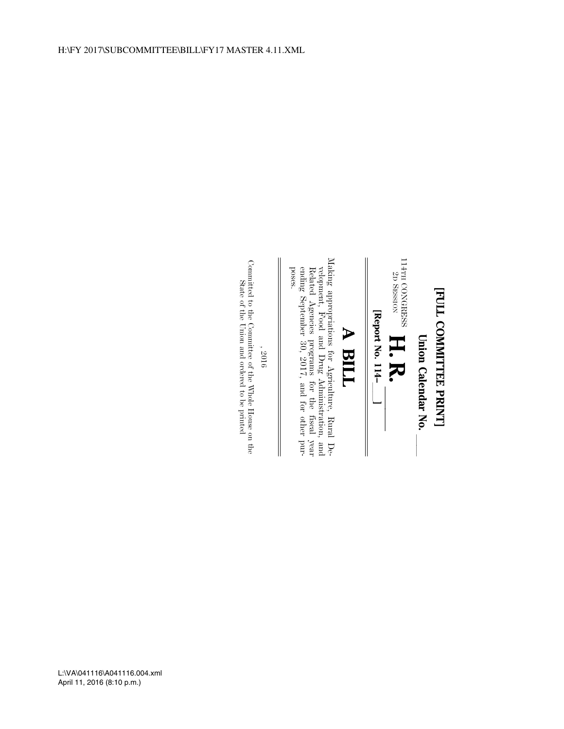**[FULL COMMITTEE PRINT]**

**Union Calendar No. \_\_\_\_**

114TH CONGRESS
2D SESSION

# H. R. \_\_\_\_\_\_

**[Report No. 114–\_\_\_]**

# A BILL

Making appropriations for Agriculture, Rural Development, Food and Drug Administration, and Related Agencies programs for the fiscal year ending September 30, 2017, and for other purposes.

, 2016

Committed to the Committee of the Whole House on the State of the Union and ordered to be printed